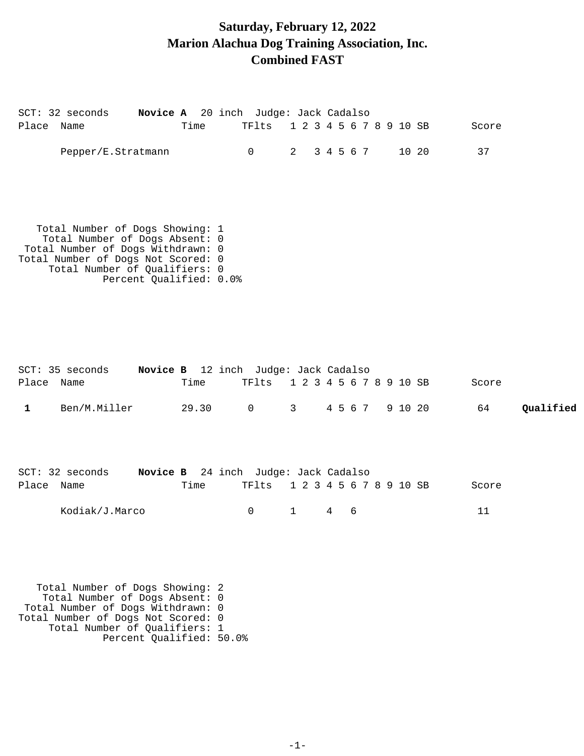# Saturday, February 12, 2022
# Marion Alachua Dog Training Association, Inc.
# Combined FAST

SCT: 32 seconds **Novice A** 20 inch Judge: Jack Cadalso

| Place | Name | Time | TFlts | 1 | 2 | 3 | 4 | 5 | 6 | 7 | 8 | 9 | 10 | SB | Score | |
|---|---|---|---|---|---|---|---|---|---|---|---|---|---|---|---|---|
| | Pepper/E.Stratmann | | 0 | 2 | | 3 | 4 | 5 | 6 | 7 | | | 10 | 20 | 37 | |

Total Number of Dogs Showing: 1
Total Number of Dogs Absent: 0
Total Number of Dogs Withdrawn: 0
Total Number of Dogs Not Scored: 0
Total Number of Qualifiers: 0
Percent Qualified: 0.0%

SCT: 35 seconds **Novice B** 12 inch Judge: Jack Cadalso

| Place | Name | Time | TFlts | 1 | 2 | 3 | 4 | 5 | 6 | 7 | 8 | 9 | 10 | SB | Score | |
|---|---|---|---|---|---|---|---|---|---|---|---|---|---|---|---|---|
| **1** | Ben/M.Miller | 29.30 | 0 | 3 | | | 4 | 5 | 6 | 7 | | 9 | 10 | 20 | 64 | **Qualified** |

SCT: 32 seconds **Novice B** 24 inch Judge: Jack Cadalso

| Place | Name | Time | TFlts | 1 | 2 | 3 | 4 | 5 | 6 | 7 | 8 | 9 | 10 | SB | Score | |
|---|---|---|---|---|---|---|---|---|---|---|---|---|---|---|---|---|
| | Kodiak/J.Marco | | 0 | 1 | | | 4 | | 6 | | | | | | 11 | |

Total Number of Dogs Showing: 2
Total Number of Dogs Absent: 0
Total Number of Dogs Withdrawn: 0
Total Number of Dogs Not Scored: 0
Total Number of Qualifiers: 1
Percent Qualified: 50.0%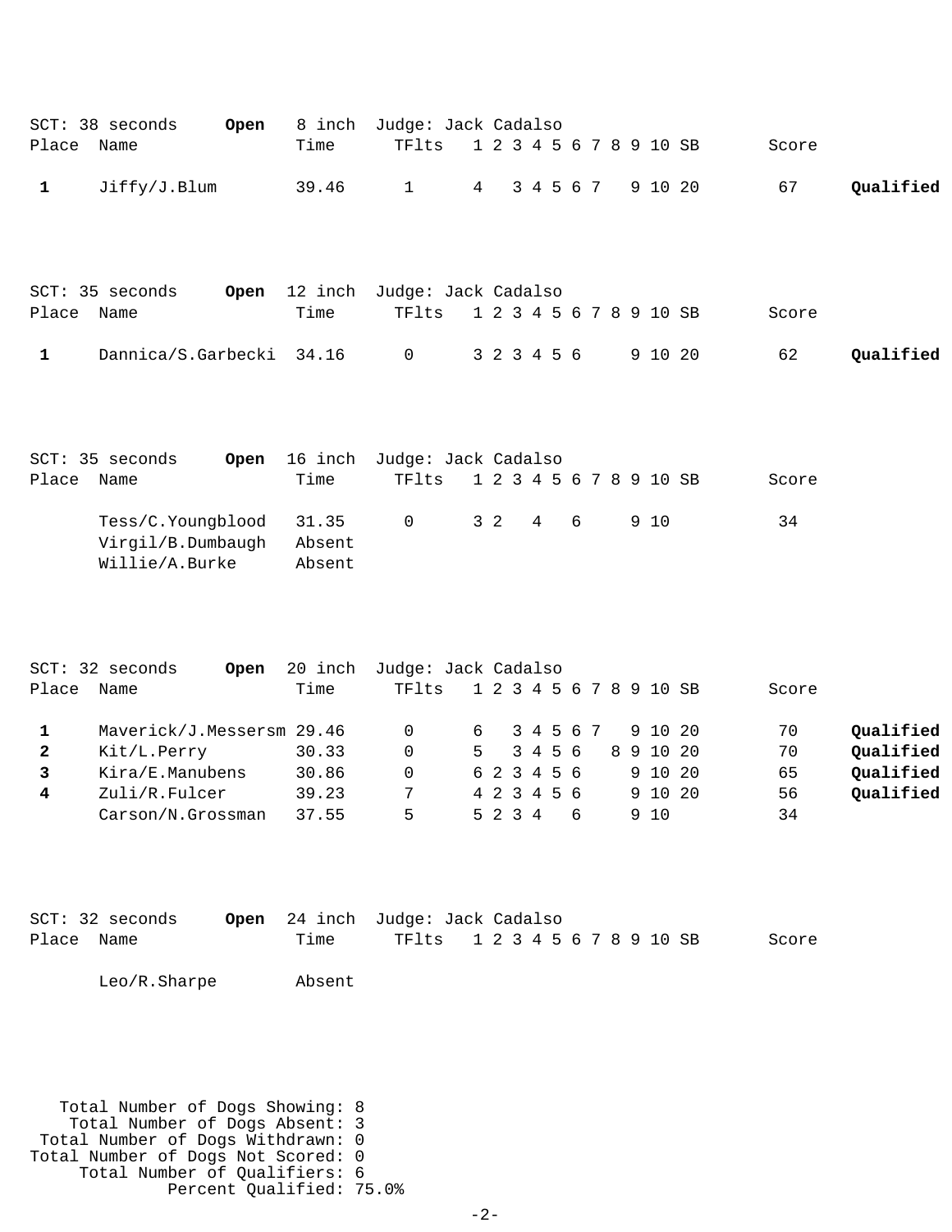SCT: 38 seconds **Open** 8 inch Judge: Jack Cadalso

| Place | Name | Time | TFlts | 1 | 2 | 3 | 4 | 5 | 6 | 7 | 8 | 9 | 10 | SB | Score | |
|---|---|---|---|---|---|---|---|---|---|---|---|---|---|---|---|---|
| **1** | Jiffy/J.Blum | 39.46 | 1 | 4 | | 3 | 4 | 5 | 6 | 7 | | 9 | 10 | 20 | 67 | **Qualified** |

SCT: 35 seconds **Open** 12 inch Judge: Jack Cadalso

| Place | Name | Time | TFlts | 1 | 2 | 3 | 4 | 5 | 6 | 7 | 8 | 9 | 10 | SB | Score | |
|---|---|---|---|---|---|---|---|---|---|---|---|---|---|---|---|---|
| **1** | Dannica/S.Garbecki | 34.16 | 0 | 3 | 2 | 3 | 4 | 5 | 6 | | | 9 | 10 | 20 | 62 | **Qualified** |

SCT: 35 seconds **Open** 16 inch Judge: Jack Cadalso

| Place | Name | Time | TFlts | 1 | 2 | 3 | 4 | 5 | 6 | 7 | 8 | 9 | 10 | SB | Score | |
|---|---|---|---|---|---|---|---|---|---|---|---|---|---|---|---|---|
| | Tess/C.Youngblood | 31.35 | 0 | 3 | 2 | | 4 | | 6 | | | 9 | 10 | | 34 | |
| | Virgil/B.Dumbaugh | Absent | | | | | | | | | | | | | | |
| | Willie/A.Burke | Absent | | | | | | | | | | | | | | |

SCT: 32 seconds **Open** 20 inch Judge: Jack Cadalso

| Place | Name | Time | TFlts | 1 | 2 | 3 | 4 | 5 | 6 | 7 | 8 | 9 | 10 | SB | Score | |
|---|---|---|---|---|---|---|---|---|---|---|---|---|---|---|---|---|
| **1** | Maverick/J.Messersm | 29.46 | 0 | 6 | | 3 | 4 | 5 | 6 | 7 | | 9 | 10 | 20 | 70 | **Qualified** |
| **2** | Kit/L.Perry | 30.33 | 0 | 5 | | 3 | 4 | 5 | 6 | | 8 | 9 | 10 | 20 | 70 | **Qualified** |
| **3** | Kira/E.Manubens | 30.86 | 0 | 6 | 2 | 3 | 4 | 5 | 6 | | | 9 | 10 | 20 | 65 | **Qualified** |
| **4** | Zuli/R.Fulcer | 39.23 | 7 | 4 | 2 | 3 | 4 | 5 | 6 | | | 9 | 10 | 20 | 56 | **Qualified** |
| | Carson/N.Grossman | 37.55 | 5 | 5 | 2 | 3 | 4 | | 6 | | | 9 | 10 | | 34 | |

SCT: 32 seconds **Open** 24 inch Judge: Jack Cadalso

| Place | Name | Time | TFlts | 1 | 2 | 3 | 4 | 5 | 6 | 7 | 8 | 9 | 10 | SB | Score |
|---|---|---|---|---|---|---|---|---|---|---|---|---|---|---|---|
| | Leo/R.Sharpe | Absent | | | | | | | | | | | | | |

Total Number of Dogs Showing: 8
Total Number of Dogs Absent: 3
Total Number of Dogs Withdrawn: 0
Total Number of Dogs Not Scored: 0
Total Number of Qualifiers: 6
Percent Qualified: 75.0%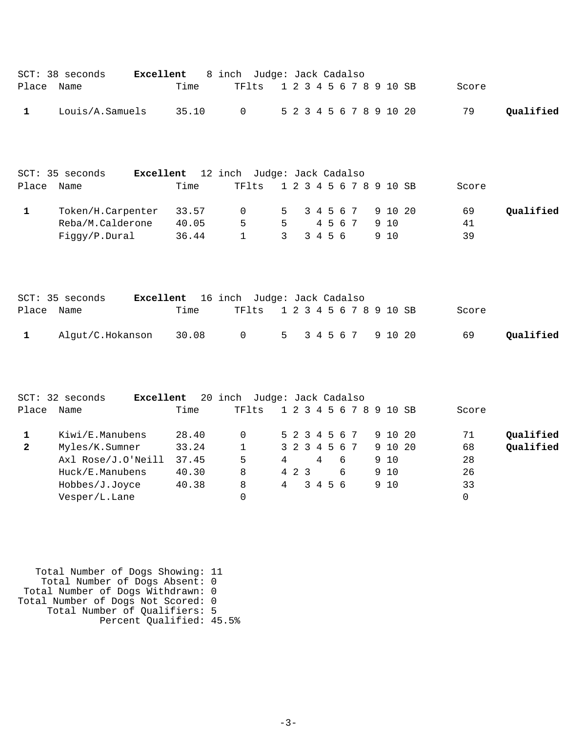SCT: 38 seconds **Excellent** 8 inch Judge: Jack Cadalso

| Place | Name | Time | TFlts | 1 | 2 | 3 | 4 | 5 | 6 | 7 | 8 | 9 | 10 | SB | Score | |
|---|---|---|---|---|---|---|---|---|---|---|---|---|---|---|---|---|
| **1** | Louis/A.Samuels | 35.10 | 0 | 5 | 2 | 3 | 4 | 5 | 6 | 7 | 8 | 9 | 10 | 20 | 79 | **Qualified** |

SCT: 35 seconds **Excellent** 12 inch Judge: Jack Cadalso

| Place | Name | Time | TFlts | 1 | 2 | 3 | 4 | 5 | 6 | 7 | 8 | 9 | 10 | SB | Score | |
|---|---|---|---|---|---|---|---|---|---|---|---|---|---|---|---|---|
| **1** | Token/H.Carpenter | 33.57 | 0 | 5 | | 3 | 4 | 5 | 6 | 7 | | 9 | 10 | 20 | 69 | **Qualified** |
| | Reba/M.Calderone | 40.05 | 5 | 5 | | | 4 | 5 | 6 | 7 | | 9 | 10 | | 41 | |
| | Figgy/P.Dural | 36.44 | 1 | 3 | | 3 | 4 | 5 | 6 | | | 9 | 10 | | 39 | |

SCT: 35 seconds **Excellent** 16 inch Judge: Jack Cadalso

| Place | Name | Time | TFlts | 1 | 2 | 3 | 4 | 5 | 6 | 7 | 8 | 9 | 10 | SB | Score | |
|---|---|---|---|---|---|---|---|---|---|---|---|---|---|---|---|---|
| **1** | Algut/C.Hokanson | 30.08 | 0 | 5 | | 3 | 4 | 5 | 6 | 7 | | 9 | 10 | 20 | 69 | **Qualified** |

SCT: 32 seconds **Excellent** 20 inch Judge: Jack Cadalso

| Place | Name | Time | TFlts | 1 | 2 | 3 | 4 | 5 | 6 | 7 | 8 | 9 | 10 | SB | Score | |
|---|---|---|---|---|---|---|---|---|---|---|---|---|---|---|---|---|
| **1** | Kiwi/E.Manubens | 28.40 | 0 | 5 | 2 | 3 | 4 | 5 | 6 | 7 | | 9 | 10 | 20 | 71 | **Qualified** |
| **2** | Myles/K.Sumner | 33.24 | 1 | 3 | 2 | 3 | 4 | 5 | 6 | 7 | | 9 | 10 | 20 | 68 | **Qualified** |
| | Axl Rose/J.O'Neill | 37.45 | 5 | 4 | | | 4 | | 6 | | | 9 | 10 | | 28 | |
| | Huck/E.Manubens | 40.30 | 8 | 4 | 2 | 3 | | | 6 | | | 9 | 10 | | 26 | |
| | Hobbes/J.Joyce | 40.38 | 8 | 4 | | 3 | 4 | 5 | 6 | | | 9 | 10 | | 33 | |
| | Vesper/L.Lane | | 0 | | | | | | | | | | | | 0 | |

Total Number of Dogs Showing: 11
Total Number of Dogs Absent: 0
Total Number of Dogs Withdrawn: 0
Total Number of Dogs Not Scored: 0
Total Number of Qualifiers: 5
Percent Qualified: 45.5%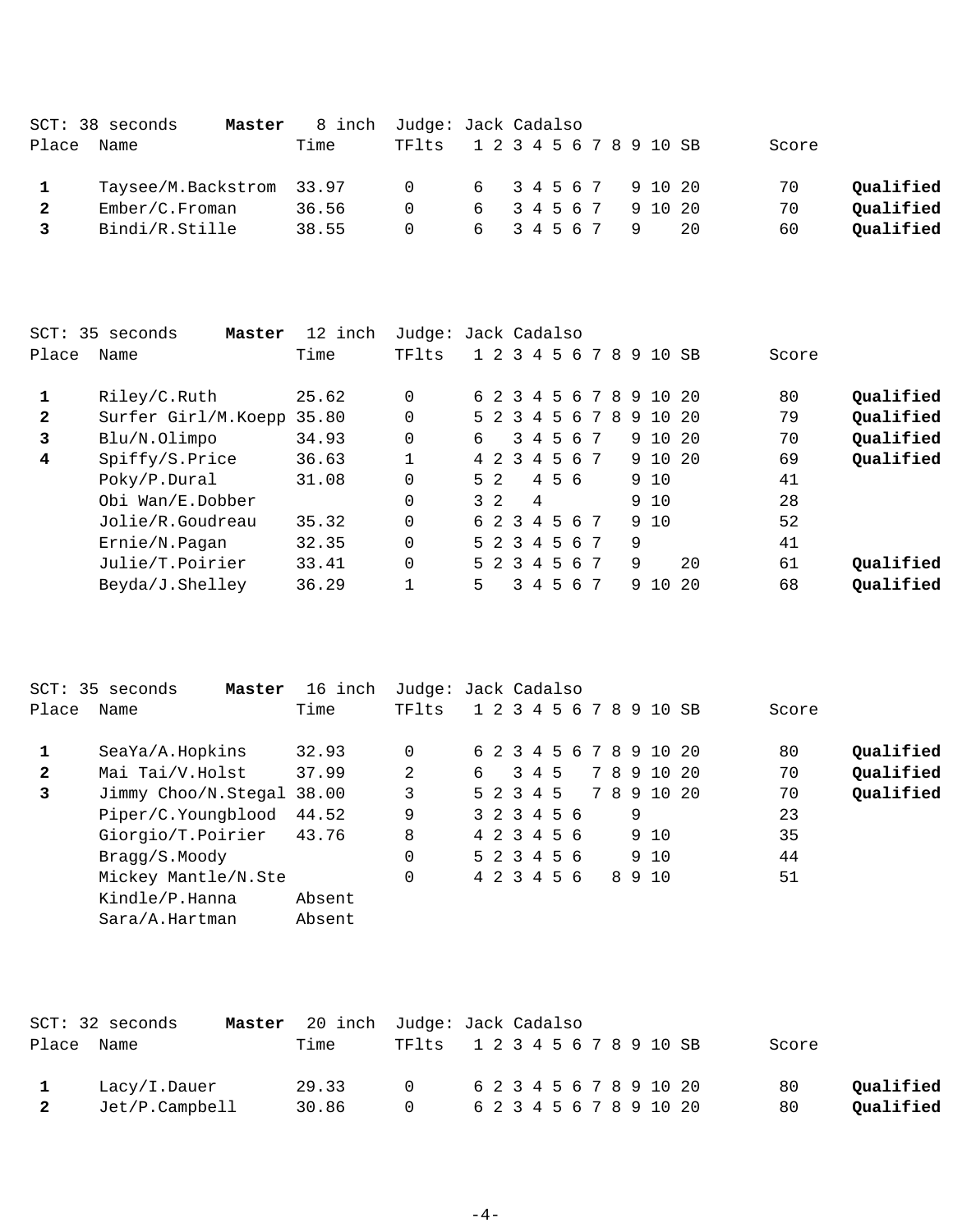SCT: 38 seconds **Master** 8 inch Judge: Jack Cadalso

| Place | Name | Time | TFlts | 1 | 2 | 3 | 4 | 5 | 6 | 7 | 8 | 9 | 10 | SB | Score | |
|---|---|---|---|---|---|---|---|---|---|---|---|---|---|---|---|---|
| **1** | Taysee/M.Backstrom | 33.97 | 0 | 6 | | 3 | 4 | 5 | 6 | 7 | | 9 | 10 | 20 | 70 | **Qualified** |
| **2** | Ember/C.Froman | 36.56 | 0 | 6 | | 3 | 4 | 5 | 6 | 7 | | 9 | 10 | 20 | 70 | **Qualified** |
| **3** | Bindi/R.Stille | 38.55 | 0 | 6 | | 3 | 4 | 5 | 6 | 7 | | 9 | | 20 | 60 | **Qualified** |

SCT: 35 seconds **Master** 12 inch Judge: Jack Cadalso

| Place | Name | Time | TFlts | 1 | 2 | 3 | 4 | 5 | 6 | 7 | 8 | 9 | 10 | SB | Score | |
|---|---|---|---|---|---|---|---|---|---|---|---|---|---|---|---|---|
| **1** | Riley/C.Ruth | 25.62 | 0 | 6 | 2 | 3 | 4 | 5 | 6 | 7 | 8 | 9 | 10 | 20 | 80 | **Qualified** |
| **2** | Surfer Girl/M.Koepp | 35.80 | 0 | 5 | 2 | 3 | 4 | 5 | 6 | 7 | 8 | 9 | 10 | 20 | 79 | **Qualified** |
| **3** | Blu/N.Olimpo | 34.93 | 0 | 6 | | 3 | 4 | 5 | 6 | 7 | | 9 | 10 | 20 | 70 | **Qualified** |
| **4** | Spiffy/S.Price | 36.63 | 1 | 4 | 2 | 3 | 4 | 5 | 6 | 7 | | 9 | 10 | 20 | 69 | **Qualified** |
| | Poky/P.Dural | 31.08 | 0 | 5 | 2 | | 4 | 5 | 6 | | | 9 | 10 | | 41 | |
| | Obi Wan/E.Dobber | | 0 | 3 | 2 | | 4 | | | | | 9 | 10 | | 28 | |
| | Jolie/R.Goudreau | 35.32 | 0 | 6 | 2 | 3 | 4 | 5 | 6 | 7 | | 9 | 10 | | 52 | |
| | Ernie/N.Pagan | 32.35 | 0 | 5 | 2 | 3 | 4 | 5 | 6 | 7 | | 9 | | | 41 | |
| | Julie/T.Poirier | 33.41 | 0 | 5 | 2 | 3 | 4 | 5 | 6 | 7 | | 9 | | 20 | 61 | **Qualified** |
| | Beyda/J.Shelley | 36.29 | 1 | 5 | | 3 | 4 | 5 | 6 | 7 | | 9 | 10 | 20 | 68 | **Qualified** |

SCT: 35 seconds **Master** 16 inch Judge: Jack Cadalso

| Place | Name | Time | TFlts | 1 | 2 | 3 | 4 | 5 | 6 | 7 | 8 | 9 | 10 | SB | Score | |
|---|---|---|---|---|---|---|---|---|---|---|---|---|---|---|---|---|
| **1** | SeaYa/A.Hopkins | 32.93 | 0 | 6 | 2 | 3 | 4 | 5 | 6 | 7 | 8 | 9 | 10 | 20 | 80 | **Qualified** |
| **2** | Mai Tai/V.Holst | 37.99 | 2 | 6 | | 3 | 4 | 5 | | 7 | 8 | 9 | 10 | 20 | 70 | **Qualified** |
| **3** | Jimmy Choo/N.Stegal | 38.00 | 3 | 5 | 2 | 3 | 4 | 5 | | 7 | 8 | 9 | 10 | 20 | 70 | **Qualified** |
| | Piper/C.Youngblood | 44.52 | 9 | 3 | 2 | 3 | 4 | 5 | 6 | | | 9 | | | 23 | |
| | Giorgio/T.Poirier | 43.76 | 8 | 4 | 2 | 3 | 4 | 5 | 6 | | | 9 | 10 | | 35 | |
| | Bragg/S.Moody | | 0 | 5 | 2 | 3 | 4 | 5 | 6 | | | 9 | 10 | | 44 | |
| | Mickey Mantle/N.Ste | | 0 | 4 | 2 | 3 | 4 | 5 | 6 | | 8 | 9 | 10 | | 51 | |
| | Kindle/P.Hanna | Absent | | | | | | | | | | | | | | |
| | Sara/A.Hartman | Absent | | | | | | | | | | | | | | |

SCT: 32 seconds **Master** 20 inch Judge: Jack Cadalso

| Place | Name | Time | TFlts | 1 | 2 | 3 | 4 | 5 | 6 | 7 | 8 | 9 | 10 | SB | Score | |
|---|---|---|---|---|---|---|---|---|---|---|---|---|---|---|---|---|
| **1** | Lacy/I.Dauer | 29.33 | 0 | 6 | 2 | 3 | 4 | 5 | 6 | 7 | 8 | 9 | 10 | 20 | 80 | **Qualified** |
| **2** | Jet/P.Campbell | 30.86 | 0 | 6 | 2 | 3 | 4 | 5 | 6 | 7 | 8 | 9 | 10 | 20 | 80 | **Qualified** |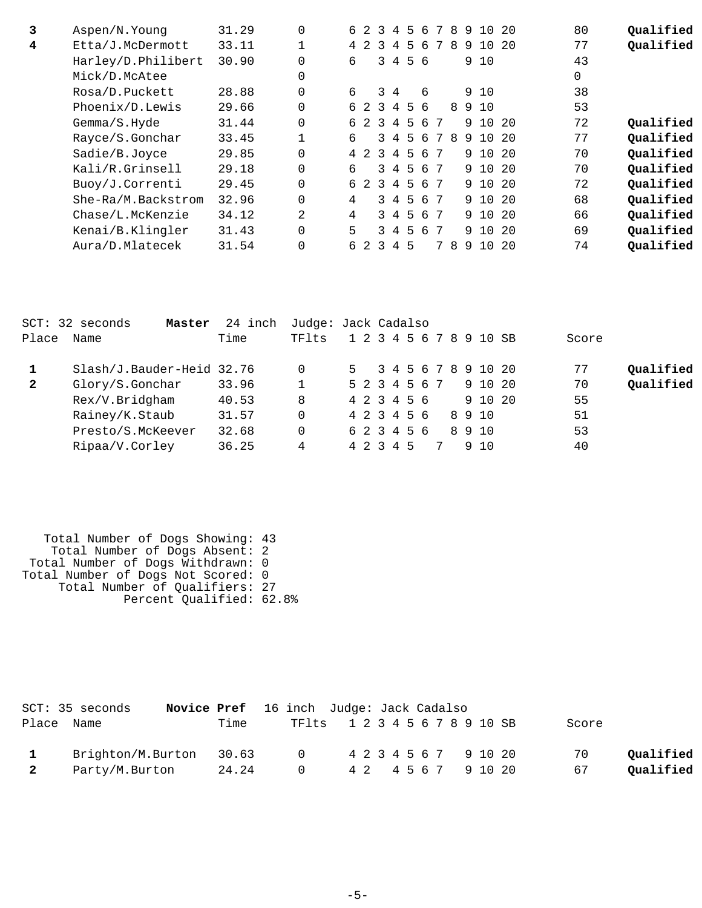| Place | Name | Time | TFlts | 1 | 2 | 3 | 4 | 5 | 6 | 7 | 8 | 9 | 10 | SB | Score | |
|---|---|---|---|---|---|---|---|---|---|---|---|---|---|---|---|---|
| **3** | Aspen/N.Young | 31.29 | 0 | 6 | 2 | 3 | 4 | 5 | 6 | 7 | 8 | 9 | 10 | 20 | 80 | **Qualified** |
| **4** | Etta/J.McDermott | 33.11 | 1 | 4 | 2 | 3 | 4 | 5 | 6 | 7 | 8 | 9 | 10 | 20 | 77 | **Qualified** |
| | Harley/D.Philibert | 30.90 | 0 | 6 | | 3 | 4 | 5 | 6 | | | 9 | 10 | | 43 | |
| | Mick/D.McAtee | | 0 | | | | | | | | | | | | 0 | |
| | Rosa/D.Puckett | 28.88 | 0 | 6 | | 3 | 4 | | 6 | | | 9 | 10 | | 38 | |
| | Phoenix/D.Lewis | 29.66 | 0 | 6 | 2 | 3 | 4 | 5 | 6 | | 8 | 9 | 10 | | 53 | |
| | Gemma/S.Hyde | 31.44 | 0 | 6 | 2 | 3 | 4 | 5 | 6 | 7 | | 9 | 10 | 20 | 72 | **Qualified** |
| | Rayce/S.Gonchar | 33.45 | 1 | 6 | | 3 | 4 | 5 | 6 | 7 | 8 | 9 | 10 | 20 | 77 | **Qualified** |
| | Sadie/B.Joyce | 29.85 | 0 | 4 | 2 | 3 | 4 | 5 | 6 | 7 | | 9 | 10 | 20 | 70 | **Qualified** |
| | Kali/R.Grinsell | 29.18 | 0 | 6 | | 3 | 4 | 5 | 6 | 7 | | 9 | 10 | 20 | 70 | **Qualified** |
| | Buoy/J.Correnti | 29.45 | 0 | 6 | 2 | 3 | 4 | 5 | 6 | 7 | | 9 | 10 | 20 | 72 | **Qualified** |
| | She-Ra/M.Backstrom | 32.96 | 0 | 4 | | 3 | 4 | 5 | 6 | 7 | | 9 | 10 | 20 | 68 | **Qualified** |
| | Chase/L.McKenzie | 34.12 | 2 | 4 | | 3 | 4 | 5 | 6 | 7 | | 9 | 10 | 20 | 66 | **Qualified** |
| | Kenai/B.Klingler | 31.43 | 0 | 5 | | 3 | 4 | 5 | 6 | 7 | | 9 | 10 | 20 | 69 | **Qualified** |
| | Aura/D.Mlatecek | 31.54 | 0 | 6 | 2 | 3 | 4 | 5 | | 7 | 8 | 9 | 10 | 20 | 74 | **Qualified** |

SCT: 32 seconds **Master** 24 inch Judge: Jack Cadalso

| Place | Name | Time | TFlts | 1 | 2 | 3 | 4 | 5 | 6 | 7 | 8 | 9 | 10 | SB | Score | |
|---|---|---|---|---|---|---|---|---|---|---|---|---|---|---|---|---|
| **1** | Slash/J.Bauder-Heid | 32.76 | 0 | 5 | | 3 | 4 | 5 | 6 | 7 | 8 | 9 | 10 | 20 | 77 | **Qualified** |
| **2** | Glory/S.Gonchar | 33.96 | 1 | 5 | 2 | 3 | 4 | 5 | 6 | 7 | | 9 | 10 | 20 | 70 | **Qualified** |
| | Rex/V.Bridgham | 40.53 | 8 | 4 | 2 | 3 | 4 | 5 | 6 | | | 9 | 10 | 20 | 55 | |
| | Rainey/K.Staub | 31.57 | 0 | 4 | 2 | 3 | 4 | 5 | 6 | | 8 | 9 | 10 | | 51 | |
| | Presto/S.McKeever | 32.68 | 0 | 6 | 2 | 3 | 4 | 5 | 6 | | 8 | 9 | 10 | | 53 | |
| | Ripaa/V.Corley | 36.25 | 4 | 4 | 2 | 3 | 4 | 5 | | 7 | | 9 | 10 | | 40 | |

Total Number of Dogs Showing: 43
Total Number of Dogs Absent: 2
Total Number of Dogs Withdrawn: 0
Total Number of Dogs Not Scored: 0
Total Number of Qualifiers: 27
Percent Qualified: 62.8%

SCT: 35 seconds **Novice Pref** 16 inch Judge: Jack Cadalso

| Place | Name | Time | TFlts | 1 | 2 | 3 | 4 | 5 | 6 | 7 | 8 | 9 | 10 | SB | Score | |
|---|---|---|---|---|---|---|---|---|---|---|---|---|---|---|---|---|
| **1** | Brighton/M.Burton | 30.63 | 0 | 4 | 2 | 3 | 4 | 5 | 6 | 7 | | 9 | 10 | 20 | 70 | **Qualified** |
| **2** | Party/M.Burton | 24.24 | 0 | 4 | 2 | | 4 | 5 | 6 | 7 | | 9 | 10 | 20 | 67 | **Qualified** |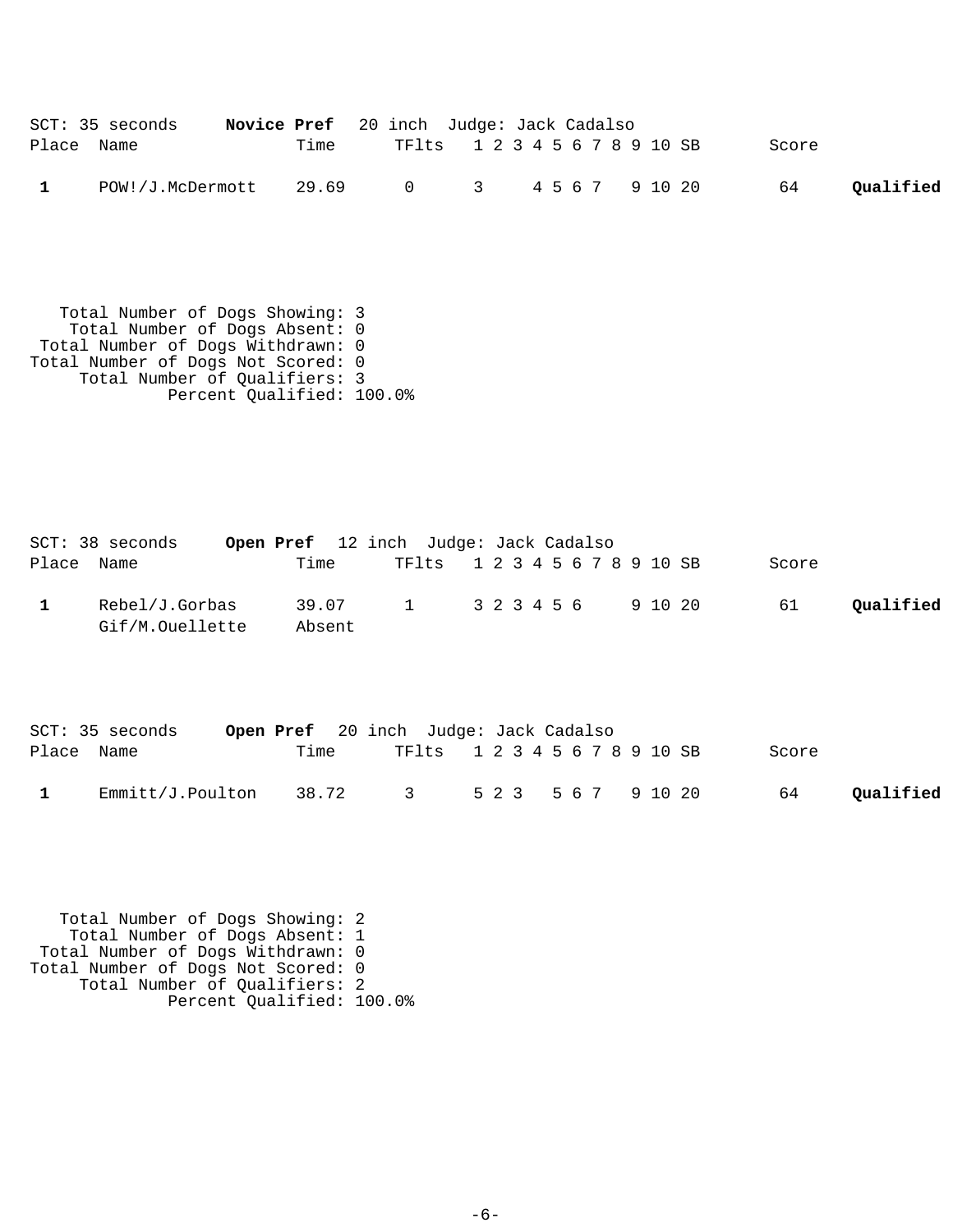SCT: 35 seconds **Novice Pref** 20 inch Judge: Jack Cadalso

| Place | Name | Time | TFlts | 1 | 2 | 3 | 4 | 5 | 6 | 7 | 8 | 9 | 10 | SB | Score | |
|---|---|---|---|---|---|---|---|---|---|---|---|---|---|---|---|---|
| **1** | POW!/J.McDermott | 29.69 | 0 | 3 | | | 4 | 5 | 6 | 7 | | 9 | 10 | 20 | 64 | **Qualified** |

```
   Total Number of Dogs Showing: 3
    Total Number of Dogs Absent: 0
 Total Number of Dogs Withdrawn: 0
Total Number of Dogs Not Scored: 0
     Total Number of Qualifiers: 3
             Percent Qualified: 100.0%
```

SCT: 38 seconds **Open Pref** 12 inch Judge: Jack Cadalso

| Place | Name | Time | TFlts | 1 | 2 | 3 | 4 | 5 | 6 | 7 | 8 | 9 | 10 | SB | Score | |
|---|---|---|---|---|---|---|---|---|---|---|---|---|---|---|---|---|
| **1** | Rebel/J.Gorbas | 39.07 | 1 | 3 | 2 | 3 | 4 | 5 | 6 | | | 9 | 10 | 20 | 61 | **Qualified** |
| | Gif/M.Ouellette | Absent | | | | | | | | | | | | | | |

SCT: 35 seconds **Open Pref** 20 inch Judge: Jack Cadalso

| Place | Name | Time | TFlts | 1 | 2 | 3 | 4 | 5 | 6 | 7 | 8 | 9 | 10 | SB | Score | |
|---|---|---|---|---|---|---|---|---|---|---|---|---|---|---|---|---|
| **1** | Emmitt/J.Poulton | 38.72 | 3 | 5 | 2 | 3 | | 5 | 6 | 7 | | 9 | 10 | 20 | 64 | **Qualified** |

```
   Total Number of Dogs Showing: 2
    Total Number of Dogs Absent: 1
 Total Number of Dogs Withdrawn: 0
Total Number of Dogs Not Scored: 0
     Total Number of Qualifiers: 2
             Percent Qualified: 100.0%
```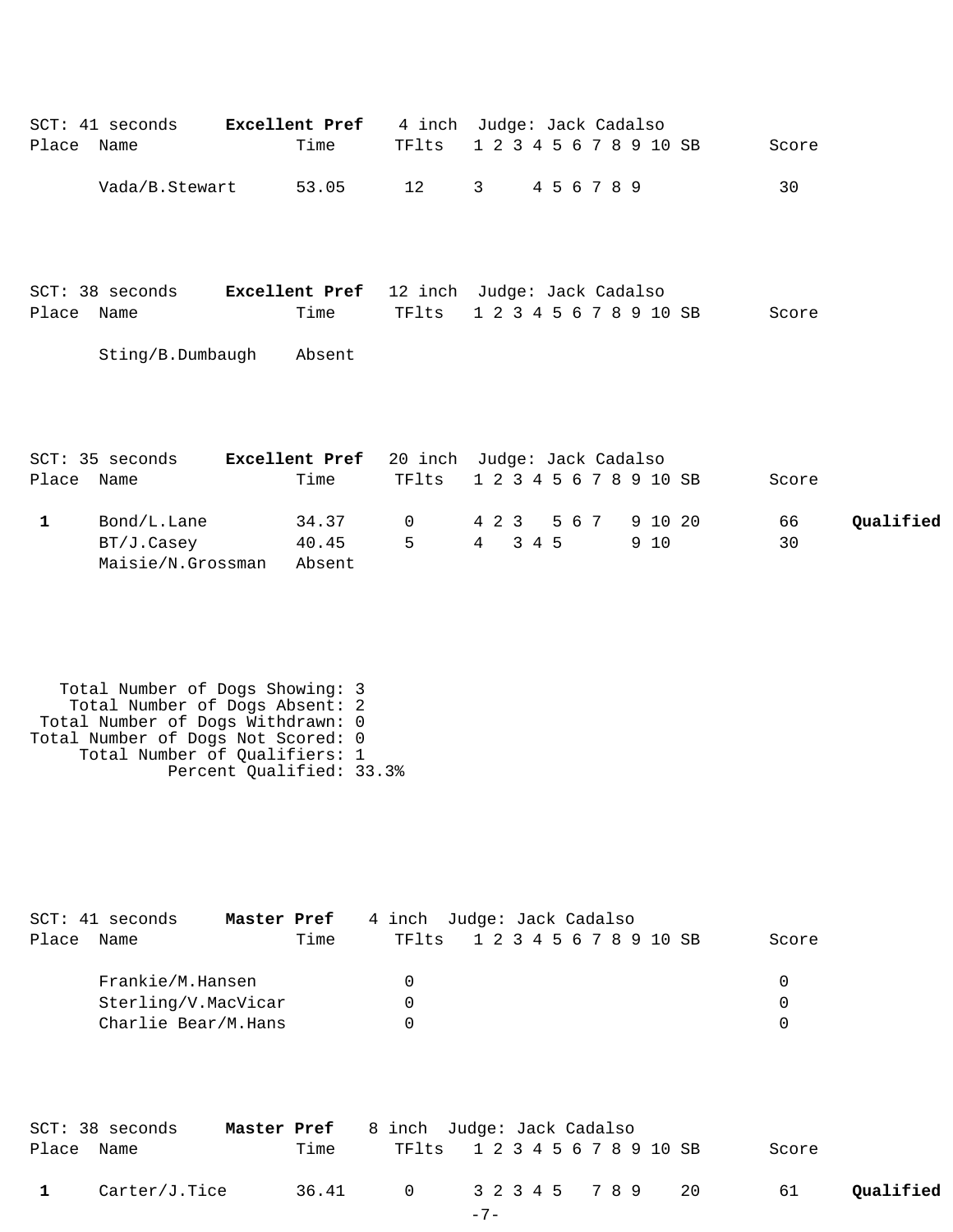SCT: 41 seconds **Excellent Pref** 4 inch Judge: Jack Cadalso

| Place | Name | Time | TFlts | 1 | 2 | 3 | 4 | 5 | 6 | 7 | 8 | 9 | 10 | SB | Score | |
|---|---|---|---|---|---|---|---|---|---|---|---|---|---|---|---|---|
| | Vada/B.Stewart | 53.05 | 12 | 3 | | | 4 | 5 | 6 | 7 | 8 | 9 | | | 30 | |

SCT: 38 seconds **Excellent Pref** 12 inch Judge: Jack Cadalso

| Place | Name | Time | TFlts | 1 | 2 | 3 | 4 | 5 | 6 | 7 | 8 | 9 | 10 | SB | Score | |
|---|---|---|---|---|---|---|---|---|---|---|---|---|---|---|---|---|
| | Sting/B.Dumbaugh | Absent | | | | | | | | | | | | | | |

SCT: 35 seconds **Excellent Pref** 20 inch Judge: Jack Cadalso

| Place | Name | Time | TFlts | 1 | 2 | 3 | 4 | 5 | 6 | 7 | 8 | 9 | 10 | SB | Score | |
|---|---|---|---|---|---|---|---|---|---|---|---|---|---|---|---|---|
| **1** | Bond/L.Lane | 34.37 | 0 | 4 | 2 | 3 | | 5 | 6 | 7 | | 9 | 10 | 20 | 66 | **Qualified** |
| | BT/J.Casey | 40.45 | 5 | 4 | | 3 | 4 | 5 | | | | 9 | 10 | | 30 | |
| | Maisie/N.Grossman | Absent | | | | | | | | | | | | | | |

Total Number of Dogs Showing: 3
Total Number of Dogs Absent: 2
Total Number of Dogs Withdrawn: 0
Total Number of Dogs Not Scored: 0
Total Number of Qualifiers: 1
Percent Qualified: 33.3%

SCT: 41 seconds **Master Pref** 4 inch Judge: Jack Cadalso

| Place | Name | Time | TFlts | 1 | 2 | 3 | 4 | 5 | 6 | 7 | 8 | 9 | 10 | SB | Score | |
|---|---|---|---|---|---|---|---|---|---|---|---|---|---|---|---|---|
| | Frankie/M.Hansen | | 0 | | | | | | | | | | | | 0 | |
| | Sterling/V.MacVicar | | 0 | | | | | | | | | | | | 0 | |
| | Charlie Bear/M.Hans | | 0 | | | | | | | | | | | | 0 | |

SCT: 38 seconds **Master Pref** 8 inch Judge: Jack Cadalso

| Place | Name | Time | TFlts | 1 | 2 | 3 | 4 | 5 | 6 | 7 | 8 | 9 | 10 | SB | Score | |
|---|---|---|---|---|---|---|---|---|---|---|---|---|---|---|---|---|
| **1** | Carter/J.Tice | 36.41 | 0 | 3 | 2 | 3 | 4 | 5 | | 7 | 8 | 9 | | 20 | 61 | **Qualified** |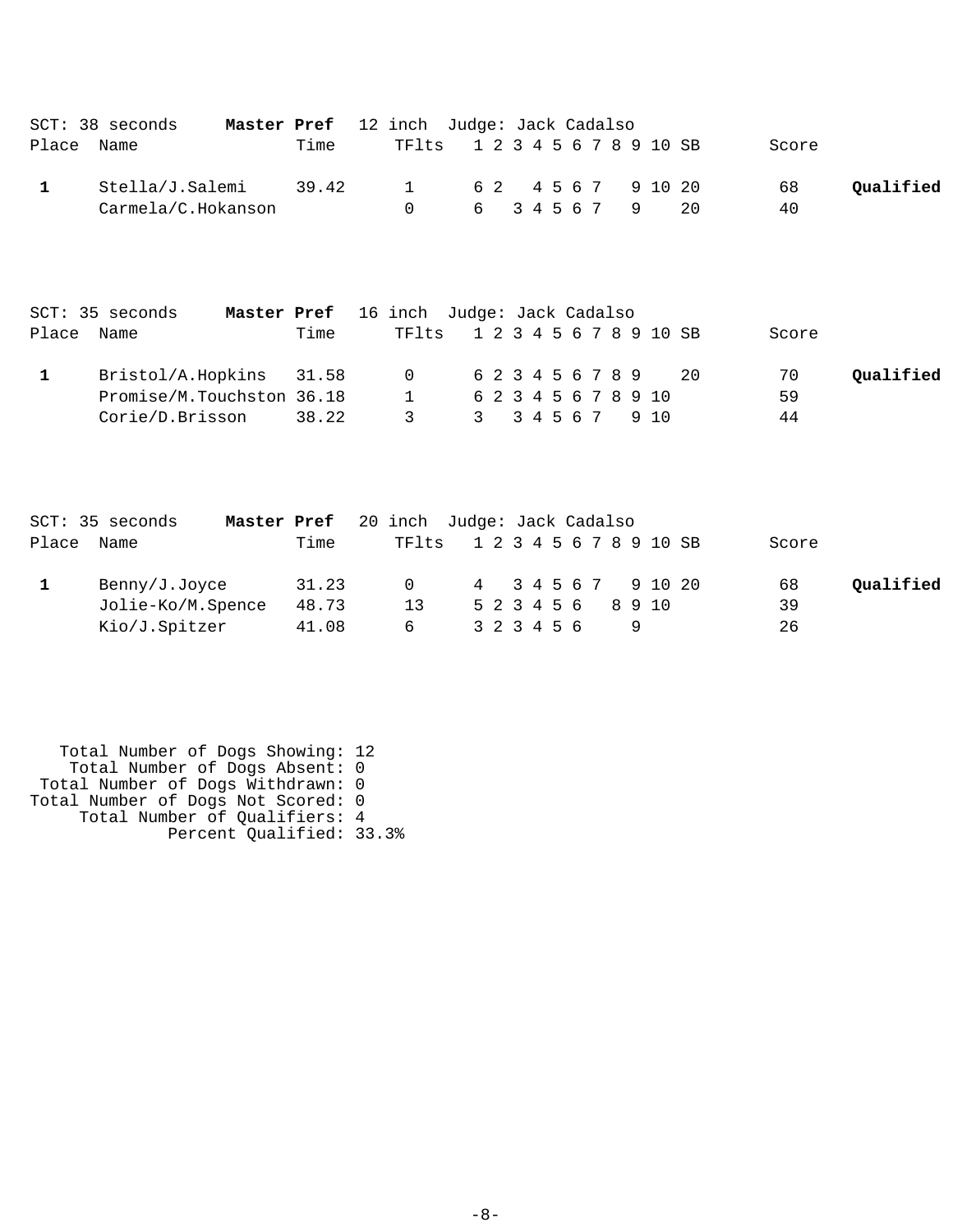SCT: 38 seconds **Master Pref** 12 inch Judge: Jack Cadalso

| Place | Name | Time | TFlts | 1 | 2 | 3 | 4 | 5 | 6 | 7 | 8 | 9 | 10 | SB | Score | |
|---|---|---|---|---|---|---|---|---|---|---|---|---|---|---|---|---|
| **1** | Stella/J.Salemi | 39.42 | 1 | 6 | 2 | | 4 | 5 | 6 | 7 | | 9 | 10 | 20 | 68 | **Qualified** |
| | Carmela/C.Hokanson | | 0 | 6 | | 3 | 4 | 5 | 6 | 7 | | 9 | | 20 | 40 | |

SCT: 35 seconds **Master Pref** 16 inch Judge: Jack Cadalso

| Place | Name | Time | TFlts | 1 | 2 | 3 | 4 | 5 | 6 | 7 | 8 | 9 | 10 | SB | Score | |
|---|---|---|---|---|---|---|---|---|---|---|---|---|---|---|---|---|
| **1** | Bristol/A.Hopkins | 31.58 | 0 | 6 | 2 | 3 | 4 | 5 | 6 | 7 | 8 | 9 | | 20 | 70 | **Qualified** |
| | Promise/M.Touchston | 36.18 | 1 | 6 | 2 | 3 | 4 | 5 | 6 | 7 | 8 | 9 | 10 | | 59 | |
| | Corie/D.Brisson | 38.22 | 3 | 3 | | 3 | 4 | 5 | 6 | 7 | | 9 | 10 | | 44 | |

SCT: 35 seconds **Master Pref** 20 inch Judge: Jack Cadalso

| Place | Name | Time | TFlts | 1 | 2 | 3 | 4 | 5 | 6 | 7 | 8 | 9 | 10 | SB | Score | |
|---|---|---|---|---|---|---|---|---|---|---|---|---|---|---|---|---|
| **1** | Benny/J.Joyce | 31.23 | 0 | 4 | | 3 | 4 | 5 | 6 | 7 | | 9 | 10 | 20 | 68 | **Qualified** |
| | Jolie-Ko/M.Spence | 48.73 | 13 | 5 | 2 | 3 | 4 | 5 | 6 | | 8 | 9 | 10 | | 39 | |
| | Kio/J.Spitzer | 41.08 | 6 | 3 | 2 | 3 | 4 | 5 | 6 | | | 9 | | | 26 | |

Total Number of Dogs Showing: 12
Total Number of Dogs Absent: 0
Total Number of Dogs Withdrawn: 0
Total Number of Dogs Not Scored: 0
Total Number of Qualifiers: 4
Percent Qualified: 33.3%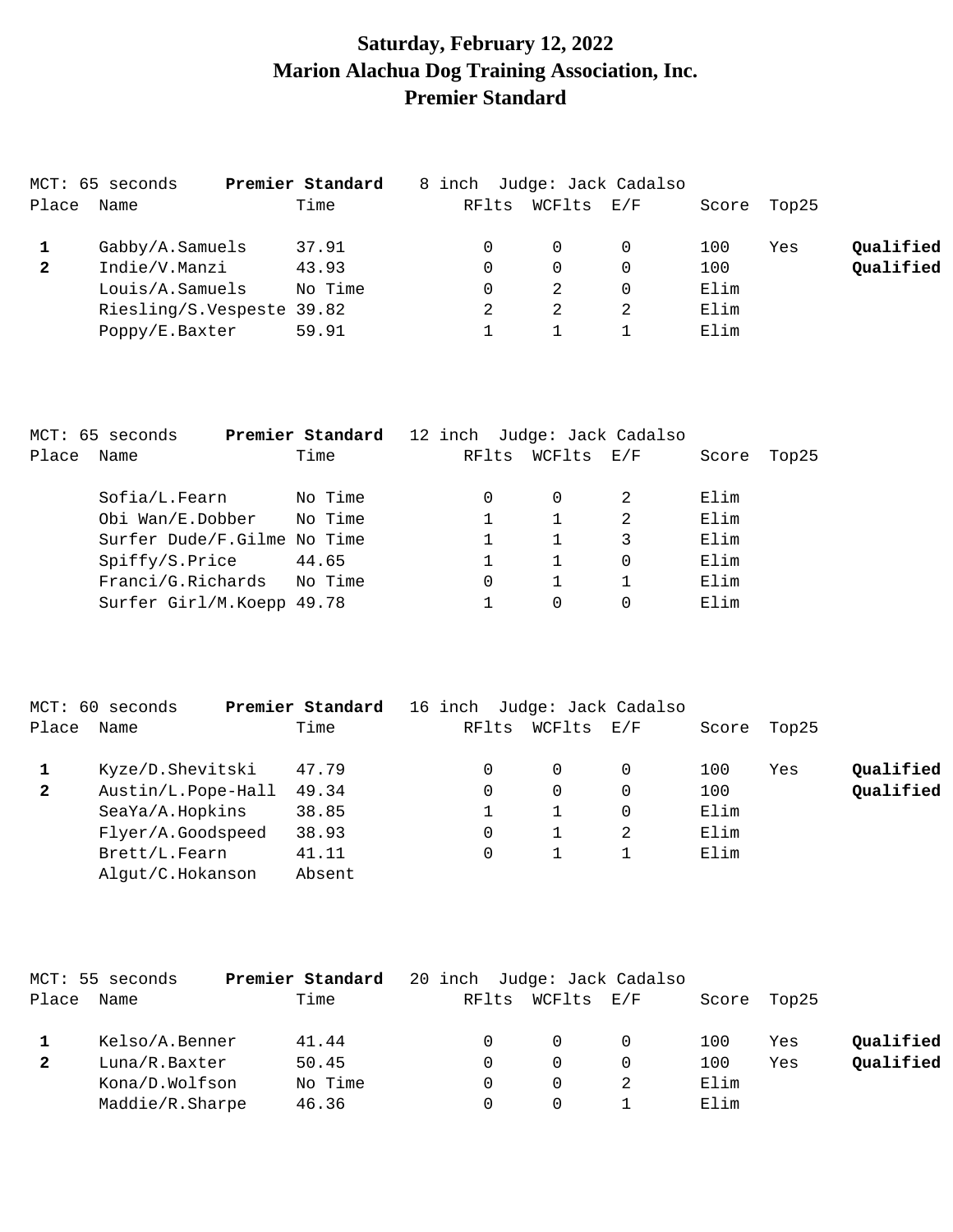# Saturday, February 12, 2022
# Marion Alachua Dog Training Association, Inc.
# Premier Standard

MCT: 65 seconds **Premier Standard** 8 inch Judge: Jack Cadalso

| Place | Name | Time | RFlts | WCFlts | E/F | Score | Top25 | |
|---|---|---|---|---|---|---|---|---|
| 1 | Gabby/A.Samuels | 37.91 | 0 | 0 | 0 | 100 | Yes | **Qualified** |
| 2 | Indie/V.Manzi | 43.93 | 0 | 0 | 0 | 100 | | **Qualified** |
| | Louis/A.Samuels | No Time | 0 | 2 | 0 | Elim | | |
| | Riesling/S.Vespeste | 39.82 | 2 | 2 | 2 | Elim | | |
| | Poppy/E.Baxter | 59.91 | 1 | 1 | 1 | Elim | | |

MCT: 65 seconds **Premier Standard** 12 inch Judge: Jack Cadalso

| Place | Name | Time | RFlts | WCFlts | E/F | Score | Top25 |
|---|---|---|---|---|---|---|---|
| | Sofia/L.Fearn | No Time | 0 | 0 | 2 | Elim | |
| | Obi Wan/E.Dobber | No Time | 1 | 1 | 2 | Elim | |
| | Surfer Dude/F.Gilme | No Time | 1 | 1 | 3 | Elim | |
| | Spiffy/S.Price | 44.65 | 1 | 1 | 0 | Elim | |
| | Franci/G.Richards | No Time | 0 | 1 | 1 | Elim | |
| | Surfer Girl/M.Koepp | 49.78 | 1 | 0 | 0 | Elim | |

MCT: 60 seconds **Premier Standard** 16 inch Judge: Jack Cadalso

| Place | Name | Time | RFlts | WCFlts | E/F | Score | Top25 | |
|---|---|---|---|---|---|---|---|---|
| 1 | Kyze/D.Shevitski | 47.79 | 0 | 0 | 0 | 100 | Yes | **Qualified** |
| 2 | Austin/L.Pope-Hall | 49.34 | 0 | 0 | 0 | 100 | | **Qualified** |
| | SeaYa/A.Hopkins | 38.85 | 1 | 1 | 0 | Elim | | |
| | Flyer/A.Goodspeed | 38.93 | 0 | 1 | 2 | Elim | | |
| | Brett/L.Fearn | 41.11 | 0 | 1 | 1 | Elim | | |
| | Algut/C.Hokanson | Absent | | | | | | |

MCT: 55 seconds **Premier Standard** 20 inch Judge: Jack Cadalso

| Place | Name | Time | RFlts | WCFlts | E/F | Score | Top25 | |
|---|---|---|---|---|---|---|---|---|
| 1 | Kelso/A.Benner | 41.44 | 0 | 0 | 0 | 100 | Yes | **Qualified** |
| 2 | Luna/R.Baxter | 50.45 | 0 | 0 | 0 | 100 | Yes | **Qualified** |
| | Kona/D.Wolfson | No Time | 0 | 0 | 2 | Elim | | |
| | Maddie/R.Sharpe | 46.36 | 0 | 0 | 1 | Elim | | |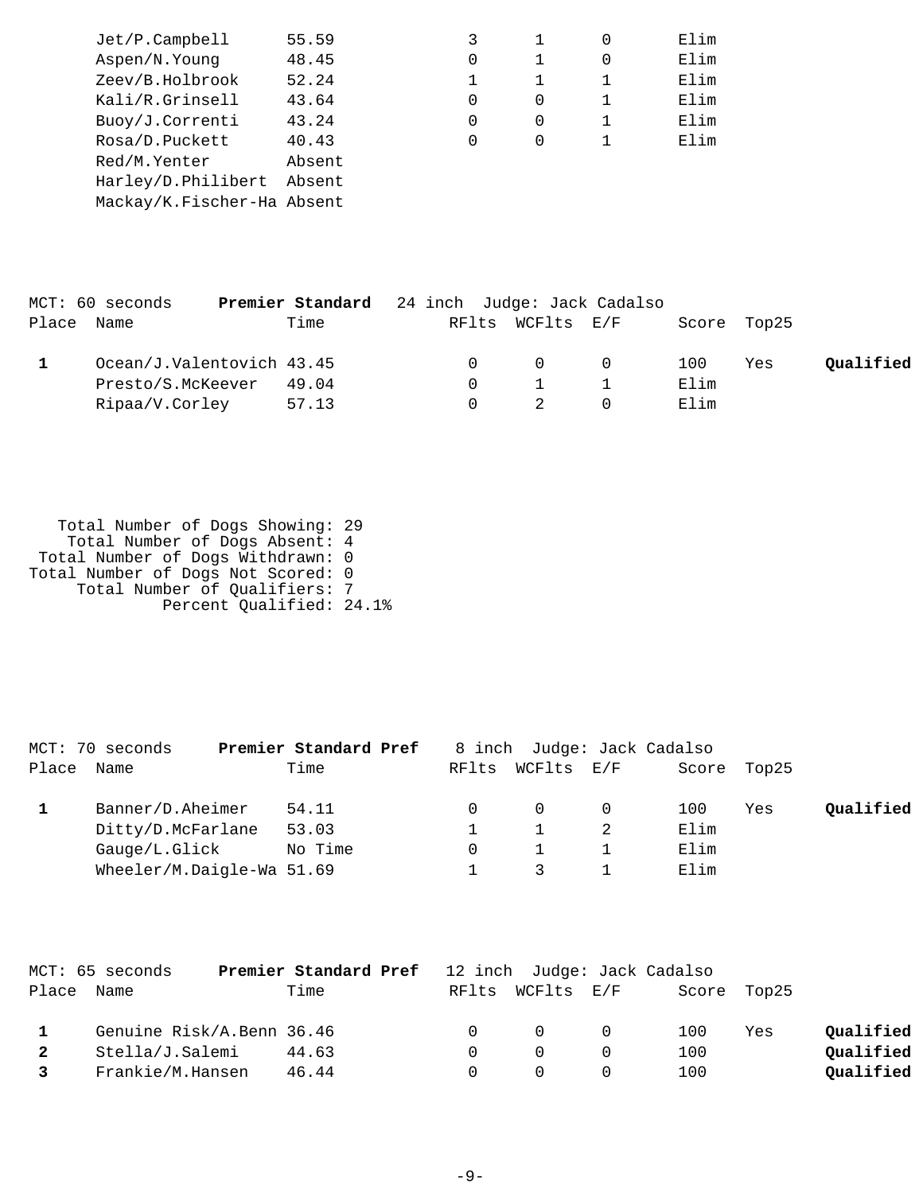| Place | Name | Time | RFlts | WCFlts | E/F | Score | Top25 | |
|---|---|---|---|---|---|---|---|---|
| | Jet/P.Campbell | 55.59 | 3 | 1 | 0 | Elim | | |
| | Aspen/N.Young | 48.45 | 0 | 1 | 0 | Elim | | |
| | Zeev/B.Holbrook | 52.24 | 1 | 1 | 1 | Elim | | |
| | Kali/R.Grinsell | 43.64 | 0 | 0 | 1 | Elim | | |
| | Buoy/J.Correnti | 43.24 | 0 | 0 | 1 | Elim | | |
| | Rosa/D.Puckett | 40.43 | 0 | 0 | 1 | Elim | | |
| | Red/M.Yenter | Absent | | | | | | |
| | Harley/D.Philibert | Absent | | | | | | |
| | Mackay/K.Fischer-Ha | Absent | | | | | | |

MCT: 60 seconds **Premier Standard** 24 inch Judge: Jack Cadalso

| Place | Name | Time | RFlts | WCFlts | E/F | Score | Top25 | |
|---|---|---|---|---|---|---|---|---|
| **1** | Ocean/J.Valentovich | 43.45 | 0 | 0 | 0 | 100 | Yes | **Qualified** |
| | Presto/S.McKeever | 49.04 | 0 | 1 | 1 | Elim | | |
| | Ripaa/V.Corley | 57.13 | 0 | 2 | 0 | Elim | | |

Total Number of Dogs Showing: 29
Total Number of Dogs Absent: 4
Total Number of Dogs Withdrawn: 0
Total Number of Dogs Not Scored: 0
Total Number of Qualifiers: 7
Percent Qualified: 24.1%

MCT: 70 seconds **Premier Standard Pref** 8 inch Judge: Jack Cadalso

| Place | Name | Time | RFlts | WCFlts | E/F | Score | Top25 | |
|---|---|---|---|---|---|---|---|---|
| **1** | Banner/D.Aheimer | 54.11 | 0 | 0 | 0 | 100 | Yes | **Qualified** |
| | Ditty/D.McFarlane | 53.03 | 1 | 1 | 2 | Elim | | |
| | Gauge/L.Glick | No Time | 0 | 1 | 1 | Elim | | |
| | Wheeler/M.Daigle-Wa | 51.69 | 1 | 3 | 1 | Elim | | |

MCT: 65 seconds **Premier Standard Pref** 12 inch Judge: Jack Cadalso

| Place | Name | Time | RFlts | WCFlts | E/F | Score | Top25 | |
|---|---|---|---|---|---|---|---|---|
| **1** | Genuine Risk/A.Benn | 36.46 | 0 | 0 | 0 | 100 | Yes | **Qualified** |
| **2** | Stella/J.Salemi | 44.63 | 0 | 0 | 0 | 100 | | **Qualified** |
| **3** | Frankie/M.Hansen | 46.44 | 0 | 0 | 0 | 100 | | **Qualified** |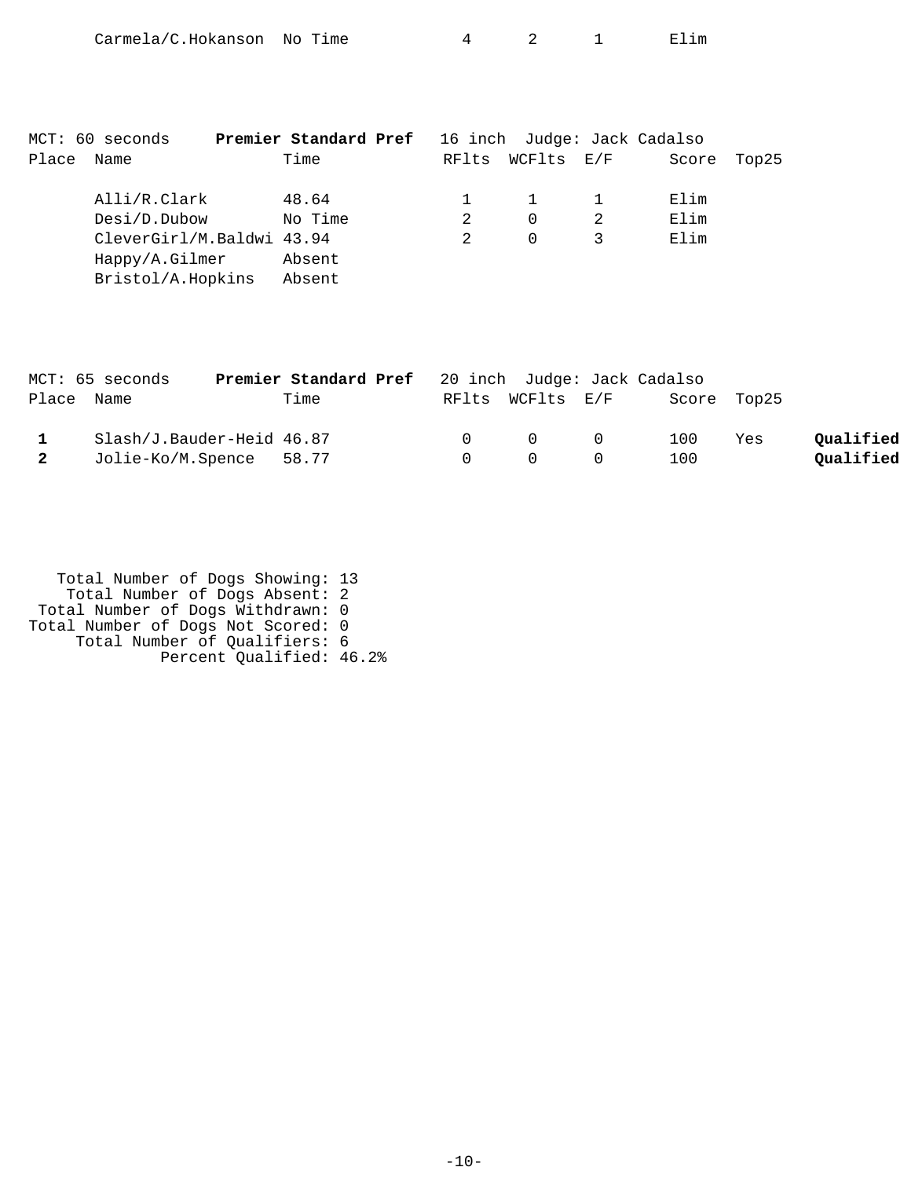| Place | Name | Time | RFlts | WCFlts | E/F | Score | Top25 | |
|---|---|---|---|---|---|---|---|---|
| | Carmela/C.Hokanson | No Time | 4 | 2 | 1 | Elim | | |

MCT: 60 seconds **Premier Standard Pref** 16 inch Judge: Jack Cadalso

| Place | Name | Time | RFlts | WCFlts | E/F | Score | Top25 |
|---|---|---|---|---|---|---|---|
| | Alli/R.Clark | 48.64 | 1 | 1 | 1 | Elim | |
| | Desi/D.Dubow | No Time | 2 | 0 | 2 | Elim | |
| | CleverGirl/M.Baldwi | 43.94 | 2 | 0 | 3 | Elim | |
| | Happy/A.Gilmer | Absent | | | | | |
| | Bristol/A.Hopkins | Absent | | | | | |

MCT: 65 seconds **Premier Standard Pref** 20 inch Judge: Jack Cadalso

| Place | Name | Time | RFlts | WCFlts | E/F | Score | Top25 | |
|---|---|---|---|---|---|---|---|---|
| **1** | Slash/J.Bauder-Heid | 46.87 | 0 | 0 | 0 | 100 | Yes | **Qualified** |
| **2** | Jolie-Ko/M.Spence | 58.77 | 0 | 0 | 0 | 100 | | **Qualified** |

Total Number of Dogs Showing: 13
Total Number of Dogs Absent: 2
Total Number of Dogs Withdrawn: 0
Total Number of Dogs Not Scored: 0
Total Number of Qualifiers: 6
Percent Qualified: 46.2%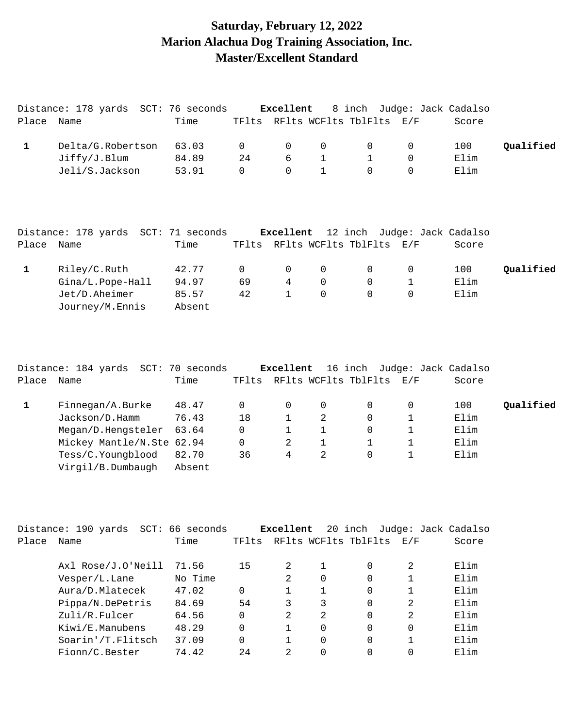# Saturday, February 12, 2022
# Marion Alachua Dog Training Association, Inc.
# Master/Excellent Standard

Distance: 178 yards SCT: 76 seconds **Excellent** 8 inch Judge: Jack Cadalso

| Place | Name | Time | TFlts | RFlts | WCFlts | TblFlts | E/F | Score | |
|---|---|---|---|---|---|---|---|---|---|
| **1** | Delta/G.Robertson | 63.03 | 0 | 0 | 0 | 0 | 0 | 100 | **Qualified** |
| | Jiffy/J.Blum | 84.89 | 24 | 6 | 1 | 1 | 0 | Elim | |
| | Jeli/S.Jackson | 53.91 | 0 | 0 | 1 | 0 | 0 | Elim | |

Distance: 178 yards SCT: 71 seconds **Excellent** 12 inch Judge: Jack Cadalso

| Place | Name | Time | TFlts | RFlts | WCFlts | TblFlts | E/F | Score | |
|---|---|---|---|---|---|---|---|---|---|
| **1** | Riley/C.Ruth | 42.77 | 0 | 0 | 0 | 0 | 0 | 100 | **Qualified** |
| | Gina/L.Pope-Hall | 94.97 | 69 | 4 | 0 | 0 | 1 | Elim | |
| | Jet/D.Aheimer | 85.57 | 42 | 1 | 0 | 0 | 0 | Elim | |
| | Journey/M.Ennis | Absent | | | | | | | |

Distance: 184 yards SCT: 70 seconds **Excellent** 16 inch Judge: Jack Cadalso

| Place | Name | Time | TFlts | RFlts | WCFlts | TblFlts | E/F | Score | |
|---|---|---|---|---|---|---|---|---|---|
| **1** | Finnegan/A.Burke | 48.47 | 0 | 0 | 0 | 0 | 0 | 100 | **Qualified** |
| | Jackson/D.Hamm | 76.43 | 18 | 1 | 2 | 0 | 1 | Elim | |
| | Megan/D.Hengsteler | 63.64 | 0 | 1 | 1 | 0 | 1 | Elim | |
| | Mickey Mantle/N.Ste | 62.94 | 0 | 2 | 1 | 1 | 1 | Elim | |
| | Tess/C.Youngblood | 82.70 | 36 | 4 | 2 | 0 | 1 | Elim | |
| | Virgil/B.Dumbaugh | Absent | | | | | | | |

Distance: 190 yards SCT: 66 seconds **Excellent** 20 inch Judge: Jack Cadalso

| Place | Name | Time | TFlts | RFlts | WCFlts | TblFlts | E/F | Score |
|---|---|---|---|---|---|---|---|---|
| | Axl Rose/J.O'Neill | 71.56 | 15 | 2 | 1 | 0 | 2 | Elim |
| | Vesper/L.Lane | No Time | | 2 | 0 | 0 | 1 | Elim |
| | Aura/D.Mlatecek | 47.02 | 0 | 1 | 1 | 0 | 1 | Elim |
| | Pippa/N.DePetris | 84.69 | 54 | 3 | 3 | 0 | 2 | Elim |
| | Zuli/R.Fulcer | 64.56 | 0 | 2 | 2 | 0 | 2 | Elim |
| | Kiwi/E.Manubens | 48.29 | 0 | 1 | 0 | 0 | 0 | Elim |
| | Soarin'/T.Flitsch | 37.09 | 0 | 1 | 0 | 0 | 1 | Elim |
| | Fionn/C.Bester | 74.42 | 24 | 2 | 0 | 0 | 0 | Elim |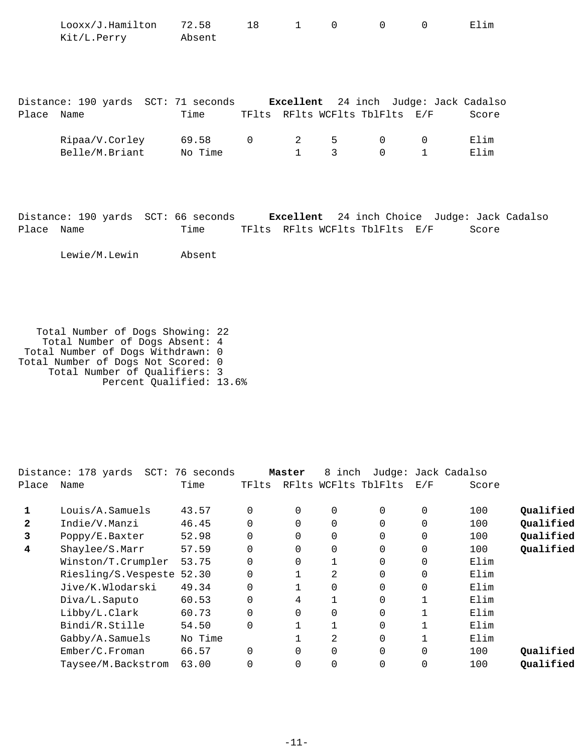| Place | Name | Time | TFlts | RFlts | WCFlts | TblFlts | E/F | Score | |
|---|---|---|---|---|---|---|---|---|---|
| | Looxx/J.Hamilton | 72.58 | 18 | 1 | 0 | 0 | 0 | Elim | |
| | Kit/L.Perry | Absent | | | | | | | |

Distance: 190 yards SCT: 71 seconds **Excellent** 24 inch Judge: Jack Cadalso

| Place | Name | Time | TFlts | RFlts | WCFlts | TblFlts | E/F | Score |
|---|---|---|---|---|---|---|---|---|
| | Ripaa/V.Corley | 69.58 | 0 | 2 | 5 | 0 | 0 | Elim |
| | Belle/M.Briant | No Time | | 1 | 3 | 0 | 1 | Elim |

Distance: 190 yards SCT: 66 seconds **Excellent** 24 inch Choice Judge: Jack Cadalso

| Place | Name | Time | TFlts | RFlts | WCFlts | TblFlts | E/F | Score |
|---|---|---|---|---|---|---|---|---|
| | Lewie/M.Lewin | Absent | | | | | | |

Total Number of Dogs Showing: 22
Total Number of Dogs Absent: 4
Total Number of Dogs Withdrawn: 0
Total Number of Dogs Not Scored: 0
Total Number of Qualifiers: 3
Percent Qualified: 13.6%

Distance: 178 yards SCT: 76 seconds **Master** 8 inch Judge: Jack Cadalso

| Place | Name | Time | TFlts | RFlts | WCFlts | TblFlts | E/F | Score | |
|---|---|---|---|---|---|---|---|---|---|
| **1** | Louis/A.Samuels | 43.57 | 0 | 0 | 0 | 0 | 0 | 100 | **Qualified** |
| **2** | Indie/V.Manzi | 46.45 | 0 | 0 | 0 | 0 | 0 | 100 | **Qualified** |
| **3** | Poppy/E.Baxter | 52.98 | 0 | 0 | 0 | 0 | 0 | 100 | **Qualified** |
| **4** | Shaylee/S.Marr | 57.59 | 0 | 0 | 0 | 0 | 0 | 100 | **Qualified** |
| | Winston/T.Crumpler | 53.75 | 0 | 0 | 1 | 0 | 0 | Elim | |
| | Riesling/S.Vespeste | 52.30 | 0 | 1 | 2 | 0 | 0 | Elim | |
| | Jive/K.Wlodarski | 49.34 | 0 | 1 | 0 | 0 | 0 | Elim | |
| | Diva/L.Saputo | 60.53 | 0 | 4 | 1 | 0 | 1 | Elim | |
| | Libby/L.Clark | 60.73 | 0 | 0 | 0 | 0 | 1 | Elim | |
| | Bindi/R.Stille | 54.50 | 0 | 1 | 1 | 0 | 1 | Elim | |
| | Gabby/A.Samuels | No Time | | 1 | 2 | 0 | 1 | Elim | |
| | Ember/C.Froman | 66.57 | 0 | 0 | 0 | 0 | 0 | 100 | **Qualified** |
| | Taysee/M.Backstrom | 63.00 | 0 | 0 | 0 | 0 | 0 | 100 | **Qualified** |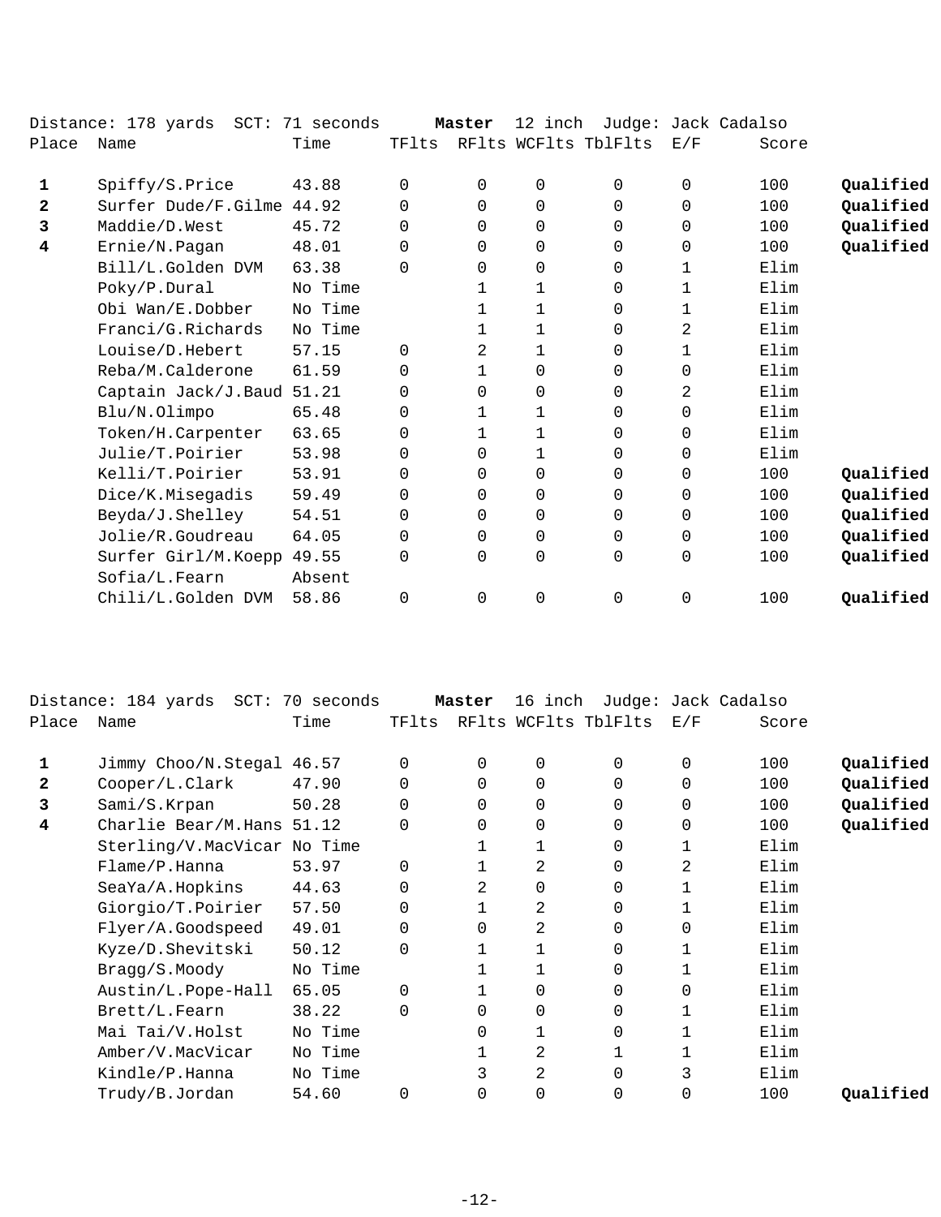Distance: 178 yards  SCT: 71 seconds  **Master**  12 inch  Judge: Jack Cadalso

| Place | Name | Time | TFlts | RFlts | WCFlts | TblFlts | E/F | Score | |
|---|---|---|---|---|---|---|---|---|---|
| **1** | Spiffy/S.Price | 43.88 | 0 | 0 | 0 | 0 | 0 | 100 | **Qualified** |
| **2** | Surfer Dude/F.Gilme | 44.92 | 0 | 0 | 0 | 0 | 0 | 100 | **Qualified** |
| **3** | Maddie/D.West | 45.72 | 0 | 0 | 0 | 0 | 0 | 100 | **Qualified** |
| **4** | Ernie/N.Pagan | 48.01 | 0 | 0 | 0 | 0 | 0 | 100 | **Qualified** |
| | Bill/L.Golden DVM | 63.38 | 0 | 0 | 0 | 0 | 1 | Elim | |
| | Poky/P.Dural | No Time | | 1 | 1 | 0 | 1 | Elim | |
| | Obi Wan/E.Dobber | No Time | | 1 | 1 | 0 | 1 | Elim | |
| | Franci/G.Richards | No Time | | 1 | 1 | 0 | 2 | Elim | |
| | Louise/D.Hebert | 57.15 | 0 | 2 | 1 | 0 | 1 | Elim | |
| | Reba/M.Calderone | 61.59 | 0 | 1 | 0 | 0 | 0 | Elim | |
| | Captain Jack/J.Baud | 51.21 | 0 | 0 | 0 | 0 | 2 | Elim | |
| | Blu/N.Olimpo | 65.48 | 0 | 1 | 1 | 0 | 0 | Elim | |
| | Token/H.Carpenter | 63.65 | 0 | 1 | 1 | 0 | 0 | Elim | |
| | Julie/T.Poirier | 53.98 | 0 | 0 | 1 | 0 | 0 | Elim | |
| | Kelli/T.Poirier | 53.91 | 0 | 0 | 0 | 0 | 0 | 100 | **Qualified** |
| | Dice/K.Misegadis | 59.49 | 0 | 0 | 0 | 0 | 0 | 100 | **Qualified** |
| | Beyda/J.Shelley | 54.51 | 0 | 0 | 0 | 0 | 0 | 100 | **Qualified** |
| | Jolie/R.Goudreau | 64.05 | 0 | 0 | 0 | 0 | 0 | 100 | **Qualified** |
| | Surfer Girl/M.Koepp | 49.55 | 0 | 0 | 0 | 0 | 0 | 100 | **Qualified** |
| | Sofia/L.Fearn | Absent | | | | | | | |
| | Chili/L.Golden DVM | 58.86 | 0 | 0 | 0 | 0 | 0 | 100 | **Qualified** |

Distance: 184 yards  SCT: 70 seconds  **Master**  16 inch  Judge: Jack Cadalso

| Place | Name | Time | TFlts | RFlts | WCFlts | TblFlts | E/F | Score | |
|---|---|---|---|---|---|---|---|---|---|
| **1** | Jimmy Choo/N.Stegal | 46.57 | 0 | 0 | 0 | 0 | 0 | 100 | **Qualified** |
| **2** | Cooper/L.Clark | 47.90 | 0 | 0 | 0 | 0 | 0 | 100 | **Qualified** |
| **3** | Sami/S.Krpan | 50.28 | 0 | 0 | 0 | 0 | 0 | 100 | **Qualified** |
| **4** | Charlie Bear/M.Hans | 51.12 | 0 | 0 | 0 | 0 | 0 | 100 | **Qualified** |
| | Sterling/V.MacVicar | No Time | | 1 | 1 | 0 | 1 | Elim | |
| | Flame/P.Hanna | 53.97 | 0 | 1 | 2 | 0 | 2 | Elim | |
| | SeaYa/A.Hopkins | 44.63 | 0 | 2 | 0 | 0 | 1 | Elim | |
| | Giorgio/T.Poirier | 57.50 | 0 | 1 | 2 | 0 | 1 | Elim | |
| | Flyer/A.Goodspeed | 49.01 | 0 | 0 | 2 | 0 | 0 | Elim | |
| | Kyze/D.Shevitski | 50.12 | 0 | 1 | 1 | 0 | 1 | Elim | |
| | Bragg/S.Moody | No Time | | 1 | 1 | 0 | 1 | Elim | |
| | Austin/L.Pope-Hall | 65.05 | 0 | 1 | 0 | 0 | 0 | Elim | |
| | Brett/L.Fearn | 38.22 | 0 | 0 | 0 | 0 | 1 | Elim | |
| | Mai Tai/V.Holst | No Time | | 0 | 1 | 0 | 1 | Elim | |
| | Amber/V.MacVicar | No Time | | 1 | 2 | 1 | 1 | Elim | |
| | Kindle/P.Hanna | No Time | | 3 | 2 | 0 | 3 | Elim | |
| | Trudy/B.Jordan | 54.60 | 0 | 0 | 0 | 0 | 0 | 100 | **Qualified** |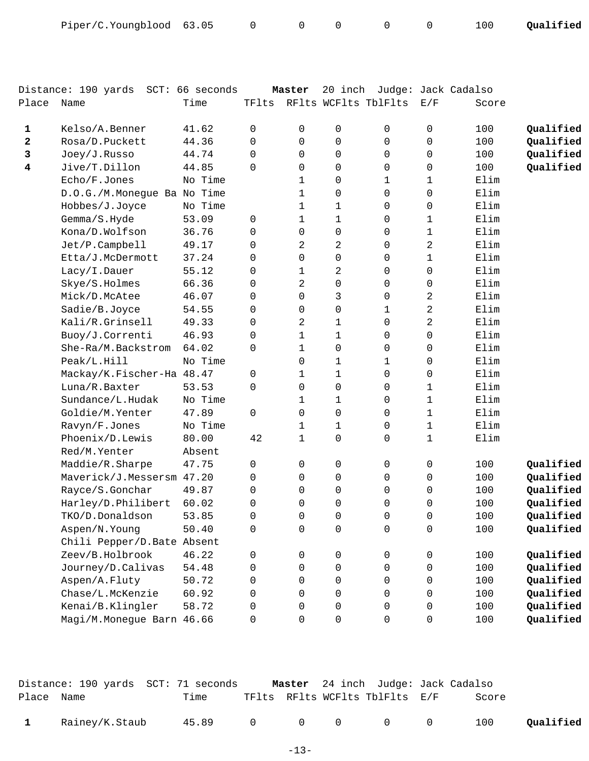| | Name | Time | TFlts | RFlts | WCFlts | TblFlts | E/F | Score | |
|---|---|---|---|---|---|---|---|---|---|
| | Piper/C.Youngblood | 63.05 | 0 | 0 | 0 | 0 | 0 | 100 | **Qualified** |

Distance: 190 yards SCT: 66 seconds **Master** 20 inch Judge: Jack Cadalso

| Place | Name | Time | TFlts | RFlts | WCFlts | TblFlts | E/F | Score | |
|---|---|---|---|---|---|---|---|---|---|
| **1** | Kelso/A.Benner | 41.62 | 0 | 0 | 0 | 0 | 0 | 100 | **Qualified** |
| **2** | Rosa/D.Puckett | 44.36 | 0 | 0 | 0 | 0 | 0 | 100 | **Qualified** |
| **3** | Joey/J.Russo | 44.74 | 0 | 0 | 0 | 0 | 0 | 100 | **Qualified** |
| **4** | Jive/T.Dillon | 44.85 | 0 | 0 | 0 | 0 | 0 | 100 | **Qualified** |
| | Echo/F.Jones | No Time | | 1 | 0 | 1 | 1 | Elim | |
| | D.O.G./M.Monegue Ba | No Time | | 1 | 0 | 0 | 0 | Elim | |
| | Hobbes/J.Joyce | No Time | | 1 | 1 | 0 | 0 | Elim | |
| | Gemma/S.Hyde | 53.09 | 0 | 1 | 1 | 0 | 1 | Elim | |
| | Kona/D.Wolfson | 36.76 | 0 | 0 | 0 | 0 | 1 | Elim | |
| | Jet/P.Campbell | 49.17 | 0 | 2 | 2 | 0 | 2 | Elim | |
| | Etta/J.McDermott | 37.24 | 0 | 0 | 0 | 0 | 1 | Elim | |
| | Lacy/I.Dauer | 55.12 | 0 | 1 | 2 | 0 | 0 | Elim | |
| | Skye/S.Holmes | 66.36 | 0 | 2 | 0 | 0 | 0 | Elim | |
| | Mick/D.McAtee | 46.07 | 0 | 0 | 3 | 0 | 2 | Elim | |
| | Sadie/B.Joyce | 54.55 | 0 | 0 | 0 | 1 | 2 | Elim | |
| | Kali/R.Grinsell | 49.33 | 0 | 2 | 1 | 0 | 2 | Elim | |
| | Buoy/J.Correnti | 46.93 | 0 | 1 | 1 | 0 | 0 | Elim | |
| | She-Ra/M.Backstrom | 64.02 | 0 | 1 | 0 | 0 | 0 | Elim | |
| | Peak/L.Hill | No Time | | 0 | 1 | 1 | 0 | Elim | |
| | Mackay/K.Fischer-Ha | 48.47 | 0 | 1 | 1 | 0 | 0 | Elim | |
| | Luna/R.Baxter | 53.53 | 0 | 0 | 0 | 0 | 1 | Elim | |
| | Sundance/L.Hudak | No Time | | 1 | 1 | 0 | 1 | Elim | |
| | Goldie/M.Yenter | 47.89 | 0 | 0 | 0 | 0 | 1 | Elim | |
| | Ravyn/F.Jones | No Time | | 1 | 1 | 0 | 1 | Elim | |
| | Phoenix/D.Lewis | 80.00 | 42 | 1 | 0 | 0 | 1 | Elim | |
| | Red/M.Yenter | Absent | | | | | | | |
| | Maddie/R.Sharpe | 47.75 | 0 | 0 | 0 | 0 | 0 | 100 | **Qualified** |
| | Maverick/J.Messersm | 47.20 | 0 | 0 | 0 | 0 | 0 | 100 | **Qualified** |
| | Rayce/S.Gonchar | 49.87 | 0 | 0 | 0 | 0 | 0 | 100 | **Qualified** |
| | Harley/D.Philibert | 60.02 | 0 | 0 | 0 | 0 | 0 | 100 | **Qualified** |
| | TKO/D.Donaldson | 53.85 | 0 | 0 | 0 | 0 | 0 | 100 | **Qualified** |
| | Aspen/N.Young | 50.40 | 0 | 0 | 0 | 0 | 0 | 100 | **Qualified** |
| | Chili Pepper/D.Bate | Absent | | | | | | | |
| | Zeev/B.Holbrook | 46.22 | 0 | 0 | 0 | 0 | 0 | 100 | **Qualified** |
| | Journey/D.Calivas | 54.48 | 0 | 0 | 0 | 0 | 0 | 100 | **Qualified** |
| | Aspen/A.Fluty | 50.72 | 0 | 0 | 0 | 0 | 0 | 100 | **Qualified** |
| | Chase/L.McKenzie | 60.92 | 0 | 0 | 0 | 0 | 0 | 100 | **Qualified** |
| | Kenai/B.Klingler | 58.72 | 0 | 0 | 0 | 0 | 0 | 100 | **Qualified** |
| | Magi/M.Monegue Barn | 46.66 | 0 | 0 | 0 | 0 | 0 | 100 | **Qualified** |

Distance: 190 yards SCT: 71 seconds **Master** 24 inch Judge: Jack Cadalso

| Place | Name | Time | TFlts | RFlts | WCFlts | TblFlts | E/F | Score | |
|---|---|---|---|---|---|---|---|---|---|
| **1** | Rainey/K.Staub | 45.89 | 0 | 0 | 0 | 0 | 0 | 100 | **Qualified** |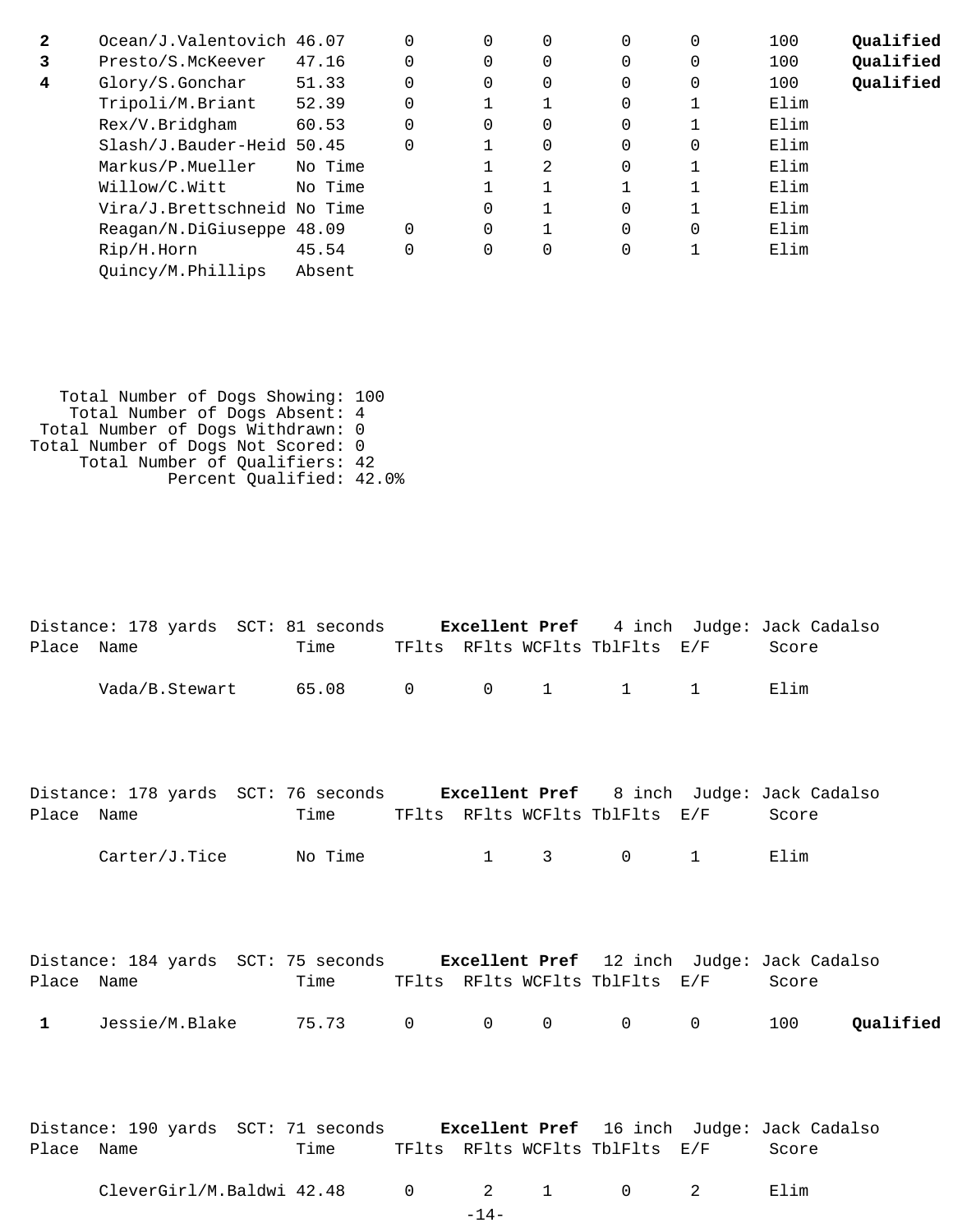| Place | Name | Time | TFlts | RFlts | WCFlts | TblFlts | E/F | Score | |
|---|---|---|---|---|---|---|---|---|---|
| **2** | Ocean/J.Valentovich | 46.07 | 0 | 0 | 0 | 0 | 0 | 100 | **Qualified** |
| **3** | Presto/S.McKeever | 47.16 | 0 | 0 | 0 | 0 | 0 | 100 | **Qualified** |
| **4** | Glory/S.Gonchar | 51.33 | 0 | 0 | 0 | 0 | 0 | 100 | **Qualified** |
| | Tripoli/M.Briant | 52.39 | 0 | 1 | 1 | 0 | 1 | Elim | |
| | Rex/V.Bridgham | 60.53 | 0 | 0 | 0 | 0 | 1 | Elim | |
| | Slash/J.Bauder-Heid | 50.45 | 0 | 1 | 0 | 0 | 0 | Elim | |
| | Markus/P.Mueller | No Time | | 1 | 2 | 0 | 1 | Elim | |
| | Willow/C.Witt | No Time | | 1 | 1 | 1 | 1 | Elim | |
| | Vira/J.Brettschneid | No Time | | 0 | 1 | 0 | 1 | Elim | |
| | Reagan/N.DiGiuseppe | 48.09 | 0 | 0 | 1 | 0 | 0 | Elim | |
| | Rip/H.Horn | 45.54 | 0 | 0 | 0 | 0 | 1 | Elim | |
| | Quincy/M.Phillips | Absent | | | | | | | |

Total Number of Dogs Showing: 100
Total Number of Dogs Absent: 4
Total Number of Dogs Withdrawn: 0
Total Number of Dogs Not Scored: 0
Total Number of Qualifiers: 42
Percent Qualified: 42.0%

Distance: 178 yards SCT: 81 seconds **Excellent Pref** 4 inch Judge: Jack Cadalso

| Place | Name | Time | TFlts | RFlts | WCFlts | TblFlts | E/F | Score |
|---|---|---|---|---|---|---|---|---|
| | Vada/B.Stewart | 65.08 | 0 | 0 | 1 | 1 | 1 | Elim |

Distance: 178 yards SCT: 76 seconds **Excellent Pref** 8 inch Judge: Jack Cadalso

| Place | Name | Time | TFlts | RFlts | WCFlts | TblFlts | E/F | Score |
|---|---|---|---|---|---|---|---|---|
| | Carter/J.Tice | No Time | | 1 | 3 | 0 | 1 | Elim |

Distance: 184 yards SCT: 75 seconds **Excellent Pref** 12 inch Judge: Jack Cadalso

| Place | Name | Time | TFlts | RFlts | WCFlts | TblFlts | E/F | Score | |
|---|---|---|---|---|---|---|---|---|---|
| **1** | Jessie/M.Blake | 75.73 | 0 | 0 | 0 | 0 | 0 | 100 | **Qualified** |

Distance: 190 yards SCT: 71 seconds **Excellent Pref** 16 inch Judge: Jack Cadalso

| Place | Name | Time | TFlts | RFlts | WCFlts | TblFlts | E/F | Score |
|---|---|---|---|---|---|---|---|---|
| | CleverGirl/M.Baldwi | 42.48 | 0 | 2 | 1 | 0 | 2 | Elim |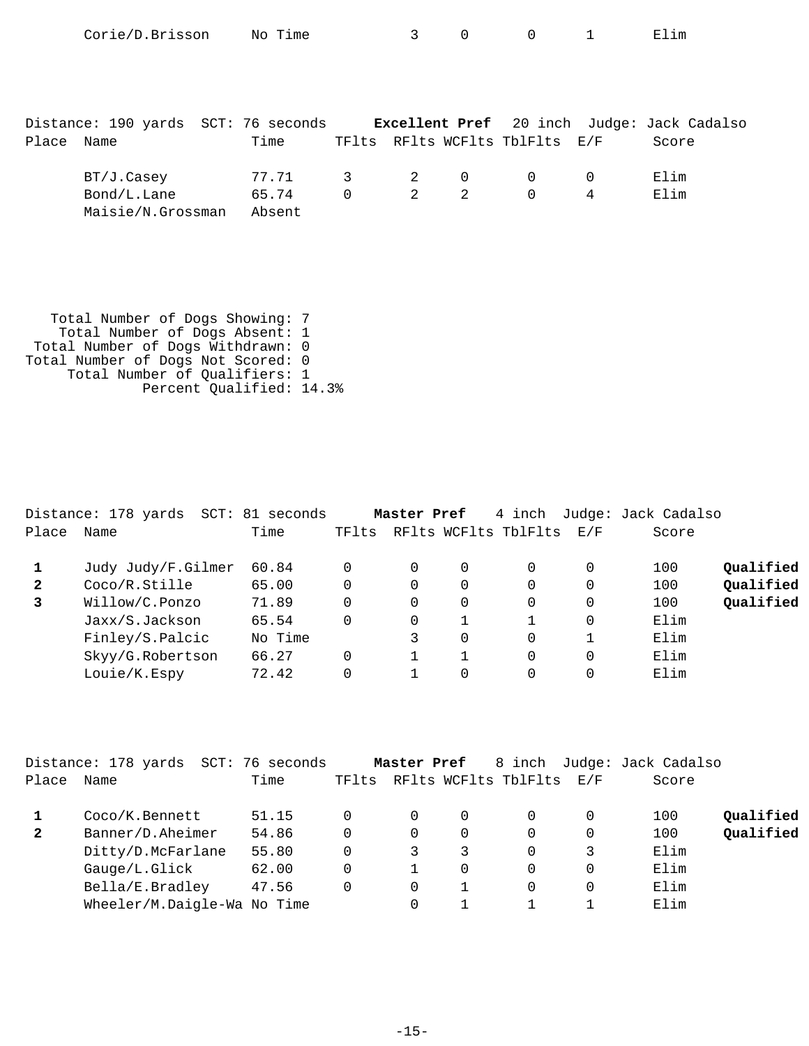| Place | Name | Time | TFlts | RFlts | WCFlts | TblFlts | E/F | Score | |
|---|---|---|---|---|---|---|---|---|---|
| | Corie/D.Brisson | No Time | | 3 | 0 | 0 | 1 | Elim | |

Distance: 190 yards SCT: 76 seconds **Excellent Pref** 20 inch Judge: Jack Cadalso

| Place | Name | Time | TFlts | RFlts | WCFlts | TblFlts | E/F | Score |
|---|---|---|---|---|---|---|---|---|
| | BT/J.Casey | 77.71 | 3 | 2 | 0 | 0 | 0 | Elim |
| | Bond/L.Lane | 65.74 | 0 | 2 | 2 | 0 | 4 | Elim |
| | Maisie/N.Grossman | Absent | | | | | | |

Total Number of Dogs Showing: 7
Total Number of Dogs Absent: 1
Total Number of Dogs Withdrawn: 0
Total Number of Dogs Not Scored: 0
Total Number of Qualifiers: 1
Percent Qualified: 14.3%

Distance: 178 yards SCT: 81 seconds **Master Pref** 4 inch Judge: Jack Cadalso

| Place | Name | Time | TFlts | RFlts | WCFlts | TblFlts | E/F | Score | |
|---|---|---|---|---|---|---|---|---|---|
| **1** | Judy Judy/F.Gilmer | 60.84 | 0 | 0 | 0 | 0 | 0 | 100 | **Qualified** |
| **2** | Coco/R.Stille | 65.00 | 0 | 0 | 0 | 0 | 0 | 100 | **Qualified** |
| **3** | Willow/C.Ponzo | 71.89 | 0 | 0 | 0 | 0 | 0 | 100 | **Qualified** |
| | Jaxx/S.Jackson | 65.54 | 0 | 0 | 1 | 1 | 0 | Elim | |
| | Finley/S.Palcic | No Time | | 3 | 0 | 0 | 1 | Elim | |
| | Skyy/G.Robertson | 66.27 | 0 | 1 | 1 | 0 | 0 | Elim | |
| | Louie/K.Espy | 72.42 | 0 | 1 | 0 | 0 | 0 | Elim | |

Distance: 178 yards SCT: 76 seconds **Master Pref** 8 inch Judge: Jack Cadalso

| Place | Name | Time | TFlts | RFlts | WCFlts | TblFlts | E/F | Score | |
|---|---|---|---|---|---|---|---|---|---|
| **1** | Coco/K.Bennett | 51.15 | 0 | 0 | 0 | 0 | 0 | 100 | **Qualified** |
| **2** | Banner/D.Aheimer | 54.86 | 0 | 0 | 0 | 0 | 0 | 100 | **Qualified** |
| | Ditty/D.McFarlane | 55.80 | 0 | 3 | 3 | 0 | 3 | Elim | |
| | Gauge/L.Glick | 62.00 | 0 | 1 | 0 | 0 | 0 | Elim | |
| | Bella/E.Bradley | 47.56 | 0 | 0 | 1 | 0 | 0 | Elim | |
| | Wheeler/M.Daigle-Wa | No Time | | 0 | 1 | 1 | 1 | Elim | |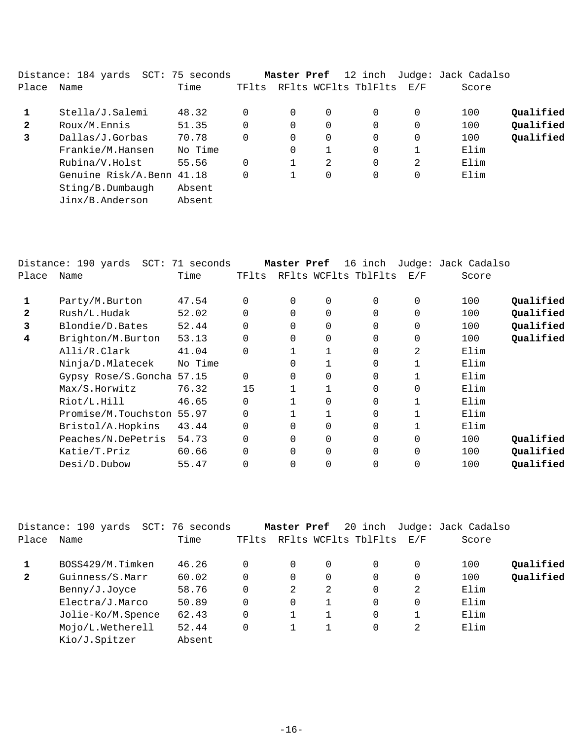Distance: 184 yards  SCT: 75 seconds  **Master Pref**  12 inch  Judge: Jack Cadalso

| Place | Name | Time | TFlts | RFlts | WCFlts | TblFlts | E/F | Score | |
|---|---|---|---|---|---|---|---|---|---|
| **1** | Stella/J.Salemi | 48.32 | 0 | 0 | 0 | 0 | 0 | 100 | **Qualified** |
| **2** | Roux/M.Ennis | 51.35 | 0 | 0 | 0 | 0 | 0 | 100 | **Qualified** |
| **3** | Dallas/J.Gorbas | 70.78 | 0 | 0 | 0 | 0 | 0 | 100 | **Qualified** |
| | Frankie/M.Hansen | No Time | | 0 | 1 | 0 | 1 | Elim | |
| | Rubina/V.Holst | 55.56 | 0 | 1 | 2 | 0 | 2 | Elim | |
| | Genuine Risk/A.Benn | 41.18 | 0 | 1 | 0 | 0 | 0 | Elim | |
| | Sting/B.Dumbaugh | Absent | | | | | | | |
| | Jinx/B.Anderson | Absent | | | | | | | |

Distance: 190 yards  SCT: 71 seconds  **Master Pref**  16 inch  Judge: Jack Cadalso

| Place | Name | Time | TFlts | RFlts | WCFlts | TblFlts | E/F | Score | |
|---|---|---|---|---|---|---|---|---|---|
| **1** | Party/M.Burton | 47.54 | 0 | 0 | 0 | 0 | 0 | 100 | **Qualified** |
| **2** | Rush/L.Hudak | 52.02 | 0 | 0 | 0 | 0 | 0 | 100 | **Qualified** |
| **3** | Blondie/D.Bates | 52.44 | 0 | 0 | 0 | 0 | 0 | 100 | **Qualified** |
| **4** | Brighton/M.Burton | 53.13 | 0 | 0 | 0 | 0 | 0 | 100 | **Qualified** |
| | Alli/R.Clark | 41.04 | 0 | 1 | 1 | 0 | 2 | Elim | |
| | Ninja/D.Mlatecek | No Time | | 0 | 1 | 0 | 1 | Elim | |
| | Gypsy Rose/S.Goncha | 57.15 | 0 | 0 | 0 | 0 | 1 | Elim | |
| | Max/S.Horwitz | 76.32 | 15 | 1 | 1 | 0 | 0 | Elim | |
| | Riot/L.Hill | 46.65 | 0 | 1 | 0 | 0 | 1 | Elim | |
| | Promise/M.Touchston | 55.97 | 0 | 1 | 1 | 0 | 1 | Elim | |
| | Bristol/A.Hopkins | 43.44 | 0 | 0 | 0 | 0 | 1 | Elim | |
| | Peaches/N.DePetris | 54.73 | 0 | 0 | 0 | 0 | 0 | 100 | **Qualified** |
| | Katie/T.Priz | 60.66 | 0 | 0 | 0 | 0 | 0 | 100 | **Qualified** |
| | Desi/D.Dubow | 55.47 | 0 | 0 | 0 | 0 | 0 | 100 | **Qualified** |

Distance: 190 yards  SCT: 76 seconds  **Master Pref**  20 inch  Judge: Jack Cadalso

| Place | Name | Time | TFlts | RFlts | WCFlts | TblFlts | E/F | Score | |
|---|---|---|---|---|---|---|---|---|---|
| **1** | BOSS429/M.Timken | 46.26 | 0 | 0 | 0 | 0 | 0 | 100 | **Qualified** |
| **2** | Guinness/S.Marr | 60.02 | 0 | 0 | 0 | 0 | 0 | 100 | **Qualified** |
| | Benny/J.Joyce | 58.76 | 0 | 2 | 2 | 0 | 2 | Elim | |
| | Electra/J.Marco | 50.89 | 0 | 0 | 1 | 0 | 0 | Elim | |
| | Jolie-Ko/M.Spence | 62.43 | 0 | 1 | 1 | 0 | 1 | Elim | |
| | Mojo/L.Wetherell | 52.44 | 0 | 1 | 1 | 0 | 2 | Elim | |
| | Kio/J.Spitzer | Absent | | | | | | | |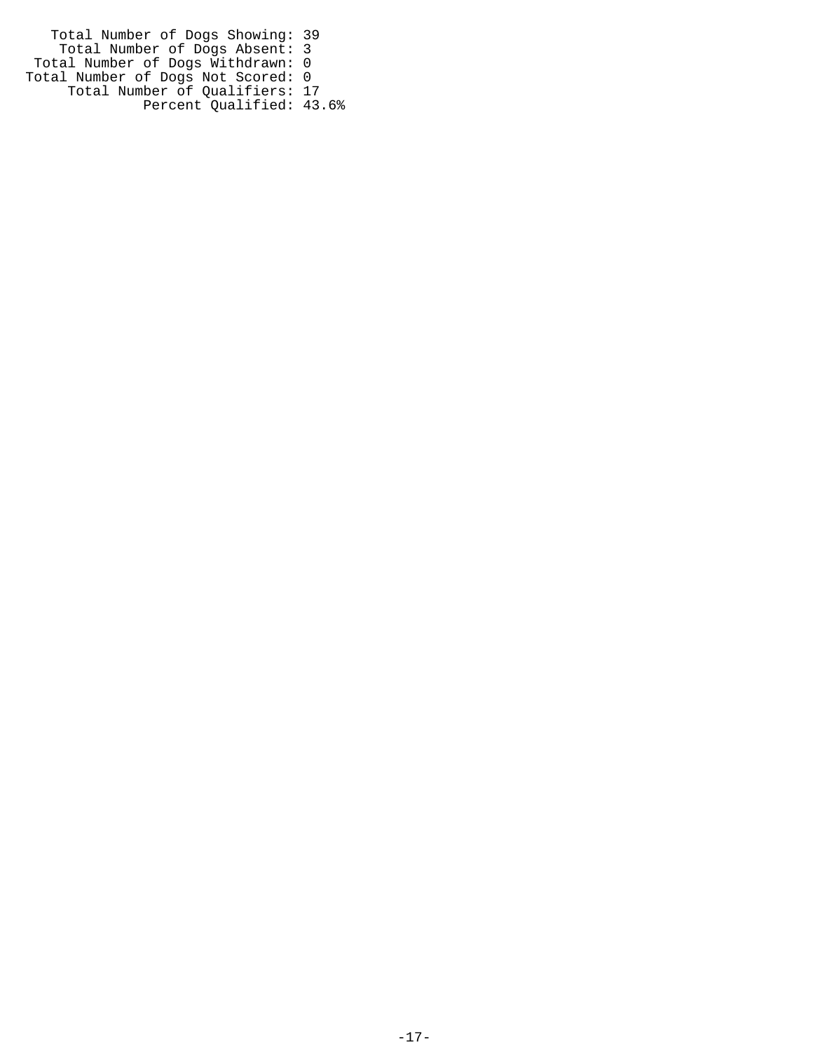```
    Total Number of Dogs Showing: 39
     Total Number of Dogs Absent: 3
  Total Number of Dogs Withdrawn: 0
Total Number of Dogs Not Scored: 0
      Total Number of Qualifiers: 17
              Percent Qualified: 43.6%
```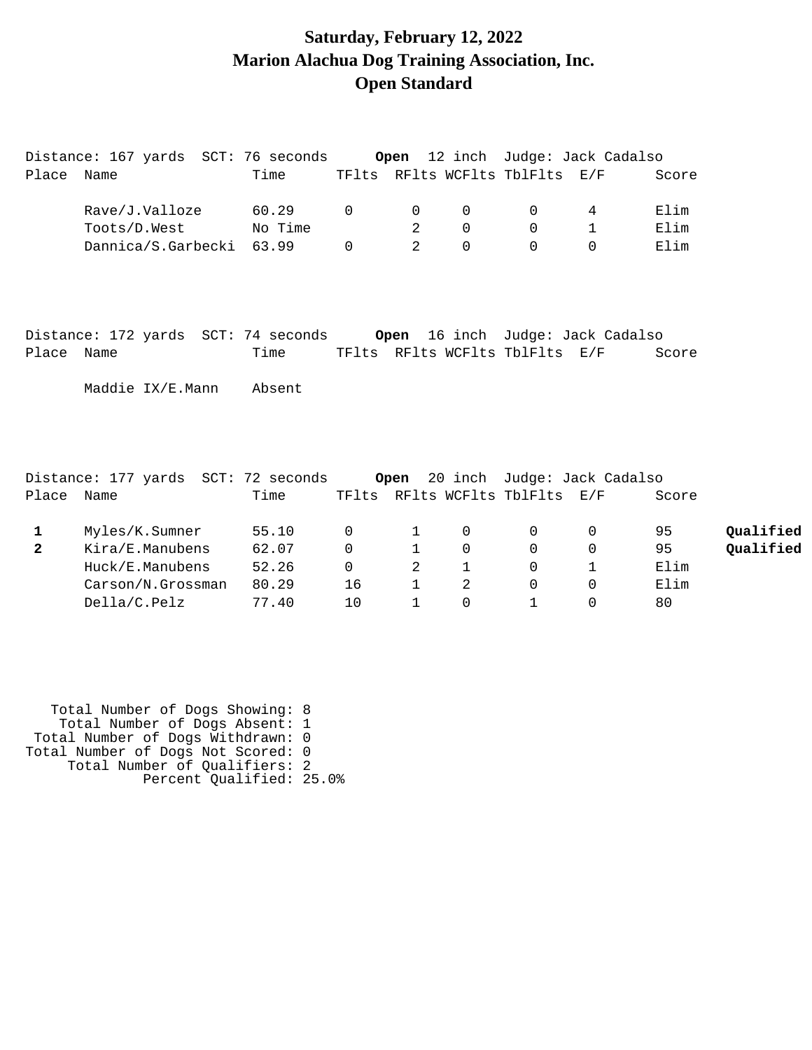# Saturday, February 12, 2022
# Marion Alachua Dog Training Association, Inc.
# Open Standard

Distance: 167 yards SCT: 76 seconds **Open** 12 inch Judge: Jack Cadalso

| Place | Name | Time | TFlts | RFlts | WCFlts | TblFlts | E/F | Score | |
|---|---|---|---|---|---|---|---|---|---|
| | Rave/J.Valloze | 60.29 | 0 | 0 | 0 | 0 | 4 | Elim | |
| | Toots/D.West | No Time | | 2 | 0 | 0 | 1 | Elim | |
| | Dannica/S.Garbecki | 63.99 | 0 | 2 | 0 | 0 | 0 | Elim | |

Distance: 172 yards SCT: 74 seconds **Open** 16 inch Judge: Jack Cadalso

| Place | Name | Time | TFlts | RFlts | WCFlts | TblFlts | E/F | Score | |
|---|---|---|---|---|---|---|---|---|---|
| | Maddie IX/E.Mann | Absent | | | | | | | |

Distance: 177 yards SCT: 72 seconds **Open** 20 inch Judge: Jack Cadalso

| Place | Name | Time | TFlts | RFlts | WCFlts | TblFlts | E/F | Score | |
|---|---|---|---|---|---|---|---|---|---|
| **1** | Myles/K.Sumner | 55.10 | 0 | 1 | 0 | 0 | 0 | 95 | **Qualified** |
| **2** | Kira/E.Manubens | 62.07 | 0 | 1 | 0 | 0 | 0 | 95 | **Qualified** |
| | Huck/E.Manubens | 52.26 | 0 | 2 | 1 | 0 | 1 | Elim | |
| | Carson/N.Grossman | 80.29 | 16 | 1 | 2 | 0 | 0 | Elim | |
| | Della/C.Pelz | 77.40 | 10 | 1 | 0 | 1 | 0 | 80 | |

Total Number of Dogs Showing: 8
Total Number of Dogs Absent: 1
Total Number of Dogs Withdrawn: 0
Total Number of Dogs Not Scored: 0
Total Number of Qualifiers: 2
Percent Qualified: 25.0%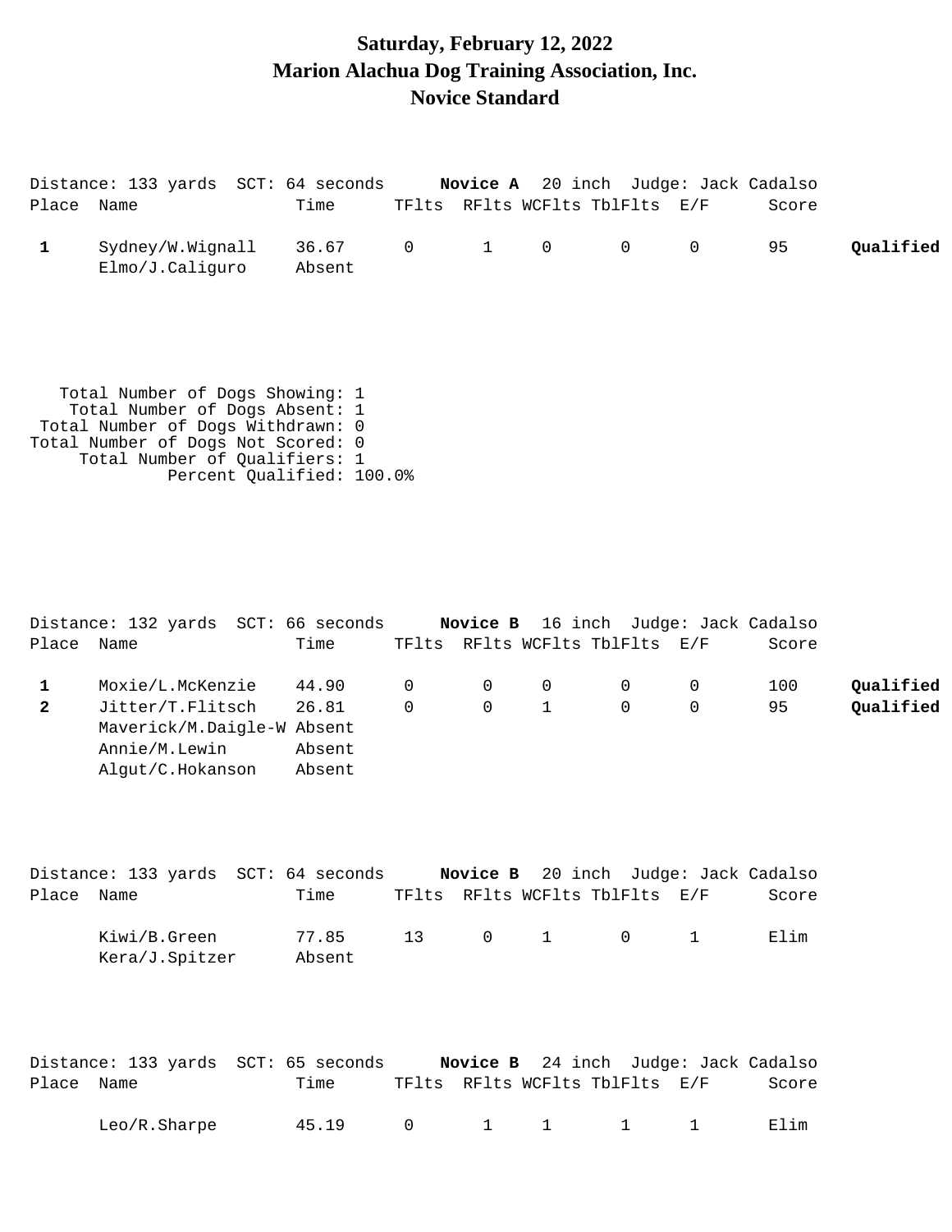# Saturday, February 12, 2022
# Marion Alachua Dog Training Association, Inc.
# Novice Standard

Distance: 133 yards SCT: 64 seconds **Novice A** 20 inch Judge: Jack Cadalso

| Place | Name | Time | TFlts | RFlts | WCFlts | TblFlts | E/F | Score | |
|---|---|---|---|---|---|---|---|---|---|
| **1** | Sydney/W.Wignall | 36.67 | 0 | 1 | 0 | 0 | 0 | 95 | **Qualified** |
| | Elmo/J.Caliguro | Absent | | | | | | | |

Total Number of Dogs Showing: 1
Total Number of Dogs Absent: 1
Total Number of Dogs Withdrawn: 0
Total Number of Dogs Not Scored: 0
Total Number of Qualifiers: 1
Percent Qualified: 100.0%

Distance: 132 yards SCT: 66 seconds **Novice B** 16 inch Judge: Jack Cadalso

| Place | Name | Time | TFlts | RFlts | WCFlts | TblFlts | E/F | Score | |
|---|---|---|---|---|---|---|---|---|---|
| **1** | Moxie/L.McKenzie | 44.90 | 0 | 0 | 0 | 0 | 0 | 100 | **Qualified** |
| **2** | Jitter/T.Flitsch | 26.81 | 0 | 0 | 1 | 0 | 0 | 95 | **Qualified** |
| | Maverick/M.Daigle-W | Absent | | | | | | | |
| | Annie/M.Lewin | Absent | | | | | | | |
| | Algut/C.Hokanson | Absent | | | | | | | |

Distance: 133 yards SCT: 64 seconds **Novice B** 20 inch Judge: Jack Cadalso

| Place | Name | Time | TFlts | RFlts | WCFlts | TblFlts | E/F | Score |
|---|---|---|---|---|---|---|---|---|
| | Kiwi/B.Green | 77.85 | 13 | 0 | 1 | 0 | 1 | Elim |
| | Kera/J.Spitzer | Absent | | | | | | |

Distance: 133 yards SCT: 65 seconds **Novice B** 24 inch Judge: Jack Cadalso

| Place | Name | Time | TFlts | RFlts | WCFlts | TblFlts | E/F | Score |
|---|---|---|---|---|---|---|---|---|
| | Leo/R.Sharpe | 45.19 | 0 | 1 | 1 | 1 | 1 | Elim |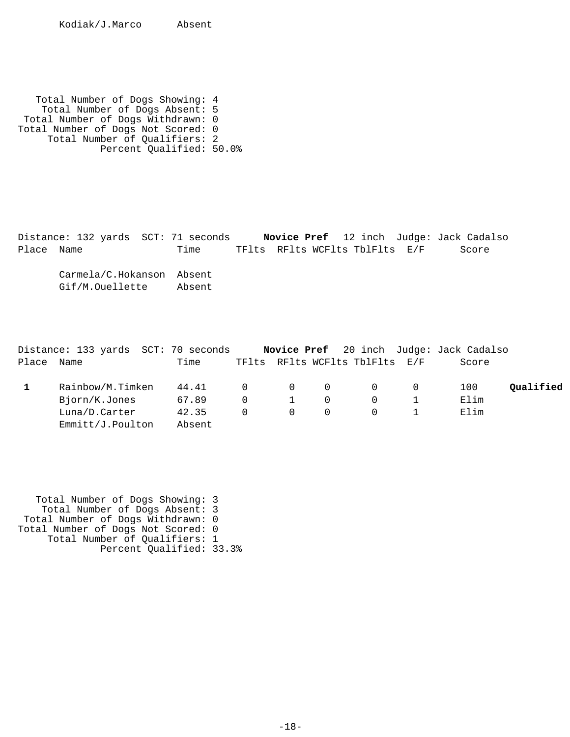Kodiak/J.Marco Absent

Total Number of Dogs Showing: 4
Total Number of Dogs Absent: 5
Total Number of Dogs Withdrawn: 0
Total Number of Dogs Not Scored: 0
Total Number of Qualifiers: 2
Percent Qualified: 50.0%

Distance: 132 yards SCT: 71 seconds **Novice Pref** 12 inch Judge: Jack Cadalso

| Place | Name | Time | TFlts | RFlts | WCFlts | TblFlts | E/F | Score | |
|---|---|---|---|---|---|---|---|---|---|
| | Carmela/C.Hokanson | Absent | | | | | | | |
| | Gif/M.Ouellette | Absent | | | | | | | |

Distance: 133 yards SCT: 70 seconds **Novice Pref** 20 inch Judge: Jack Cadalso

| Place | Name | Time | TFlts | RFlts | WCFlts | TblFlts | E/F | Score | |
|---|---|---|---|---|---|---|---|---|---|
| **1** | Rainbow/M.Timken | 44.41 | 0 | 0 | 0 | 0 | 0 | 100 | **Qualified** |
| | Bjorn/K.Jones | 67.89 | 0 | 1 | 0 | 0 | 1 | Elim | |
| | Luna/D.Carter | 42.35 | 0 | 0 | 0 | 0 | 1 | Elim | |
| | Emmitt/J.Poulton | Absent | | | | | | | |

Total Number of Dogs Showing: 3
Total Number of Dogs Absent: 3
Total Number of Dogs Withdrawn: 0
Total Number of Dogs Not Scored: 0
Total Number of Qualifiers: 1
Percent Qualified: 33.3%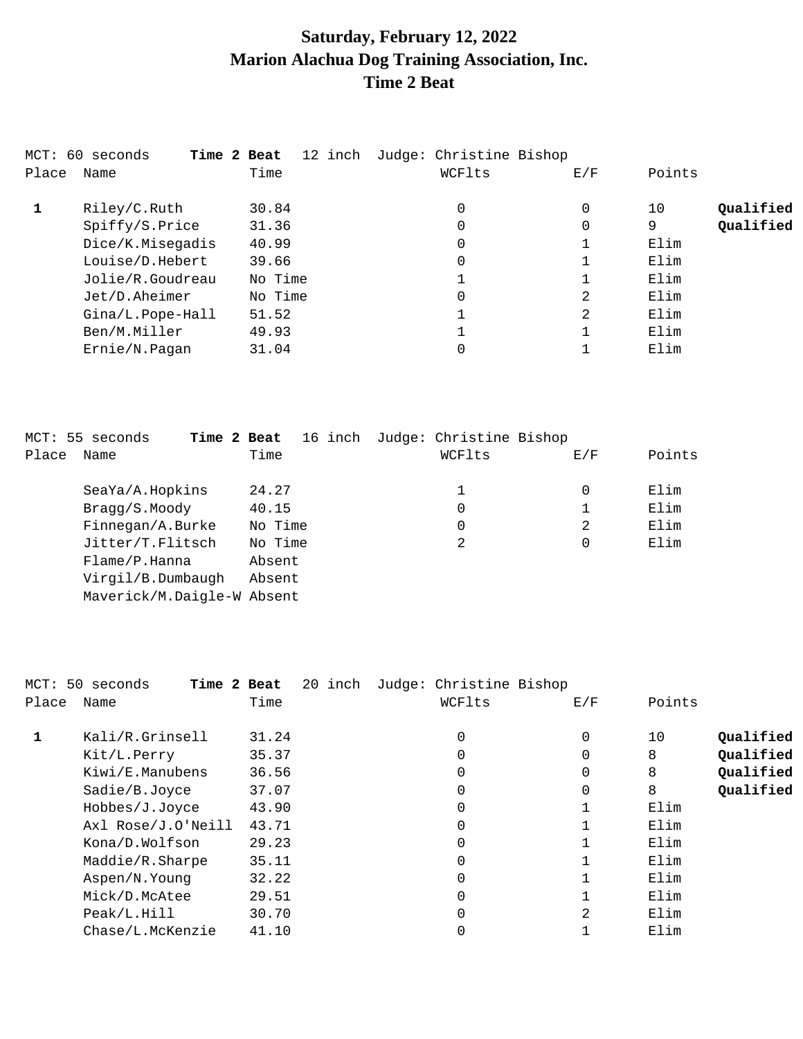# Saturday, February 12, 2022
# Marion Alachua Dog Training Association, Inc.
# Time 2 Beat

MCT: 60 seconds **Time 2 Beat** 12 inch Judge: Christine Bishop

| Place | Name | Time | WCFlts | E/F | Points | |
|---|---|---|---|---|---|---|
| **1** | Riley/C.Ruth | 30.84 | 0 | 0 | 10 | **Qualified** |
| | Spiffy/S.Price | 31.36 | 0 | 0 | 9 | **Qualified** |
| | Dice/K.Misegadis | 40.99 | 0 | 1 | Elim | |
| | Louise/D.Hebert | 39.66 | 0 | 1 | Elim | |
| | Jolie/R.Goudreau | No Time | 1 | 1 | Elim | |
| | Jet/D.Aheimer | No Time | 0 | 2 | Elim | |
| | Gina/L.Pope-Hall | 51.52 | 1 | 2 | Elim | |
| | Ben/M.Miller | 49.93 | 1 | 1 | Elim | |
| | Ernie/N.Pagan | 31.04 | 0 | 1 | Elim | |

MCT: 55 seconds **Time 2 Beat** 16 inch Judge: Christine Bishop

| Place | Name | Time | WCFlts | E/F | Points |
|---|---|---|---|---|---|
| | SeaYa/A.Hopkins | 24.27 | 1 | 0 | Elim |
| | Bragg/S.Moody | 40.15 | 0 | 1 | Elim |
| | Finnegan/A.Burke | No Time | 0 | 2 | Elim |
| | Jitter/T.Flitsch | No Time | 2 | 0 | Elim |
| | Flame/P.Hanna | Absent | | | |
| | Virgil/B.Dumbaugh | Absent | | | |
| | Maverick/M.Daigle-W | Absent | | | |

MCT: 50 seconds **Time 2 Beat** 20 inch Judge: Christine Bishop

| Place | Name | Time | WCFlts | E/F | Points | |
|---|---|---|---|---|---|---|
| **1** | Kali/R.Grinsell | 31.24 | 0 | 0 | 10 | **Qualified** |
| | Kit/L.Perry | 35.37 | 0 | 0 | 8 | **Qualified** |
| | Kiwi/E.Manubens | 36.56 | 0 | 0 | 8 | **Qualified** |
| | Sadie/B.Joyce | 37.07 | 0 | 0 | 8 | **Qualified** |
| | Hobbes/J.Joyce | 43.90 | 0 | 1 | Elim | |
| | Axl Rose/J.O'Neill | 43.71 | 0 | 1 | Elim | |
| | Kona/D.Wolfson | 29.23 | 0 | 1 | Elim | |
| | Maddie/R.Sharpe | 35.11 | 0 | 1 | Elim | |
| | Aspen/N.Young | 32.22 | 0 | 1 | Elim | |
| | Mick/D.McAtee | 29.51 | 0 | 1 | Elim | |
| | Peak/L.Hill | 30.70 | 0 | 2 | Elim | |
| | Chase/L.McKenzie | 41.10 | 0 | 1 | Elim | |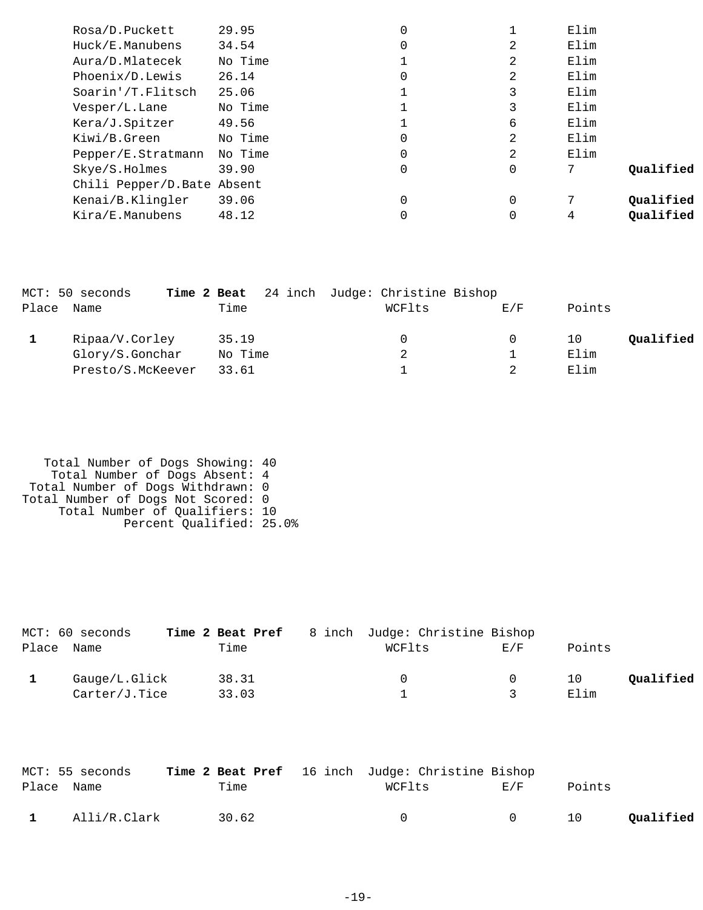| Place | Name | Time | WCFlts | E/F | Points | |
|---|---|---|---|---|---|---|
| | Rosa/D.Puckett | 29.95 | 0 | 1 | Elim | |
| | Huck/E.Manubens | 34.54 | 0 | 2 | Elim | |
| | Aura/D.Mlatecek | No Time | 1 | 2 | Elim | |
| | Phoenix/D.Lewis | 26.14 | 0 | 2 | Elim | |
| | Soarin'/T.Flitsch | 25.06 | 1 | 3 | Elim | |
| | Vesper/L.Lane | No Time | 1 | 3 | Elim | |
| | Kera/J.Spitzer | 49.56 | 1 | 6 | Elim | |
| | Kiwi/B.Green | No Time | 0 | 2 | Elim | |
| | Pepper/E.Stratmann | No Time | 0 | 2 | Elim | |
| | Skye/S.Holmes | 39.90 | 0 | 0 | 7 | **Qualified** |
| | Chili Pepper/D.Bate | Absent | | | | |
| | Kenai/B.Klingler | 39.06 | 0 | 0 | 7 | **Qualified** |
| | Kira/E.Manubens | 48.12 | 0 | 0 | 4 | **Qualified** |

MCT: 50 seconds **Time 2 Beat** 24 inch Judge: Christine Bishop

| Place | Name | Time | WCFlts | E/F | Points | |
|---|---|---|---|---|---|---|
| **1** | Ripaa/V.Corley | 35.19 | 0 | 0 | 10 | **Qualified** |
| | Glory/S.Gonchar | No Time | 2 | 1 | Elim | |
| | Presto/S.McKeever | 33.61 | 1 | 2 | Elim | |

Total Number of Dogs Showing: 40
Total Number of Dogs Absent: 4
Total Number of Dogs Withdrawn: 0
Total Number of Dogs Not Scored: 0
Total Number of Qualifiers: 10
Percent Qualified: 25.0%

MCT: 60 seconds **Time 2 Beat Pref** 8 inch Judge: Christine Bishop

| Place | Name | Time | WCFlts | E/F | Points | |
|---|---|---|---|---|---|---|
| **1** | Gauge/L.Glick | 38.31 | 0 | 0 | 10 | **Qualified** |
| | Carter/J.Tice | 33.03 | 1 | 3 | Elim | |

MCT: 55 seconds **Time 2 Beat Pref** 16 inch Judge: Christine Bishop

| Place | Name | Time | WCFlts | E/F | Points | |
|---|---|---|---|---|---|---|
| **1** | Alli/R.Clark | 30.62 | 0 | 0 | 10 | **Qualified** |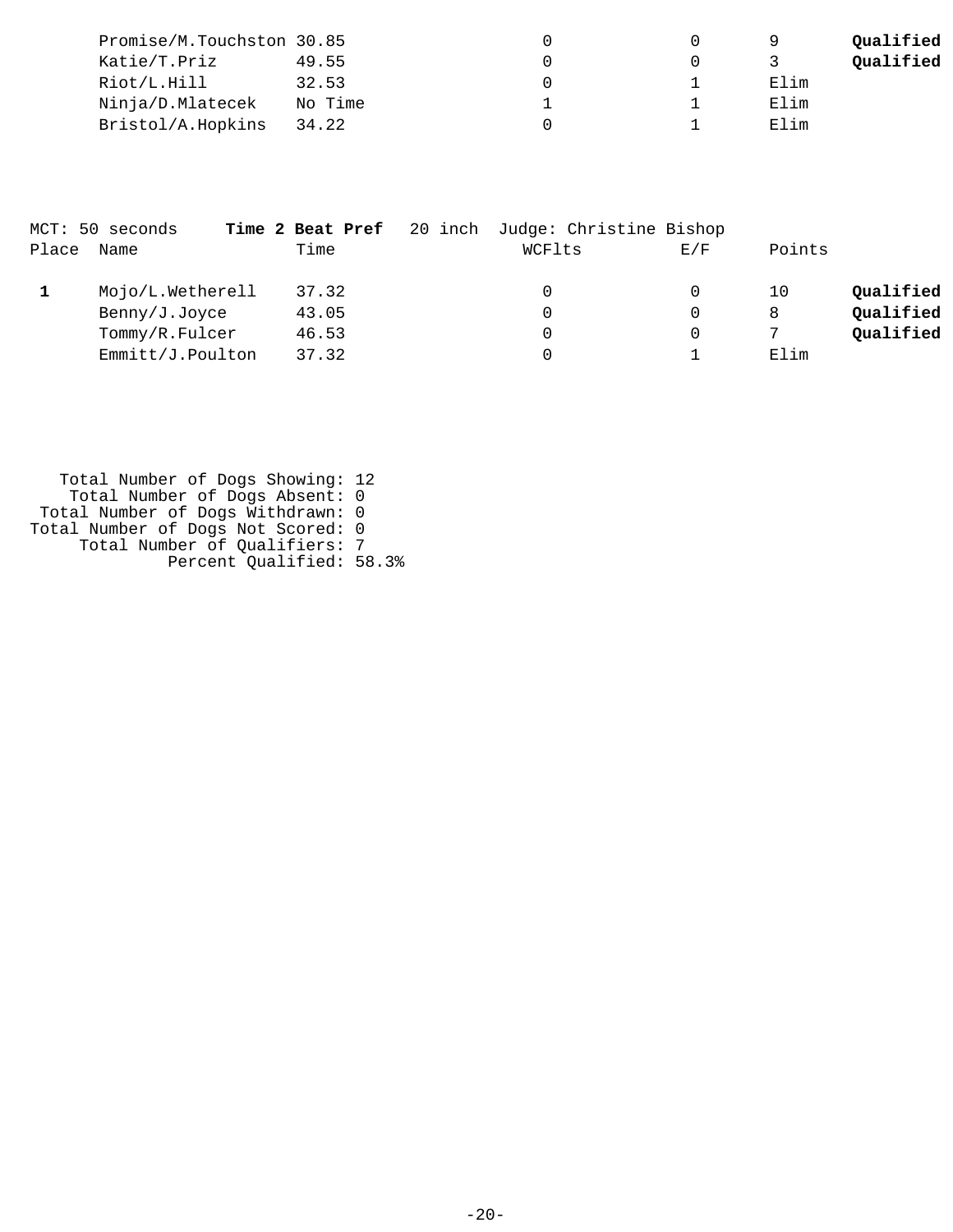| Place | Name | Time | WCFlts | E/F | Points | |
|---|---|---|---|---|---|---|
| | Promise/M.Touchston | 30.85 | 0 | 0 | 9 | **Qualified** |
| | Katie/T.Priz | 49.55 | 0 | 0 | 3 | **Qualified** |
| | Riot/L.Hill | 32.53 | 0 | 1 | Elim | |
| | Ninja/D.Mlatecek | No Time | 1 | 1 | Elim | |
| | Bristol/A.Hopkins | 34.22 | 0 | 1 | Elim | |

MCT: 50 seconds **Time 2 Beat Pref** 20 inch Judge: Christine Bishop

| Place | Name | Time | WCFlts | E/F | Points | |
|---|---|---|---|---|---|---|
| **1** | Mojo/L.Wetherell | 37.32 | 0 | 0 | 10 | **Qualified** |
| | Benny/J.Joyce | 43.05 | 0 | 0 | 8 | **Qualified** |
| | Tommy/R.Fulcer | 46.53 | 0 | 0 | 7 | **Qualified** |
| | Emmitt/J.Poulton | 37.32 | 0 | 1 | Elim | |

Total Number of Dogs Showing: 12
Total Number of Dogs Absent: 0
Total Number of Dogs Withdrawn: 0
Total Number of Dogs Not Scored: 0
Total Number of Qualifiers: 7
Percent Qualified: 58.3%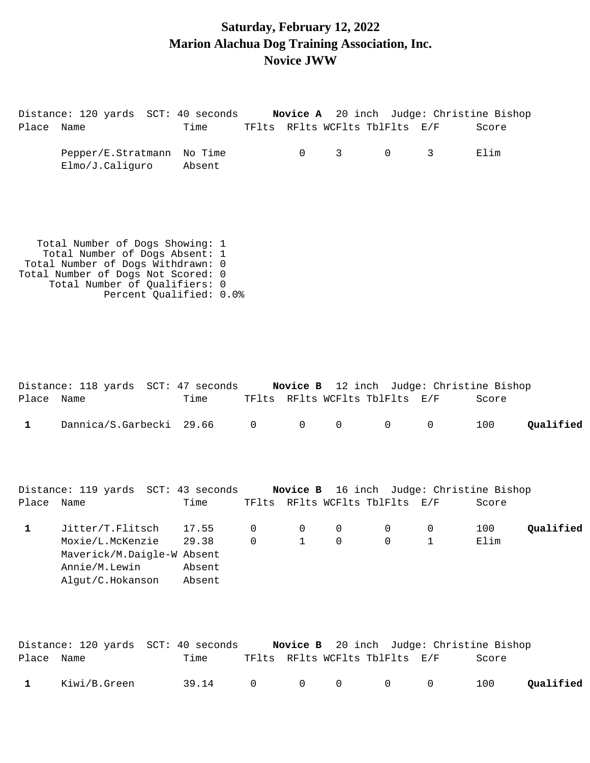# Saturday, February 12, 2022
# Marion Alachua Dog Training Association, Inc.
# Novice JWW

Distance: 120 yards SCT: 40 seconds **Novice A** 20 inch Judge: Christine Bishop

| Place | Name | Time | TFlts | RFlts | WCFlts | TblFlts | E/F | Score | |
|---|---|---|---|---|---|---|---|---|---|
| | Pepper/E.Stratmann | No Time | | 0 | 3 | 0 | 3 | Elim | |
| | Elmo/J.Caliguro | Absent | | | | | | | |

Total Number of Dogs Showing: 1
Total Number of Dogs Absent: 1
Total Number of Dogs Withdrawn: 0
Total Number of Dogs Not Scored: 0
Total Number of Qualifiers: 0
Percent Qualified: 0.0%

Distance: 118 yards SCT: 47 seconds **Novice B** 12 inch Judge: Christine Bishop

| Place | Name | Time | TFlts | RFlts | WCFlts | TblFlts | E/F | Score | |
|---|---|---|---|---|---|---|---|---|---|
| **1** | Dannica/S.Garbecki | 29.66 | 0 | 0 | 0 | 0 | 0 | 100 | **Qualified** |

Distance: 119 yards SCT: 43 seconds **Novice B** 16 inch Judge: Christine Bishop

| Place | Name | Time | TFlts | RFlts | WCFlts | TblFlts | E/F | Score | |
|---|---|---|---|---|---|---|---|---|---|
| **1** | Jitter/T.Flitsch | 17.55 | 0 | 0 | 0 | 0 | 0 | 100 | **Qualified** |
| | Moxie/L.McKenzie | 29.38 | 0 | 1 | 0 | 0 | 1 | Elim | |
| | Maverick/M.Daigle-W | Absent | | | | | | | |
| | Annie/M.Lewin | Absent | | | | | | | |
| | Algut/C.Hokanson | Absent | | | | | | | |

Distance: 120 yards SCT: 40 seconds **Novice B** 20 inch Judge: Christine Bishop

| Place | Name | Time | TFlts | RFlts | WCFlts | TblFlts | E/F | Score | |
|---|---|---|---|---|---|---|---|---|---|
| **1** | Kiwi/B.Green | 39.14 | 0 | 0 | 0 | 0 | 0 | 100 | **Qualified** |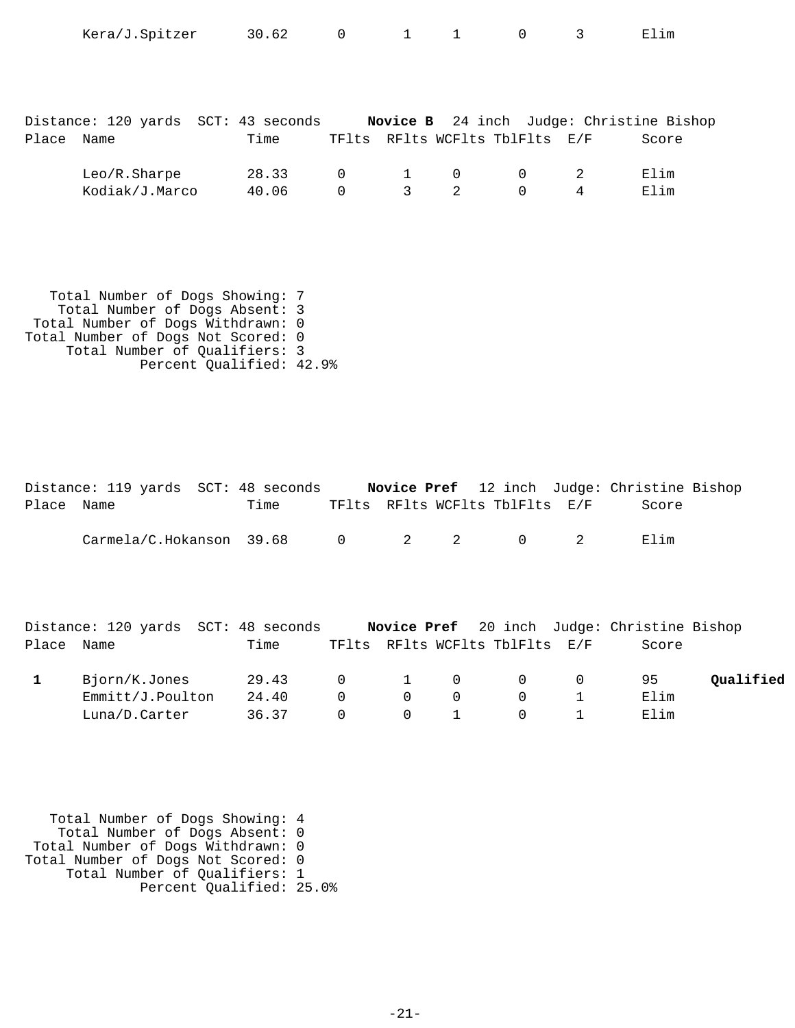| Place | Name | Time | TFlts | RFlts | WCFlts | TblFlts | E/F | Score | |
|---|---|---|---|---|---|---|---|---|---|
| | Kera/J.Spitzer | 30.62 | 0 | 1 | 1 | 0 | 3 | Elim | |

Distance: 120 yards SCT: 43 seconds **Novice B** 24 inch Judge: Christine Bishop

| Place | Name | Time | TFlts | RFlts | WCFlts | TblFlts | E/F | Score |
|---|---|---|---|---|---|---|---|---|
| | Leo/R.Sharpe | 28.33 | 0 | 1 | 0 | 0 | 2 | Elim |
| | Kodiak/J.Marco | 40.06 | 0 | 3 | 2 | 0 | 4 | Elim |

Total Number of Dogs Showing: 7
Total Number of Dogs Absent: 3
Total Number of Dogs Withdrawn: 0
Total Number of Dogs Not Scored: 0
Total Number of Qualifiers: 3
Percent Qualified: 42.9%

Distance: 119 yards SCT: 48 seconds **Novice Pref** 12 inch Judge: Christine Bishop

| Place | Name | Time | TFlts | RFlts | WCFlts | TblFlts | E/F | Score |
|---|---|---|---|---|---|---|---|---|
| | Carmela/C.Hokanson | 39.68 | 0 | 2 | 2 | 0 | 2 | Elim |

Distance: 120 yards SCT: 48 seconds **Novice Pref** 20 inch Judge: Christine Bishop

| Place | Name | Time | TFlts | RFlts | WCFlts | TblFlts | E/F | Score | |
|---|---|---|---|---|---|---|---|---|---|
| **1** | Bjorn/K.Jones | 29.43 | 0 | 1 | 0 | 0 | 0 | 95 | **Qualified** |
| | Emmitt/J.Poulton | 24.40 | 0 | 0 | 0 | 0 | 1 | Elim | |
| | Luna/D.Carter | 36.37 | 0 | 0 | 1 | 0 | 1 | Elim | |

Total Number of Dogs Showing: 4
Total Number of Dogs Absent: 0
Total Number of Dogs Withdrawn: 0
Total Number of Dogs Not Scored: 0
Total Number of Qualifiers: 1
Percent Qualified: 25.0%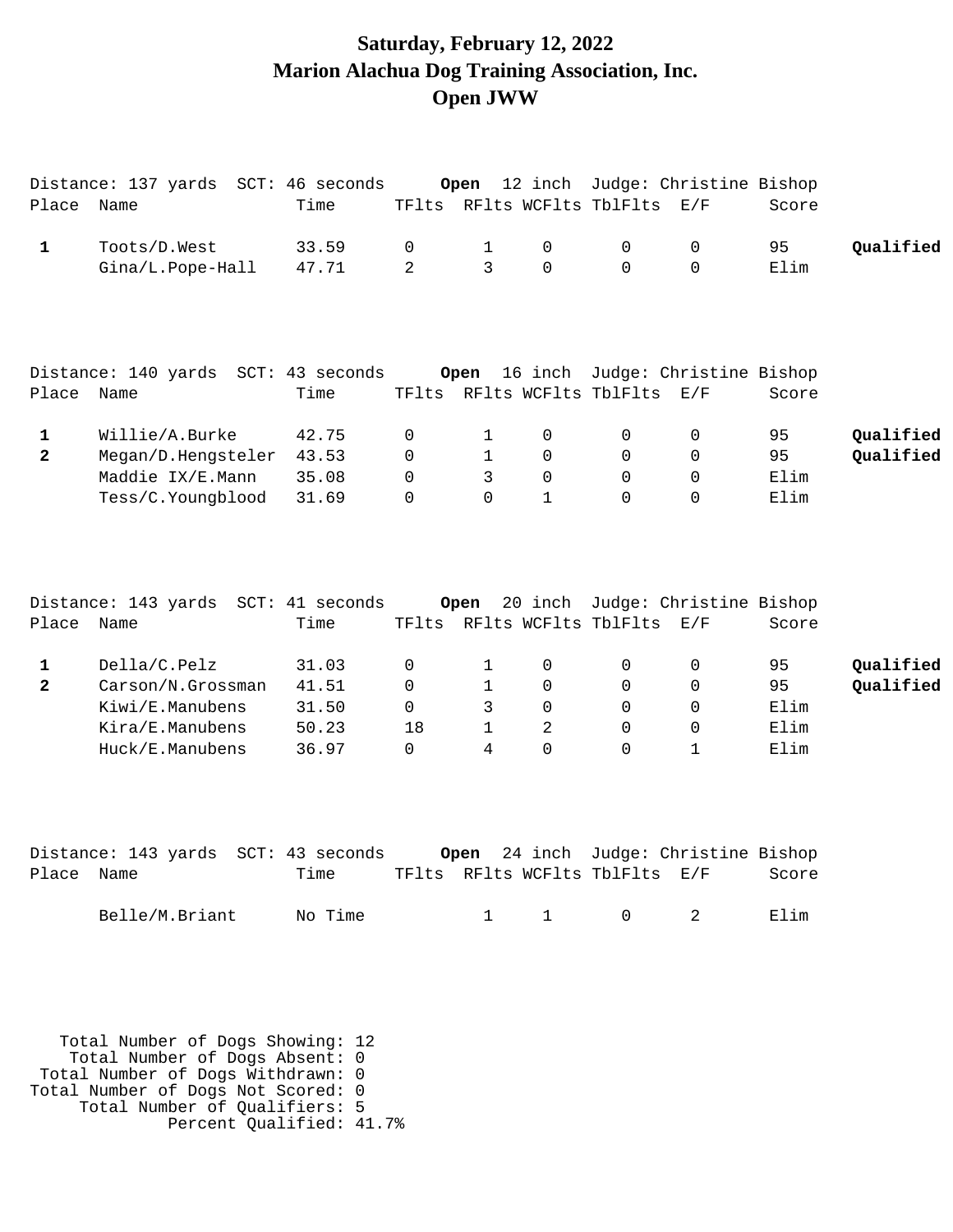# Saturday, February 12, 2022
# Marion Alachua Dog Training Association, Inc.
# Open JWW

Distance: 137 yards SCT: 46 seconds **Open** 12 inch Judge: Christine Bishop

| Place | Name | Time | TFlts | RFlts | WCFlts | TblFlts | E/F | Score | |
|---|---|---|---|---|---|---|---|---|---|
| **1** | Toots/D.West | 33.59 | 0 | 1 | 0 | 0 | 0 | 95 | **Qualified** |
| | Gina/L.Pope-Hall | 47.71 | 2 | 3 | 0 | 0 | 0 | Elim | |

Distance: 140 yards SCT: 43 seconds **Open** 16 inch Judge: Christine Bishop

| Place | Name | Time | TFlts | RFlts | WCFlts | TblFlts | E/F | Score | |
|---|---|---|---|---|---|---|---|---|---|
| **1** | Willie/A.Burke | 42.75 | 0 | 1 | 0 | 0 | 0 | 95 | **Qualified** |
| **2** | Megan/D.Hengsteler | 43.53 | 0 | 1 | 0 | 0 | 0 | 95 | **Qualified** |
| | Maddie IX/E.Mann | 35.08 | 0 | 3 | 0 | 0 | 0 | Elim | |
| | Tess/C.Youngblood | 31.69 | 0 | 0 | 1 | 0 | 0 | Elim | |

Distance: 143 yards SCT: 41 seconds **Open** 20 inch Judge: Christine Bishop

| Place | Name | Time | TFlts | RFlts | WCFlts | TblFlts | E/F | Score | |
|---|---|---|---|---|---|---|---|---|---|
| **1** | Della/C.Pelz | 31.03 | 0 | 1 | 0 | 0 | 0 | 95 | **Qualified** |
| **2** | Carson/N.Grossman | 41.51 | 0 | 1 | 0 | 0 | 0 | 95 | **Qualified** |
| | Kiwi/E.Manubens | 31.50 | 0 | 3 | 0 | 0 | 0 | Elim | |
| | Kira/E.Manubens | 50.23 | 18 | 1 | 2 | 0 | 0 | Elim | |
| | Huck/E.Manubens | 36.97 | 0 | 4 | 0 | 0 | 1 | Elim | |

Distance: 143 yards SCT: 43 seconds **Open** 24 inch Judge: Christine Bishop

| Place | Name | Time | TFlts | RFlts | WCFlts | TblFlts | E/F | Score | |
|---|---|---|---|---|---|---|---|---|---|
| | Belle/M.Briant | No Time | | 1 | 1 | 0 | 2 | Elim | |

Total Number of Dogs Showing: 12
Total Number of Dogs Absent: 0
Total Number of Dogs Withdrawn: 0
Total Number of Dogs Not Scored: 0
Total Number of Qualifiers: 5
Percent Qualified: 41.7%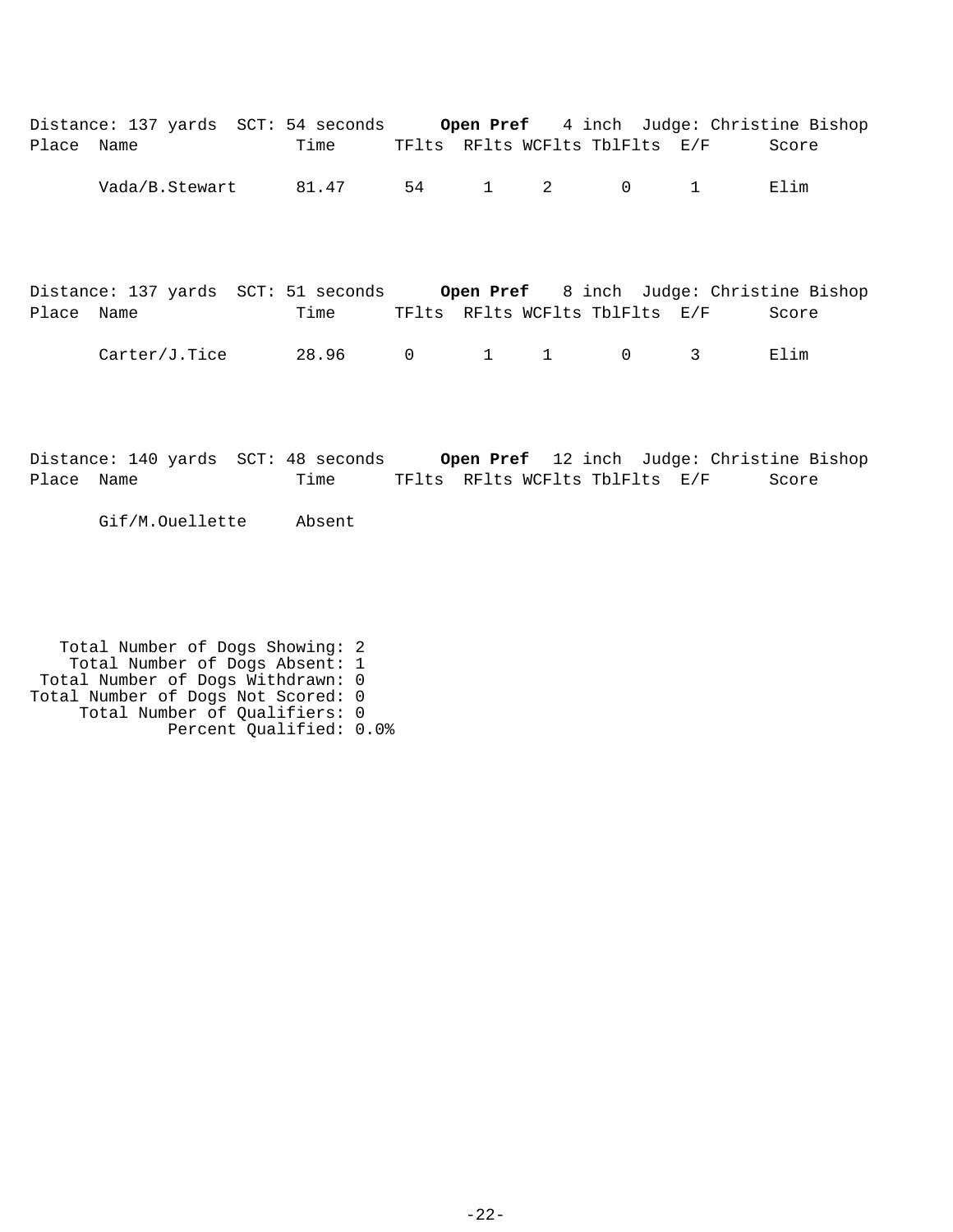Distance: 137 yards SCT: 54 seconds **Open Pref** 4 inch Judge: Christine Bishop

| Place | Name | Time | TFlts | RFlts | WCFlts | TblFlts | E/F | Score |
|---|---|---|---|---|---|---|---|---|
| | Vada/B.Stewart | 81.47 | 54 | 1 | 2 | 0 | 1 | Elim |

Distance: 137 yards SCT: 51 seconds **Open Pref** 8 inch Judge: Christine Bishop

| Place | Name | Time | TFlts | RFlts | WCFlts | TblFlts | E/F | Score |
|---|---|---|---|---|---|---|---|---|
| | Carter/J.Tice | 28.96 | 0 | 1 | 1 | 0 | 3 | Elim |

Distance: 140 yards SCT: 48 seconds **Open Pref** 12 inch Judge: Christine Bishop

| Place | Name | Time | TFlts | RFlts | WCFlts | TblFlts | E/F | Score |
|---|---|---|---|---|---|---|---|---|
| | Gif/M.Ouellette | Absent | | | | | | |

Total Number of Dogs Showing: 2
Total Number of Dogs Absent: 1
Total Number of Dogs Withdrawn: 0
Total Number of Dogs Not Scored: 0
Total Number of Qualifiers: 0
Percent Qualified: 0.0%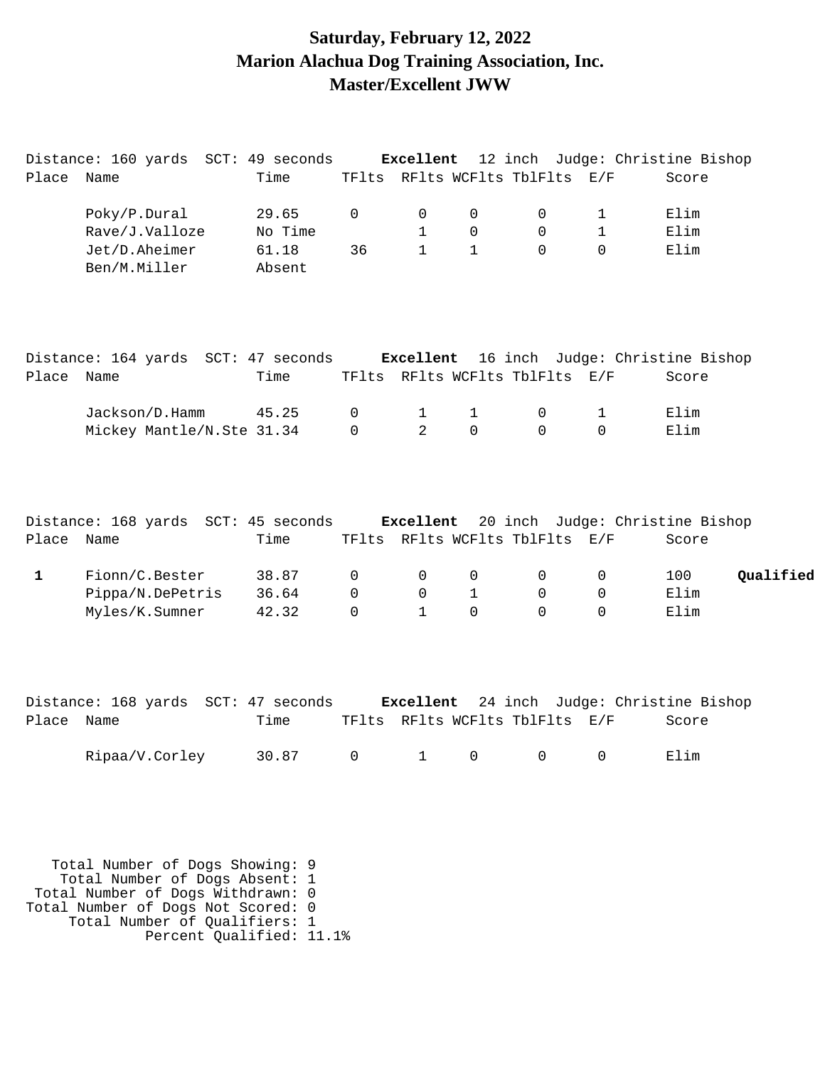# Saturday, February 12, 2022
# Marion Alachua Dog Training Association, Inc.
# Master/Excellent JWW

Distance: 160 yards SCT: 49 seconds **Excellent** 12 inch Judge: Christine Bishop

| Place | Name | Time | TFlts | RFlts | WCFlts | TblFlts | E/F | Score | |
|---|---|---|---|---|---|---|---|---|---|
| | Poky/P.Dural | 29.65 | 0 | 0 | 0 | 0 | 1 | Elim | |
| | Rave/J.Valloze | No Time | | 1 | 0 | 0 | 1 | Elim | |
| | Jet/D.Aheimer | 61.18 | 36 | 1 | 1 | 0 | 0 | Elim | |
| | Ben/M.Miller | Absent | | | | | | | |

Distance: 164 yards SCT: 47 seconds **Excellent** 16 inch Judge: Christine Bishop

| Place | Name | Time | TFlts | RFlts | WCFlts | TblFlts | E/F | Score | |
|---|---|---|---|---|---|---|---|---|---|
| | Jackson/D.Hamm | 45.25 | 0 | 1 | 1 | 0 | 1 | Elim | |
| | Mickey Mantle/N.Ste | 31.34 | 0 | 2 | 0 | 0 | 0 | Elim | |

Distance: 168 yards SCT: 45 seconds **Excellent** 20 inch Judge: Christine Bishop

| Place | Name | Time | TFlts | RFlts | WCFlts | TblFlts | E/F | Score | |
|---|---|---|---|---|---|---|---|---|---|
| **1** | Fionn/C.Bester | 38.87 | 0 | 0 | 0 | 0 | 0 | 100 | **Qualified** |
| | Pippa/N.DePetris | 36.64 | 0 | 0 | 1 | 0 | 0 | Elim | |
| | Myles/K.Sumner | 42.32 | 0 | 1 | 0 | 0 | 0 | Elim | |

Distance: 168 yards SCT: 47 seconds **Excellent** 24 inch Judge: Christine Bishop

| Place | Name | Time | TFlts | RFlts | WCFlts | TblFlts | E/F | Score | |
|---|---|---|---|---|---|---|---|---|---|
| | Ripaa/V.Corley | 30.87 | 0 | 1 | 0 | 0 | 0 | Elim | |

Total Number of Dogs Showing: 9
Total Number of Dogs Absent: 1
Total Number of Dogs Withdrawn: 0
Total Number of Dogs Not Scored: 0
Total Number of Qualifiers: 1
Percent Qualified: 11.1%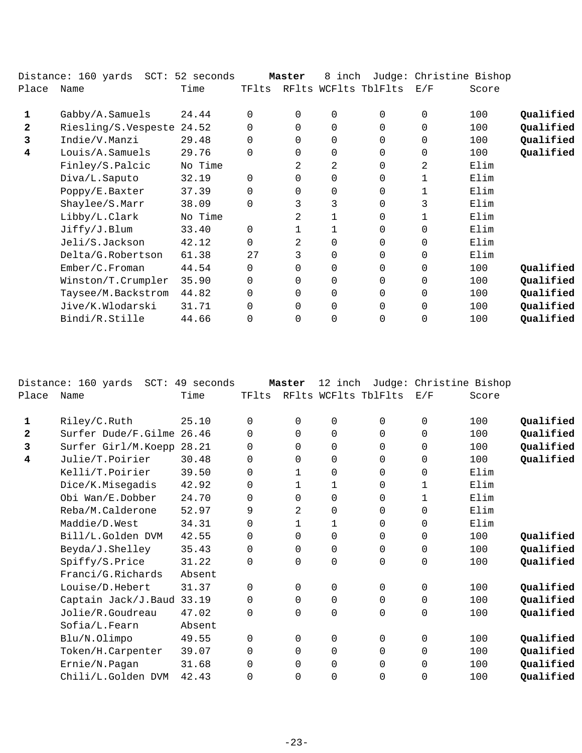Distance: 160 yards SCT: 52 seconds **Master** 8 inch Judge: Christine Bishop

| Place | Name | Time | TFlts | RFlts | WCFlts | TblFlts | E/F | Score | |
|---|---|---|---|---|---|---|---|---|---|
| **1** | Gabby/A.Samuels | 24.44 | 0 | 0 | 0 | 0 | 0 | 100 | **Qualified** |
| **2** | Riesling/S.Vespeste | 24.52 | 0 | 0 | 0 | 0 | 0 | 100 | **Qualified** |
| **3** | Indie/V.Manzi | 29.48 | 0 | 0 | 0 | 0 | 0 | 100 | **Qualified** |
| **4** | Louis/A.Samuels | 29.76 | 0 | 0 | 0 | 0 | 0 | 100 | **Qualified** |
| | Finley/S.Palcic | No Time | | 2 | 2 | 0 | 2 | Elim | |
| | Diva/L.Saputo | 32.19 | 0 | 0 | 0 | 0 | 1 | Elim | |
| | Poppy/E.Baxter | 37.39 | 0 | 0 | 0 | 0 | 1 | Elim | |
| | Shaylee/S.Marr | 38.09 | 0 | 3 | 3 | 0 | 3 | Elim | |
| | Libby/L.Clark | No Time | | 2 | 1 | 0 | 1 | Elim | |
| | Jiffy/J.Blum | 33.40 | 0 | 1 | 1 | 0 | 0 | Elim | |
| | Jeli/S.Jackson | 42.12 | 0 | 2 | 0 | 0 | 0 | Elim | |
| | Delta/G.Robertson | 61.38 | 27 | 3 | 0 | 0 | 0 | Elim | |
| | Ember/C.Froman | 44.54 | 0 | 0 | 0 | 0 | 0 | 100 | **Qualified** |
| | Winston/T.Crumpler | 35.90 | 0 | 0 | 0 | 0 | 0 | 100 | **Qualified** |
| | Taysee/M.Backstrom | 44.82 | 0 | 0 | 0 | 0 | 0 | 100 | **Qualified** |
| | Jive/K.Wlodarski | 31.71 | 0 | 0 | 0 | 0 | 0 | 100 | **Qualified** |
| | Bindi/R.Stille | 44.66 | 0 | 0 | 0 | 0 | 0 | 100 | **Qualified** |

Distance: 160 yards SCT: 49 seconds **Master** 12 inch Judge: Christine Bishop

| Place | Name | Time | TFlts | RFlts | WCFlts | TblFlts | E/F | Score | |
|---|---|---|---|---|---|---|---|---|---|
| **1** | Riley/C.Ruth | 25.10 | 0 | 0 | 0 | 0 | 0 | 100 | **Qualified** |
| **2** | Surfer Dude/F.Gilme | 26.46 | 0 | 0 | 0 | 0 | 0 | 100 | **Qualified** |
| **3** | Surfer Girl/M.Koepp | 28.21 | 0 | 0 | 0 | 0 | 0 | 100 | **Qualified** |
| **4** | Julie/T.Poirier | 30.48 | 0 | 0 | 0 | 0 | 0 | 100 | **Qualified** |
| | Kelli/T.Poirier | 39.50 | 0 | 1 | 0 | 0 | 0 | Elim | |
| | Dice/K.Misegadis | 42.92 | 0 | 1 | 1 | 0 | 1 | Elim | |
| | Obi Wan/E.Dobber | 24.70 | 0 | 0 | 0 | 0 | 1 | Elim | |
| | Reba/M.Calderone | 52.97 | 9 | 2 | 0 | 0 | 0 | Elim | |
| | Maddie/D.West | 34.31 | 0 | 1 | 1 | 0 | 0 | Elim | |
| | Bill/L.Golden DVM | 42.55 | 0 | 0 | 0 | 0 | 0 | 100 | **Qualified** |
| | Beyda/J.Shelley | 35.43 | 0 | 0 | 0 | 0 | 0 | 100 | **Qualified** |
| | Spiffy/S.Price | 31.22 | 0 | 0 | 0 | 0 | 0 | 100 | **Qualified** |
| | Franci/G.Richards | Absent | | | | | | | |
| | Louise/D.Hebert | 31.37 | 0 | 0 | 0 | 0 | 0 | 100 | **Qualified** |
| | Captain Jack/J.Baud | 33.19 | 0 | 0 | 0 | 0 | 0 | 100 | **Qualified** |
| | Jolie/R.Goudreau | 47.02 | 0 | 0 | 0 | 0 | 0 | 100 | **Qualified** |
| | Sofia/L.Fearn | Absent | | | | | | | |
| | Blu/N.Olimpo | 49.55 | 0 | 0 | 0 | 0 | 0 | 100 | **Qualified** |
| | Token/H.Carpenter | 39.07 | 0 | 0 | 0 | 0 | 0 | 100 | **Qualified** |
| | Ernie/N.Pagan | 31.68 | 0 | 0 | 0 | 0 | 0 | 100 | **Qualified** |
| | Chili/L.Golden DVM | 42.43 | 0 | 0 | 0 | 0 | 0 | 100 | **Qualified** |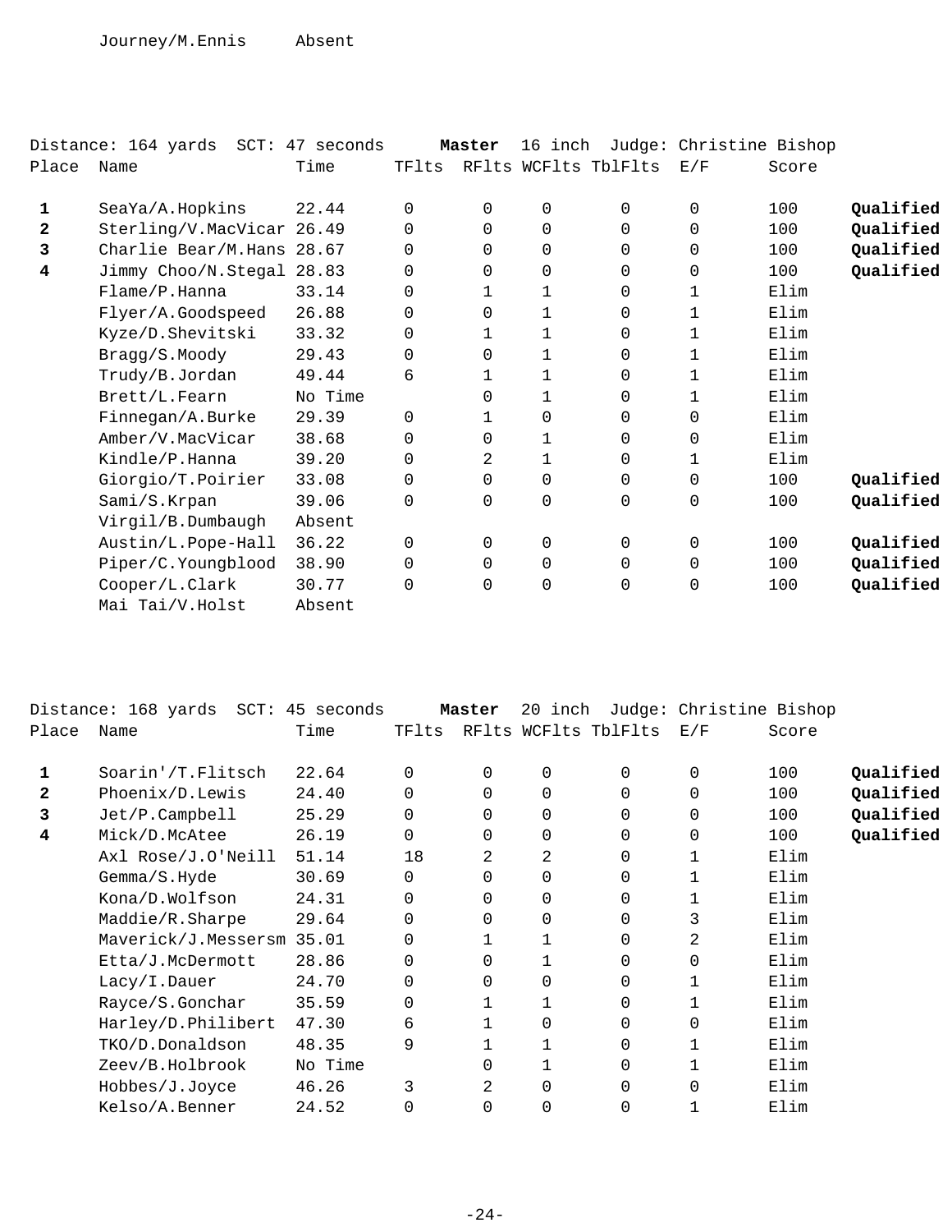| | Name | Time | | | | | | | |
|---|---|---|---|---|---|---|---|---|---|
| | Journey/M.Ennis | Absent | | | | | | | |

Distance: 164 yards  SCT: 47 seconds  **Master**  16 inch  Judge: Christine Bishop

| Place | Name | Time | TFlts | RFlts | WCFlts | TblFlts | E/F | Score | |
|---|---|---|---|---|---|---|---|---|---|
| **1** | SeaYa/A.Hopkins | 22.44 | 0 | 0 | 0 | 0 | 0 | 100 | **Qualified** |
| **2** | Sterling/V.MacVicar | 26.49 | 0 | 0 | 0 | 0 | 0 | 100 | **Qualified** |
| **3** | Charlie Bear/M.Hans | 28.67 | 0 | 0 | 0 | 0 | 0 | 100 | **Qualified** |
| **4** | Jimmy Choo/N.Stegal | 28.83 | 0 | 0 | 0 | 0 | 0 | 100 | **Qualified** |
| | Flame/P.Hanna | 33.14 | 0 | 1 | 1 | 0 | 1 | Elim | |
| | Flyer/A.Goodspeed | 26.88 | 0 | 0 | 1 | 0 | 1 | Elim | |
| | Kyze/D.Shevitski | 33.32 | 0 | 1 | 1 | 0 | 1 | Elim | |
| | Bragg/S.Moody | 29.43 | 0 | 0 | 1 | 0 | 1 | Elim | |
| | Trudy/B.Jordan | 49.44 | 6 | 1 | 1 | 0 | 1 | Elim | |
| | Brett/L.Fearn | No Time | | 0 | 1 | 0 | 1 | Elim | |
| | Finnegan/A.Burke | 29.39 | 0 | 1 | 0 | 0 | 0 | Elim | |
| | Amber/V.MacVicar | 38.68 | 0 | 0 | 1 | 0 | 0 | Elim | |
| | Kindle/P.Hanna | 39.20 | 0 | 2 | 1 | 0 | 1 | Elim | |
| | Giorgio/T.Poirier | 33.08 | 0 | 0 | 0 | 0 | 0 | 100 | **Qualified** |
| | Sami/S.Krpan | 39.06 | 0 | 0 | 0 | 0 | 0 | 100 | **Qualified** |
| | Virgil/B.Dumbaugh | Absent | | | | | | | |
| | Austin/L.Pope-Hall | 36.22 | 0 | 0 | 0 | 0 | 0 | 100 | **Qualified** |
| | Piper/C.Youngblood | 38.90 | 0 | 0 | 0 | 0 | 0 | 100 | **Qualified** |
| | Cooper/L.Clark | 30.77 | 0 | 0 | 0 | 0 | 0 | 100 | **Qualified** |
| | Mai Tai/V.Holst | Absent | | | | | | | |

Distance: 168 yards  SCT: 45 seconds  **Master**  20 inch  Judge: Christine Bishop

| Place | Name | Time | TFlts | RFlts | WCFlts | TblFlts | E/F | Score | |
|---|---|---|---|---|---|---|---|---|---|
| **1** | Soarin'/T.Flitsch | 22.64 | 0 | 0 | 0 | 0 | 0 | 100 | **Qualified** |
| **2** | Phoenix/D.Lewis | 24.40 | 0 | 0 | 0 | 0 | 0 | 100 | **Qualified** |
| **3** | Jet/P.Campbell | 25.29 | 0 | 0 | 0 | 0 | 0 | 100 | **Qualified** |
| **4** | Mick/D.McAtee | 26.19 | 0 | 0 | 0 | 0 | 0 | 100 | **Qualified** |
| | Axl Rose/J.O'Neill | 51.14 | 18 | 2 | 2 | 0 | 1 | Elim | |
| | Gemma/S.Hyde | 30.69 | 0 | 0 | 0 | 0 | 1 | Elim | |
| | Kona/D.Wolfson | 24.31 | 0 | 0 | 0 | 0 | 1 | Elim | |
| | Maddie/R.Sharpe | 29.64 | 0 | 0 | 0 | 0 | 3 | Elim | |
| | Maverick/J.Messersm | 35.01 | 0 | 1 | 1 | 0 | 2 | Elim | |
| | Etta/J.McDermott | 28.86 | 0 | 0 | 1 | 0 | 0 | Elim | |
| | Lacy/I.Dauer | 24.70 | 0 | 0 | 0 | 0 | 1 | Elim | |
| | Rayce/S.Gonchar | 35.59 | 0 | 1 | 1 | 0 | 1 | Elim | |
| | Harley/D.Philibert | 47.30 | 6 | 1 | 0 | 0 | 0 | Elim | |
| | TKO/D.Donaldson | 48.35 | 9 | 1 | 1 | 0 | 1 | Elim | |
| | Zeev/B.Holbrook | No Time | | 0 | 1 | 0 | 1 | Elim | |
| | Hobbes/J.Joyce | 46.26 | 3 | 2 | 0 | 0 | 0 | Elim | |
| | Kelso/A.Benner | 24.52 | 0 | 0 | 0 | 0 | 1 | Elim | |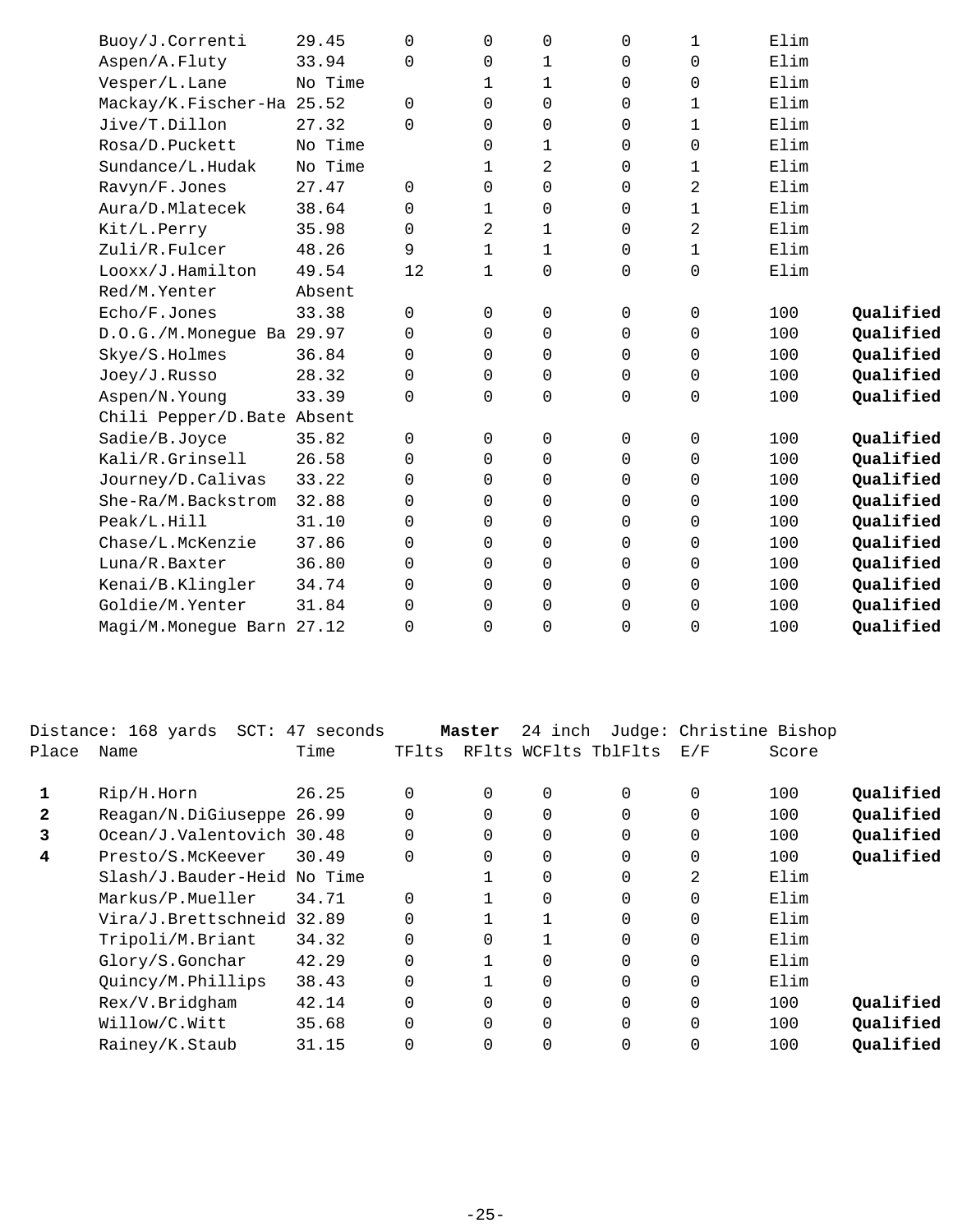| Place | Name | Time | TFlts | RFlts | WCFlts | TblFlts | E/F | Score | |
|---|---|---|---|---|---|---|---|---|---|
| | Buoy/J.Correnti | 29.45 | 0 | 0 | 0 | 0 | 1 | Elim | |
| | Aspen/A.Fluty | 33.94 | 0 | 0 | 1 | 0 | 0 | Elim | |
| | Vesper/L.Lane | No Time | | 1 | 1 | 0 | 0 | Elim | |
| | Mackay/K.Fischer-Ha | 25.52 | 0 | 0 | 0 | 0 | 1 | Elim | |
| | Jive/T.Dillon | 27.32 | 0 | 0 | 0 | 0 | 1 | Elim | |
| | Rosa/D.Puckett | No Time | | 0 | 1 | 0 | 0 | Elim | |
| | Sundance/L.Hudak | No Time | | 1 | 2 | 0 | 1 | Elim | |
| | Ravyn/F.Jones | 27.47 | 0 | 0 | 0 | 0 | 2 | Elim | |
| | Aura/D.Mlatecek | 38.64 | 0 | 1 | 0 | 0 | 1 | Elim | |
| | Kit/L.Perry | 35.98 | 0 | 2 | 1 | 0 | 2 | Elim | |
| | Zuli/R.Fulcer | 48.26 | 9 | 1 | 1 | 0 | 1 | Elim | |
| | Looxx/J.Hamilton | 49.54 | 12 | 1 | 0 | 0 | 0 | Elim | |
| | Red/M.Yenter | Absent | | | | | | | |
| | Echo/F.Jones | 33.38 | 0 | 0 | 0 | 0 | 0 | 100 | **Qualified** |
| | D.O.G./M.Monegue Ba | 29.97 | 0 | 0 | 0 | 0 | 0 | 100 | **Qualified** |
| | Skye/S.Holmes | 36.84 | 0 | 0 | 0 | 0 | 0 | 100 | **Qualified** |
| | Joey/J.Russo | 28.32 | 0 | 0 | 0 | 0 | 0 | 100 | **Qualified** |
| | Aspen/N.Young | 33.39 | 0 | 0 | 0 | 0 | 0 | 100 | **Qualified** |
| | Chili Pepper/D.Bate | Absent | | | | | | | |
| | Sadie/B.Joyce | 35.82 | 0 | 0 | 0 | 0 | 0 | 100 | **Qualified** |
| | Kali/R.Grinsell | 26.58 | 0 | 0 | 0 | 0 | 0 | 100 | **Qualified** |
| | Journey/D.Calivas | 33.22 | 0 | 0 | 0 | 0 | 0 | 100 | **Qualified** |
| | She-Ra/M.Backstrom | 32.88 | 0 | 0 | 0 | 0 | 0 | 100 | **Qualified** |
| | Peak/L.Hill | 31.10 | 0 | 0 | 0 | 0 | 0 | 100 | **Qualified** |
| | Chase/L.McKenzie | 37.86 | 0 | 0 | 0 | 0 | 0 | 100 | **Qualified** |
| | Luna/R.Baxter | 36.80 | 0 | 0 | 0 | 0 | 0 | 100 | **Qualified** |
| | Kenai/B.Klingler | 34.74 | 0 | 0 | 0 | 0 | 0 | 100 | **Qualified** |
| | Goldie/M.Yenter | 31.84 | 0 | 0 | 0 | 0 | 0 | 100 | **Qualified** |
| | Magi/M.Monegue Barn | 27.12 | 0 | 0 | 0 | 0 | 0 | 100 | **Qualified** |

Distance: 168 yards SCT: 47 seconds **Master** 24 inch Judge: Christine Bishop

| Place | Name | Time | TFlts | RFlts | WCFlts | TblFlts | E/F | Score | |
|---|---|---|---|---|---|---|---|---|---|
| **1** | Rip/H.Horn | 26.25 | 0 | 0 | 0 | 0 | 0 | 100 | **Qualified** |
| **2** | Reagan/N.DiGiuseppe | 26.99 | 0 | 0 | 0 | 0 | 0 | 100 | **Qualified** |
| **3** | Ocean/J.Valentovich | 30.48 | 0 | 0 | 0 | 0 | 0 | 100 | **Qualified** |
| **4** | Presto/S.McKeever | 30.49 | 0 | 0 | 0 | 0 | 0 | 100 | **Qualified** |
| | Slash/J.Bauder-Heid | No Time | | 1 | 0 | 0 | 2 | Elim | |
| | Markus/P.Mueller | 34.71 | 0 | 1 | 0 | 0 | 0 | Elim | |
| | Vira/J.Brettschneid | 32.89 | 0 | 1 | 1 | 0 | 0 | Elim | |
| | Tripoli/M.Briant | 34.32 | 0 | 0 | 1 | 0 | 0 | Elim | |
| | Glory/S.Gonchar | 42.29 | 0 | 1 | 0 | 0 | 0 | Elim | |
| | Quincy/M.Phillips | 38.43 | 0 | 1 | 0 | 0 | 0 | Elim | |
| | Rex/V.Bridgham | 42.14 | 0 | 0 | 0 | 0 | 0 | 100 | **Qualified** |
| | Willow/C.Witt | 35.68 | 0 | 0 | 0 | 0 | 0 | 100 | **Qualified** |
| | Rainey/K.Staub | 31.15 | 0 | 0 | 0 | 0 | 0 | 100 | **Qualified** |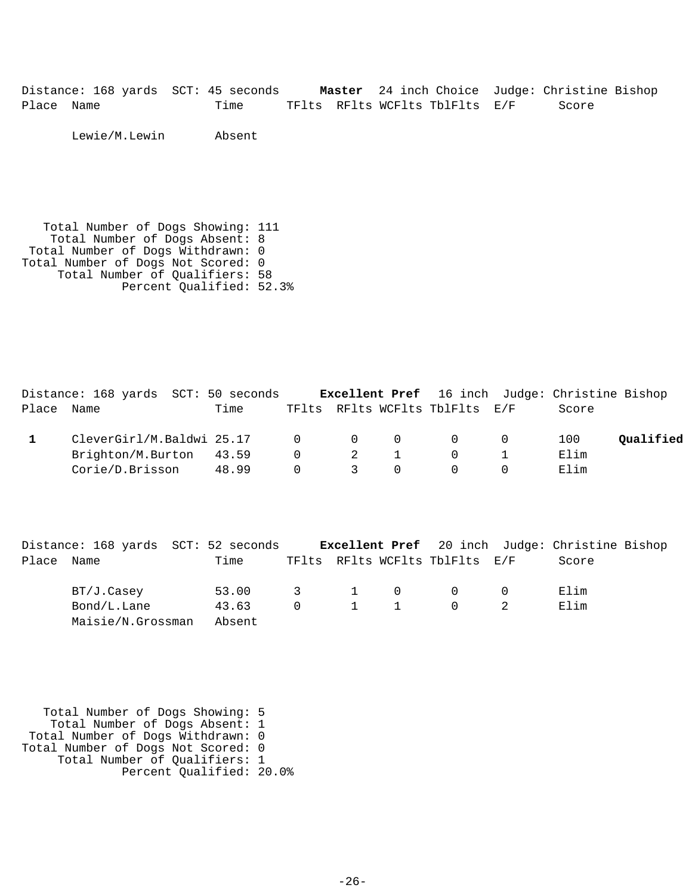Distance: 168 yards SCT: 45 seconds **Master** 24 inch Choice Judge: Christine Bishop

| Place | Name | Time | TFlts | RFlts | WCFlts | TblFlts | E/F | Score | |
|---|---|---|---|---|---|---|---|---|---|
| | Lewie/M.Lewin | Absent | | | | | | | |

Total Number of Dogs Showing: 111
Total Number of Dogs Absent: 8
Total Number of Dogs Withdrawn: 0
Total Number of Dogs Not Scored: 0
Total Number of Qualifiers: 58
Percent Qualified: 52.3%

Distance: 168 yards SCT: 50 seconds **Excellent Pref** 16 inch Judge: Christine Bishop

| Place | Name | Time | TFlts | RFlts | WCFlts | TblFlts | E/F | Score | |
|---|---|---|---|---|---|---|---|---|---|
| **1** | CleverGirl/M.Baldwi | 25.17 | 0 | 0 | 0 | 0 | 0 | 100 | **Qualified** |
| | Brighton/M.Burton | 43.59 | 0 | 2 | 1 | 0 | 1 | Elim | |
| | Corie/D.Brisson | 48.99 | 0 | 3 | 0 | 0 | 0 | Elim | |

Distance: 168 yards SCT: 52 seconds **Excellent Pref** 20 inch Judge: Christine Bishop

| Place | Name | Time | TFlts | RFlts | WCFlts | TblFlts | E/F | Score | |
|---|---|---|---|---|---|---|---|---|---|
| | BT/J.Casey | 53.00 | 3 | 1 | 0 | 0 | 0 | Elim | |
| | Bond/L.Lane | 43.63 | 0 | 1 | 1 | 0 | 2 | Elim | |
| | Maisie/N.Grossman | Absent | | | | | | | |

Total Number of Dogs Showing: 5
Total Number of Dogs Absent: 1
Total Number of Dogs Withdrawn: 0
Total Number of Dogs Not Scored: 0
Total Number of Qualifiers: 1
Percent Qualified: 20.0%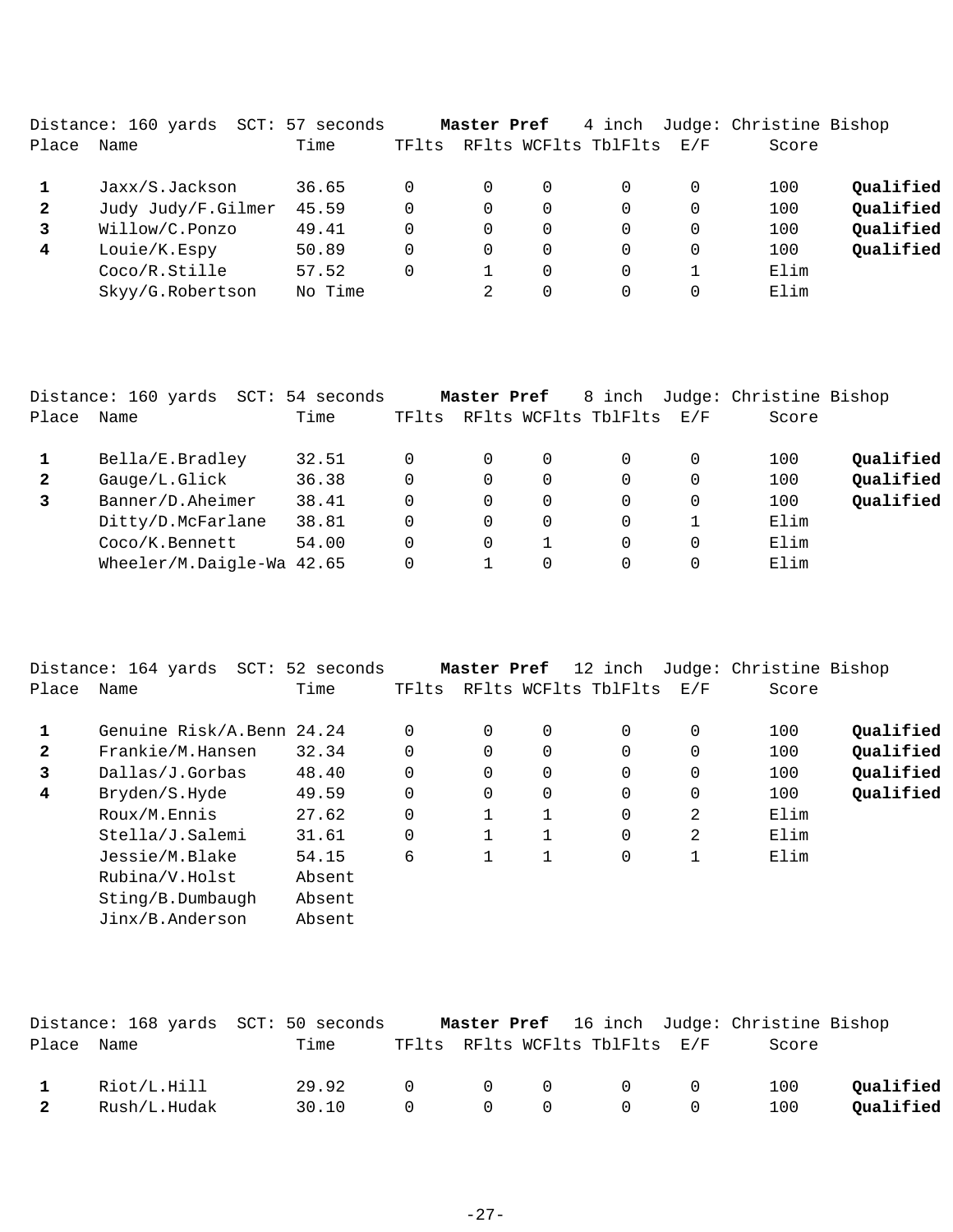Distance: 160 yards SCT: 57 seconds **Master Pref** 4 inch Judge: Christine Bishop

| Place | Name | Time | TFlts | RFlts | WCFlts | TblFlts | E/F | Score | |
|---|---|---|---|---|---|---|---|---|---|
| **1** | Jaxx/S.Jackson | 36.65 | 0 | 0 | 0 | 0 | 0 | 100 | **Qualified** |
| **2** | Judy Judy/F.Gilmer | 45.59 | 0 | 0 | 0 | 0 | 0 | 100 | **Qualified** |
| **3** | Willow/C.Ponzo | 49.41 | 0 | 0 | 0 | 0 | 0 | 100 | **Qualified** |
| **4** | Louie/K.Espy | 50.89 | 0 | 0 | 0 | 0 | 0 | 100 | **Qualified** |
| | Coco/R.Stille | 57.52 | 0 | 1 | 0 | 0 | 1 | Elim | |
| | Skyy/G.Robertson | No Time | | 2 | 0 | 0 | 0 | Elim | |

Distance: 160 yards SCT: 54 seconds **Master Pref** 8 inch Judge: Christine Bishop

| Place | Name | Time | TFlts | RFlts | WCFlts | TblFlts | E/F | Score | |
|---|---|---|---|---|---|---|---|---|---|
| **1** | Bella/E.Bradley | 32.51 | 0 | 0 | 0 | 0 | 0 | 100 | **Qualified** |
| **2** | Gauge/L.Glick | 36.38 | 0 | 0 | 0 | 0 | 0 | 100 | **Qualified** |
| **3** | Banner/D.Aheimer | 38.41 | 0 | 0 | 0 | 0 | 0 | 100 | **Qualified** |
| | Ditty/D.McFarlane | 38.81 | 0 | 0 | 0 | 0 | 1 | Elim | |
| | Coco/K.Bennett | 54.00 | 0 | 0 | 1 | 0 | 0 | Elim | |
| | Wheeler/M.Daigle-Wa | 42.65 | 0 | 1 | 0 | 0 | 0 | Elim | |

Distance: 164 yards SCT: 52 seconds **Master Pref** 12 inch Judge: Christine Bishop

| Place | Name | Time | TFlts | RFlts | WCFlts | TblFlts | E/F | Score | |
|---|---|---|---|---|---|---|---|---|---|
| **1** | Genuine Risk/A.Benn | 24.24 | 0 | 0 | 0 | 0 | 0 | 100 | **Qualified** |
| **2** | Frankie/M.Hansen | 32.34 | 0 | 0 | 0 | 0 | 0 | 100 | **Qualified** |
| **3** | Dallas/J.Gorbas | 48.40 | 0 | 0 | 0 | 0 | 0 | 100 | **Qualified** |
| **4** | Bryden/S.Hyde | 49.59 | 0 | 0 | 0 | 0 | 0 | 100 | **Qualified** |
| | Roux/M.Ennis | 27.62 | 0 | 1 | 1 | 0 | 2 | Elim | |
| | Stella/J.Salemi | 31.61 | 0 | 1 | 1 | 0 | 2 | Elim | |
| | Jessie/M.Blake | 54.15 | 6 | 1 | 1 | 0 | 1 | Elim | |
| | Rubina/V.Holst | Absent | | | | | | | |
| | Sting/B.Dumbaugh | Absent | | | | | | | |
| | Jinx/B.Anderson | Absent | | | | | | | |

Distance: 168 yards SCT: 50 seconds **Master Pref** 16 inch Judge: Christine Bishop

| Place | Name | Time | TFlts | RFlts | WCFlts | TblFlts | E/F | Score | |
|---|---|---|---|---|---|---|---|---|---|
| **1** | Riot/L.Hill | 29.92 | 0 | 0 | 0 | 0 | 0 | 100 | **Qualified** |
| **2** | Rush/L.Hudak | 30.10 | 0 | 0 | 0 | 0 | 0 | 100 | **Qualified** |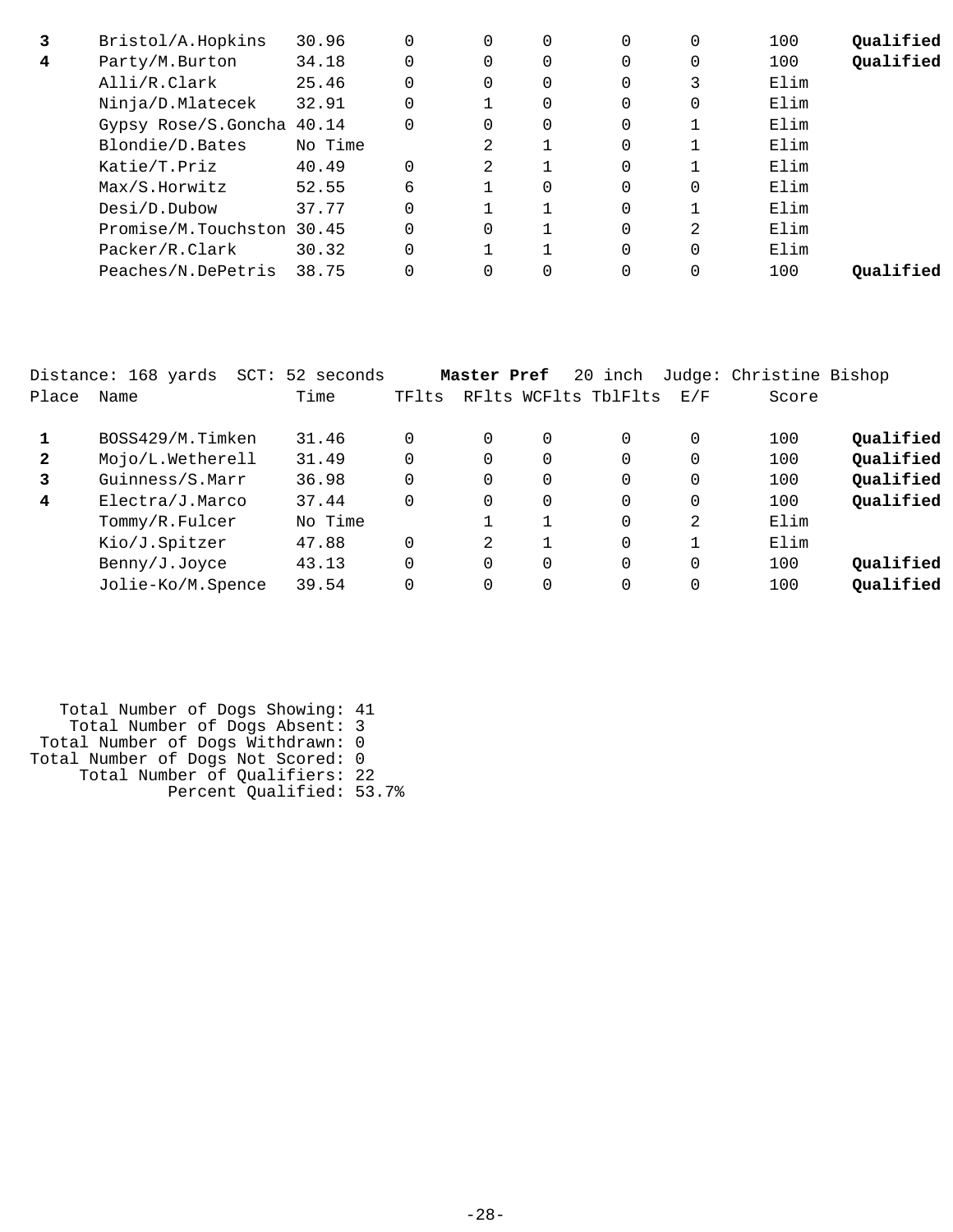| Place | Name | Time | TFlts | RFlts | WCFlts | TblFlts | E/F | Score | |
|---|---|---|---|---|---|---|---|---|---|
| **3** | Bristol/A.Hopkins | 30.96 | 0 | 0 | 0 | 0 | 0 | 100 | **Qualified** |
| **4** | Party/M.Burton | 34.18 | 0 | 0 | 0 | 0 | 0 | 100 | **Qualified** |
| | Alli/R.Clark | 25.46 | 0 | 0 | 0 | 0 | 3 | Elim | |
| | Ninja/D.Mlatecek | 32.91 | 0 | 1 | 0 | 0 | 0 | Elim | |
| | Gypsy Rose/S.Goncha | 40.14 | 0 | 0 | 0 | 0 | 1 | Elim | |
| | Blondie/D.Bates | No Time | | 2 | 1 | 0 | 1 | Elim | |
| | Katie/T.Priz | 40.49 | 0 | 2 | 1 | 0 | 1 | Elim | |
| | Max/S.Horwitz | 52.55 | 6 | 1 | 0 | 0 | 0 | Elim | |
| | Desi/D.Dubow | 37.77 | 0 | 1 | 1 | 0 | 1 | Elim | |
| | Promise/M.Touchston | 30.45 | 0 | 0 | 1 | 0 | 2 | Elim | |
| | Packer/R.Clark | 30.32 | 0 | 1 | 1 | 0 | 0 | Elim | |
| | Peaches/N.DePetris | 38.75 | 0 | 0 | 0 | 0 | 0 | 100 | **Qualified** |

Distance: 168 yards SCT: 52 seconds **Master Pref** 20 inch Judge: Christine Bishop

| Place | Name | Time | TFlts | RFlts | WCFlts | TblFlts | E/F | Score | |
|---|---|---|---|---|---|---|---|---|---|
| **1** | BOSS429/M.Timken | 31.46 | 0 | 0 | 0 | 0 | 0 | 100 | **Qualified** |
| **2** | Mojo/L.Wetherell | 31.49 | 0 | 0 | 0 | 0 | 0 | 100 | **Qualified** |
| **3** | Guinness/S.Marr | 36.98 | 0 | 0 | 0 | 0 | 0 | 100 | **Qualified** |
| **4** | Electra/J.Marco | 37.44 | 0 | 0 | 0 | 0 | 0 | 100 | **Qualified** |
| | Tommy/R.Fulcer | No Time | | 1 | 1 | 0 | 2 | Elim | |
| | Kio/J.Spitzer | 47.88 | 0 | 2 | 1 | 0 | 1 | Elim | |
| | Benny/J.Joyce | 43.13 | 0 | 0 | 0 | 0 | 0 | 100 | **Qualified** |
| | Jolie-Ko/M.Spence | 39.54 | 0 | 0 | 0 | 0 | 0 | 100 | **Qualified** |

Total Number of Dogs Showing: 41
Total Number of Dogs Absent: 3
Total Number of Dogs Withdrawn: 0
Total Number of Dogs Not Scored: 0
Total Number of Qualifiers: 22
Percent Qualified: 53.7%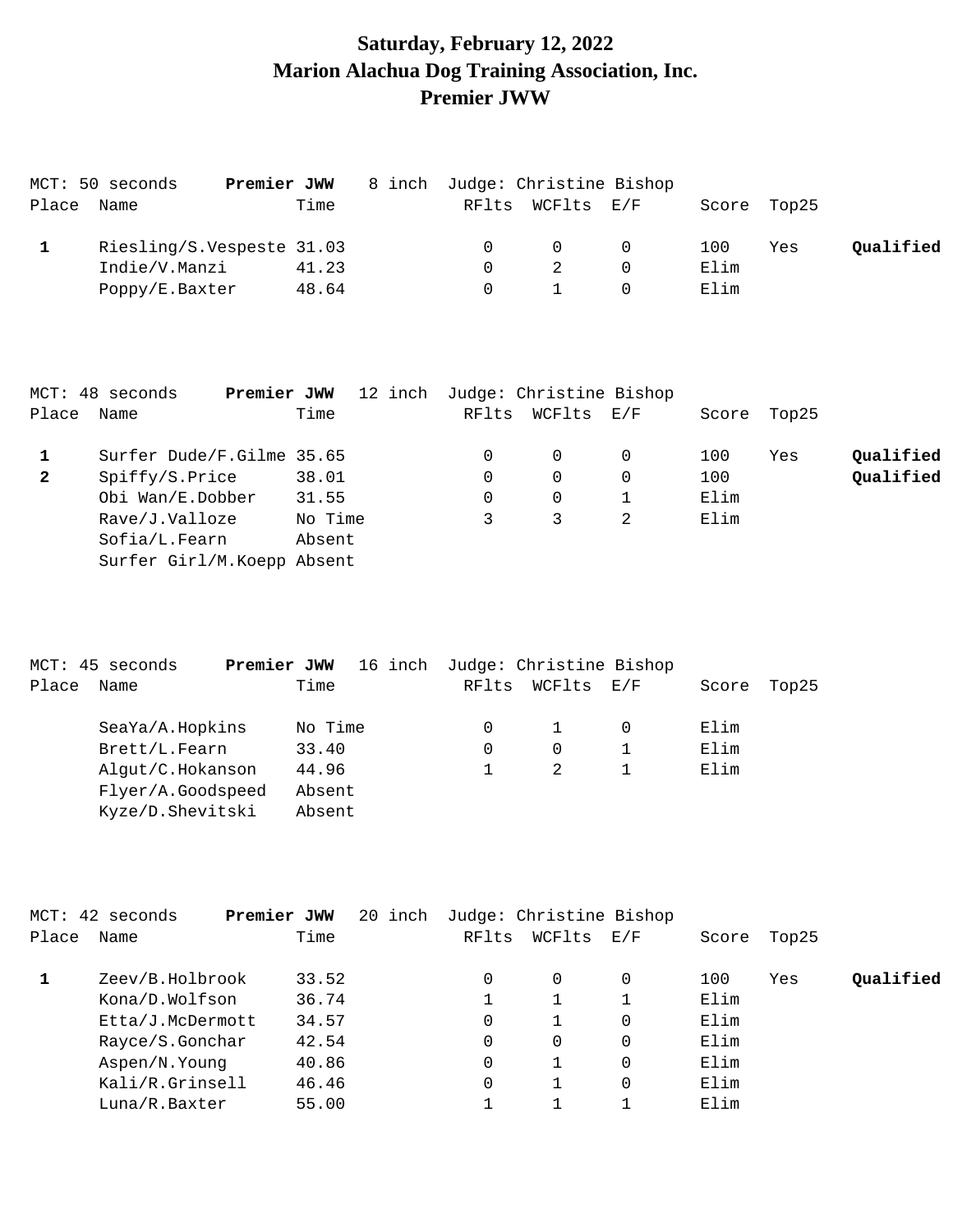# Saturday, February 12, 2022
# Marion Alachua Dog Training Association, Inc.
# Premier JWW

MCT: 50 seconds **Premier JWW** 8 inch Judge: Christine Bishop

| Place | Name | Time | RFlts | WCFlts | E/F | Score | Top25 | |
|---|---|---|---|---|---|---|---|---|
| **1** | Riesling/S.Vespeste | 31.03 | 0 | 0 | 0 | 100 | Yes | **Qualified** |
| | Indie/V.Manzi | 41.23 | 0 | 2 | 0 | Elim | | |
| | Poppy/E.Baxter | 48.64 | 0 | 1 | 0 | Elim | | |

MCT: 48 seconds **Premier JWW** 12 inch Judge: Christine Bishop

| Place | Name | Time | RFlts | WCFlts | E/F | Score | Top25 | |
|---|---|---|---|---|---|---|---|---|
| **1** | Surfer Dude/F.Gilme | 35.65 | 0 | 0 | 0 | 100 | Yes | **Qualified** |
| **2** | Spiffy/S.Price | 38.01 | 0 | 0 | 0 | 100 | | **Qualified** |
| | Obi Wan/E.Dobber | 31.55 | 0 | 0 | 1 | Elim | | |
| | Rave/J.Valloze | No Time | 3 | 3 | 2 | Elim | | |
| | Sofia/L.Fearn | Absent | | | | | | |
| | Surfer Girl/M.Koepp | Absent | | | | | | |

MCT: 45 seconds **Premier JWW** 16 inch Judge: Christine Bishop

| Place | Name | Time | RFlts | WCFlts | E/F | Score | Top25 | |
|---|---|---|---|---|---|---|---|---|
| | SeaYa/A.Hopkins | No Time | 0 | 1 | 0 | Elim | | |
| | Brett/L.Fearn | 33.40 | 0 | 0 | 1 | Elim | | |
| | Algut/C.Hokanson | 44.96 | 1 | 2 | 1 | Elim | | |
| | Flyer/A.Goodspeed | Absent | | | | | | |
| | Kyze/D.Shevitski | Absent | | | | | | |

MCT: 42 seconds **Premier JWW** 20 inch Judge: Christine Bishop

| Place | Name | Time | RFlts | WCFlts | E/F | Score | Top25 | |
|---|---|---|---|---|---|---|---|---|
| **1** | Zeev/B.Holbrook | 33.52 | 0 | 0 | 0 | 100 | Yes | **Qualified** |
| | Kona/D.Wolfson | 36.74 | 1 | 1 | 1 | Elim | | |
| | Etta/J.McDermott | 34.57 | 0 | 1 | 0 | Elim | | |
| | Rayce/S.Gonchar | 42.54 | 0 | 0 | 0 | Elim | | |
| | Aspen/N.Young | 40.86 | 0 | 1 | 0 | Elim | | |
| | Kali/R.Grinsell | 46.46 | 0 | 1 | 0 | Elim | | |
| | Luna/R.Baxter | 55.00 | 1 | 1 | 1 | Elim | | |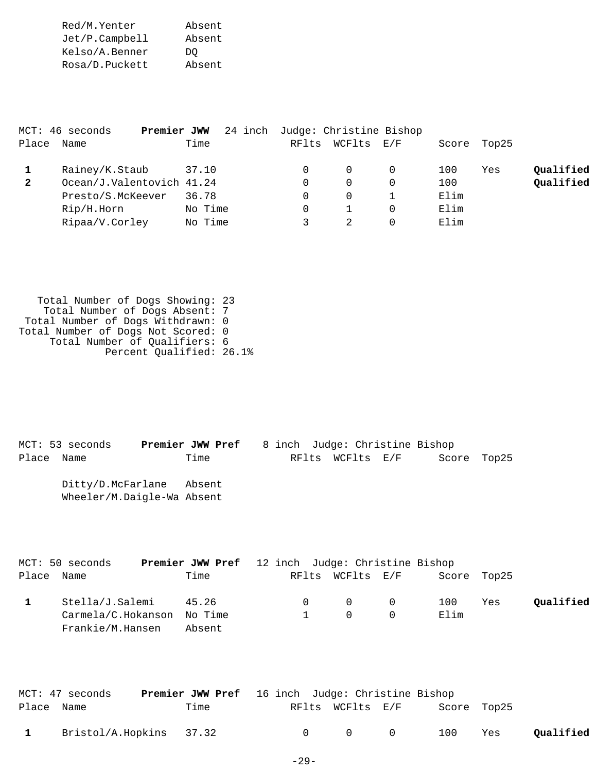| Place | Name | Time | RFlts | WCFlts | E/F | Score | Top25 | |
|---|---|---|---|---|---|---|---|---|
| | Red/M.Yenter | Absent | | | | | | |
| | Jet/P.Campbell | Absent | | | | | | |
| | Kelso/A.Benner | DQ | | | | | | |
| | Rosa/D.Puckett | Absent | | | | | | |

MCT: 46 seconds **Premier JWW** 24 inch Judge: Christine Bishop

| Place | Name | Time | RFlts | WCFlts | E/F | Score | Top25 | |
|---|---|---|---|---|---|---|---|---|
| **1** | Rainey/K.Staub | 37.10 | 0 | 0 | 0 | 100 | Yes | **Qualified** |
| **2** | Ocean/J.Valentovich | 41.24 | 0 | 0 | 0 | 100 | | **Qualified** |
| | Presto/S.McKeever | 36.78 | 0 | 0 | 1 | Elim | | |
| | Rip/H.Horn | No Time | 0 | 1 | 0 | Elim | | |
| | Ripaa/V.Corley | No Time | 3 | 2 | 0 | Elim | | |

Total Number of Dogs Showing: 23
Total Number of Dogs Absent: 7
Total Number of Dogs Withdrawn: 0
Total Number of Dogs Not Scored: 0
Total Number of Qualifiers: 6
Percent Qualified: 26.1%

MCT: 53 seconds **Premier JWW Pref** 8 inch Judge: Christine Bishop

| Place | Name | Time | RFlts | WCFlts | E/F | Score | Top25 |
|---|---|---|---|---|---|---|---|
| | Ditty/D.McFarlane | Absent | | | | | |
| | Wheeler/M.Daigle-Wa | Absent | | | | | |

MCT: 50 seconds **Premier JWW Pref** 12 inch Judge: Christine Bishop

| Place | Name | Time | RFlts | WCFlts | E/F | Score | Top25 | |
|---|---|---|---|---|---|---|---|---|
| **1** | Stella/J.Salemi | 45.26 | 0 | 0 | 0 | 100 | Yes | **Qualified** |
| | Carmela/C.Hokanson | No Time | 1 | 0 | 0 | Elim | | |
| | Frankie/M.Hansen | Absent | | | | | | |

MCT: 47 seconds **Premier JWW Pref** 16 inch Judge: Christine Bishop

| Place | Name | Time | RFlts | WCFlts | E/F | Score | Top25 | |
|---|---|---|---|---|---|---|---|---|
| **1** | Bristol/A.Hopkins | 37.32 | 0 | 0 | 0 | 100 | Yes | **Qualified** |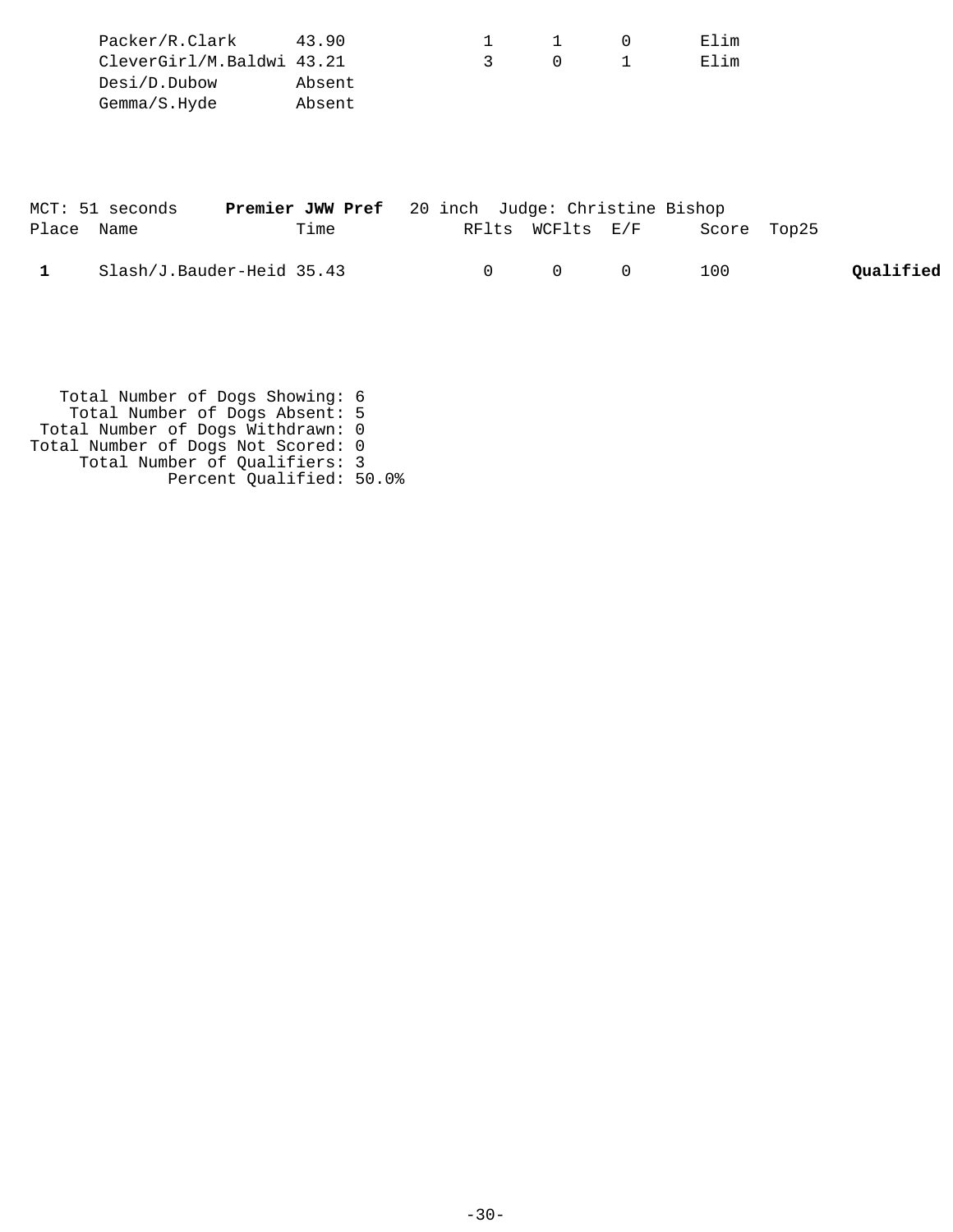| Place | Name | Time | RFlts | WCFlts | E/F | Score | Top25 | |
|---|---|---|---|---|---|---|---|---|
| | Packer/R.Clark | 43.90 | 1 | 1 | 0 | Elim | | |
| | CleverGirl/M.Baldwi | 43.21 | 3 | 0 | 1 | Elim | | |
| | Desi/D.Dubow | Absent | | | | | | |
| | Gemma/S.Hyde | Absent | | | | | | |

MCT: 51 seconds **Premier JWW Pref** 20 inch Judge: Christine Bishop

| Place | Name | Time | RFlts | WCFlts | E/F | Score | Top25 | |
|---|---|---|---|---|---|---|---|---|
| **1** | Slash/J.Bauder-Heid | 35.43 | 0 | 0 | 0 | 100 | | **Qualified** |

Total Number of Dogs Showing: 6
Total Number of Dogs Absent: 5
Total Number of Dogs Withdrawn: 0
Total Number of Dogs Not Scored: 0
Total Number of Qualifiers: 3
Percent Qualified: 50.0%